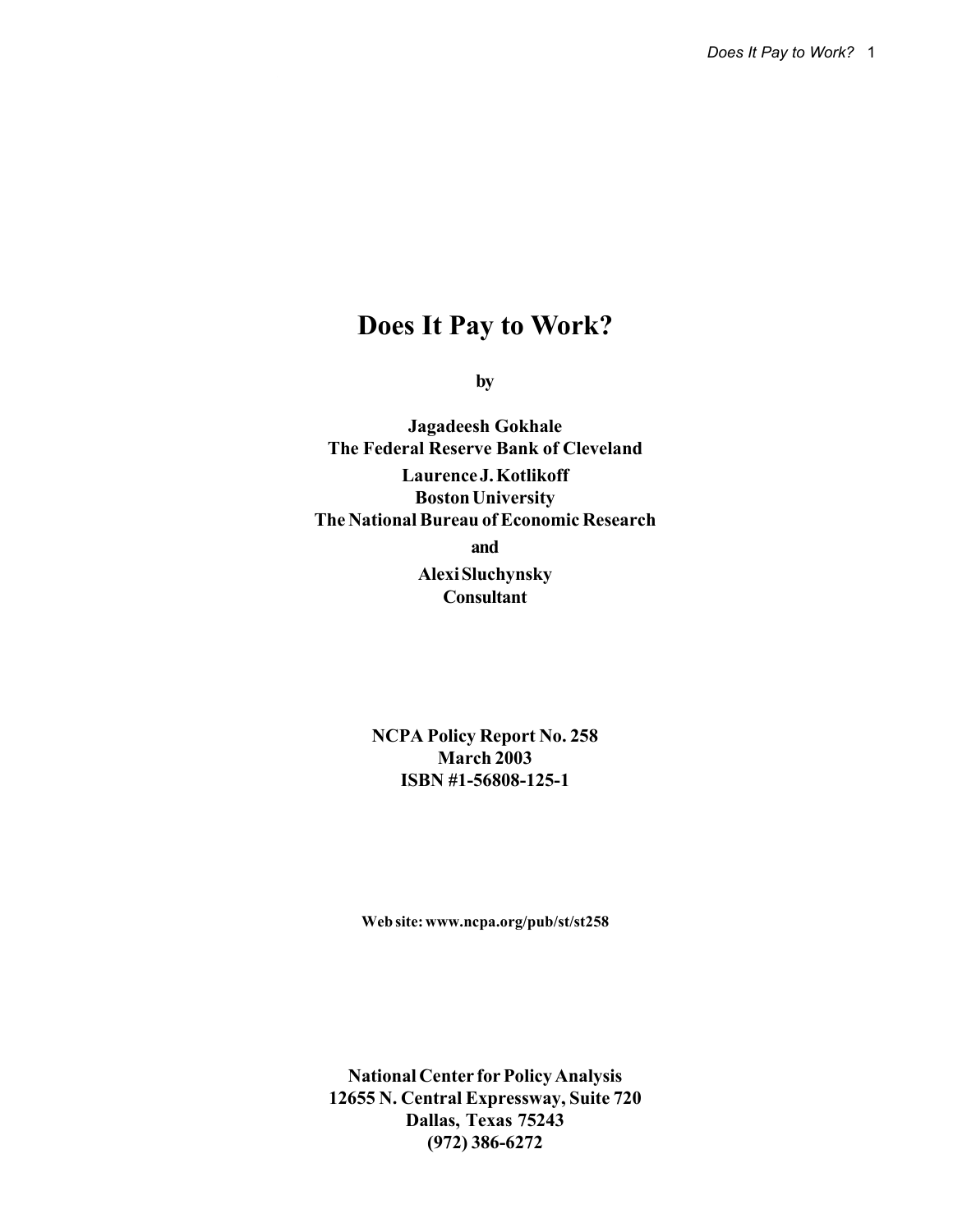# Does It Pay to Work?

**by**

**Jagadeesh Gokhale**
**The Federal Reserve Bank of Cleveland**

**Laurence J. Kotlikoff**
**Boston University**
**The National Bureau of Economic Research**

**and**

**Alexi Sluchynsky**
**Consultant**

**NCPA Policy Report No. 258**
**March 2003**
**ISBN #1-56808-125-1**

**Web site: www.ncpa.org/pub/st/st258**

**National Center for Policy Analysis**
**12655 N. Central Expressway, Suite 720**
**Dallas, Texas 75243**
**(972) 386-6272**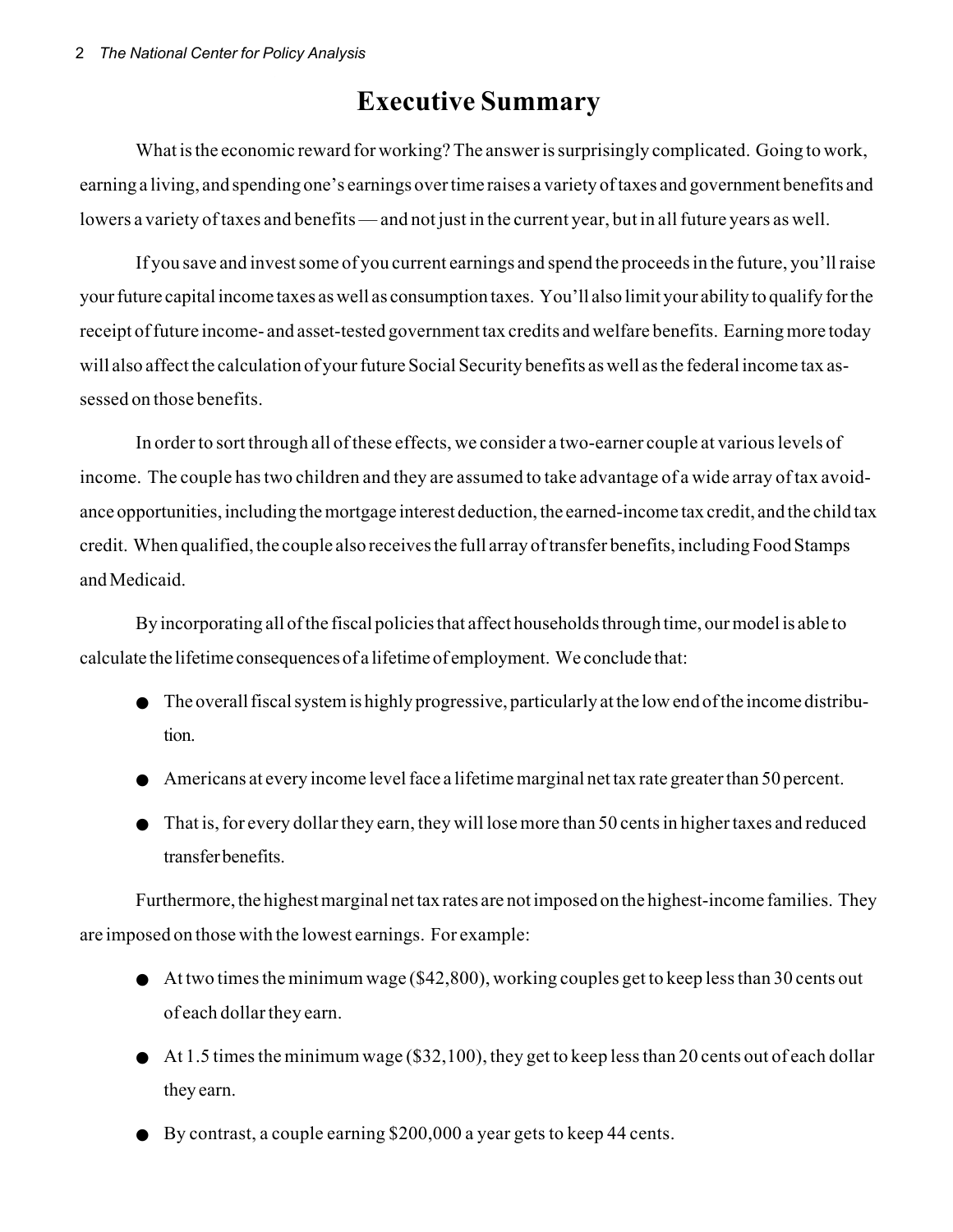# Executive Summary

What is the economic reward for working? The answer is surprisingly complicated. Going to work, earning a living, and spending one's earnings over time raises a variety of taxes and government benefits and lowers a variety of taxes and benefits — and not just in the current year, but in all future years as well.

If you save and invest some of you current earnings and spend the proceeds in the future, you'll raise your future capital income taxes as well as consumption taxes. You'll also limit your ability to qualify for the receipt of future income- and asset-tested government tax credits and welfare benefits. Earning more today will also affect the calculation of your future Social Security benefits as well as the federal income tax assessed on those benefits.

In order to sort through all of these effects, we consider a two-earner couple at various levels of income. The couple has two children and they are assumed to take advantage of a wide array of tax avoidance opportunities, including the mortgage interest deduction, the earned-income tax credit, and the child tax credit. When qualified, the couple also receives the full array of transfer benefits, including Food Stamps and Medicaid.

By incorporating all of the fiscal policies that affect households through time, our model is able to calculate the lifetime consequences of a lifetime of employment. We conclude that:

- The overall fiscal system is highly progressive, particularly at the low end of the income distribution.
- Americans at every income level face a lifetime marginal net tax rate greater than 50 percent.
- That is, for every dollar they earn, they will lose more than 50 cents in higher taxes and reduced transfer benefits.

Furthermore, the highest marginal net tax rates are not imposed on the highest-income families. They are imposed on those with the lowest earnings. For example:

- At two times the minimum wage ($42,800), working couples get to keep less than 30 cents out of each dollar they earn.
- At 1.5 times the minimum wage ($32,100), they get to keep less than 20 cents out of each dollar they earn.
- By contrast, a couple earning $200,000 a year gets to keep 44 cents.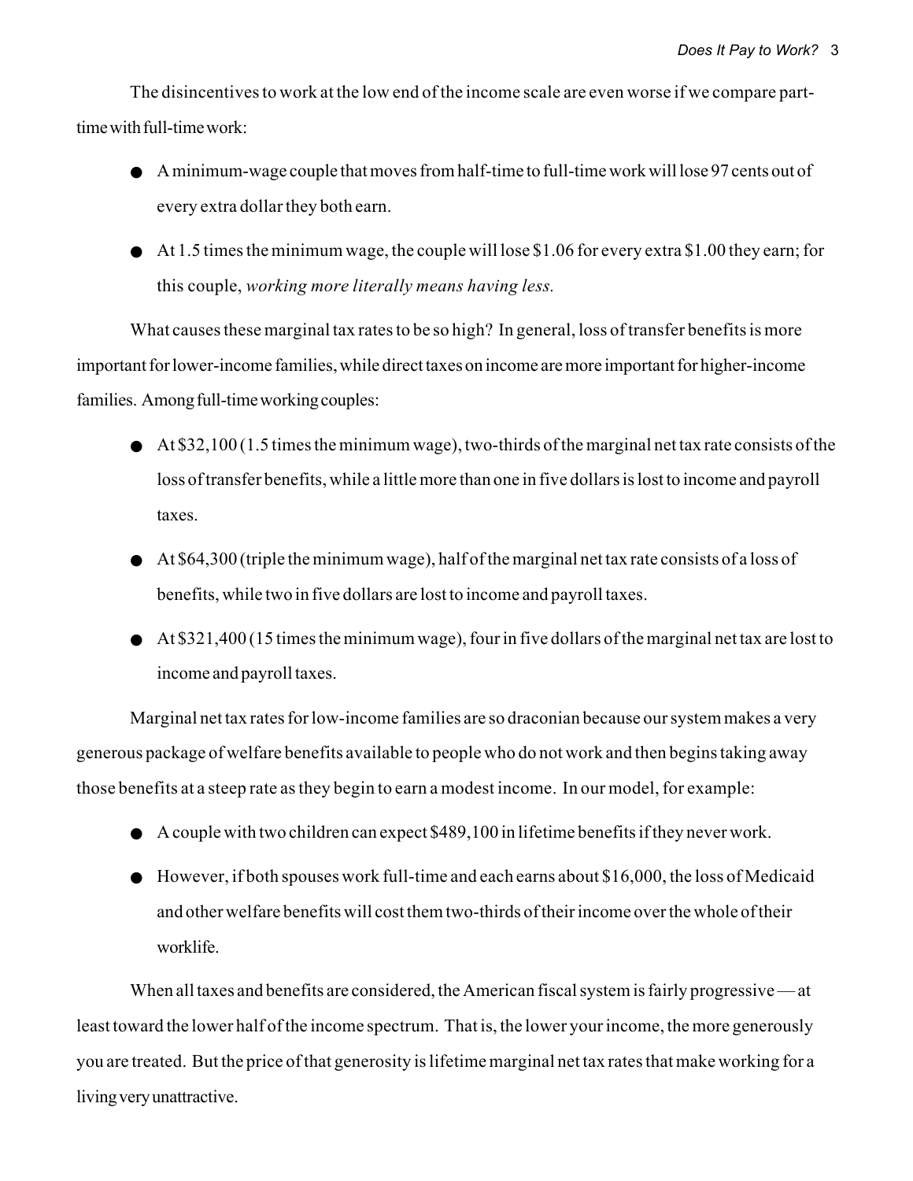The disincentives to work at the low end of the income scale are even worse if we compare part-time with full-time work:

- A minimum-wage couple that moves from half-time to full-time work will lose 97 cents out of every extra dollar they both earn.
- At 1.5 times the minimum wage, the couple will lose $1.06 for every extra $1.00 they earn; for this couple, *working more literally means having less.*

What causes these marginal tax rates to be so high? In general, loss of transfer benefits is more important for lower-income families, while direct taxes on income are more important for higher-income families. Among full-time working couples:

- At $32,100 (1.5 times the minimum wage), two-thirds of the marginal net tax rate consists of the loss of transfer benefits, while a little more than one in five dollars is lost to income and payroll taxes.
- At $64,300 (triple the minimum wage), half of the marginal net tax rate consists of a loss of benefits, while two in five dollars are lost to income and payroll taxes.
- At $321,400 (15 times the minimum wage), four in five dollars of the marginal net tax are lost to income and payroll taxes.

Marginal net tax rates for low-income families are so draconian because our system makes a very generous package of welfare benefits available to people who do not work and then begins taking away those benefits at a steep rate as they begin to earn a modest income. In our model, for example:

- A couple with two children can expect $489,100 in lifetime benefits if they never work.
- However, if both spouses work full-time and each earns about $16,000, the loss of Medicaid and other welfare benefits will cost them two-thirds of their income over the whole of their worklife.

When all taxes and benefits are considered, the American fiscal system is fairly progressive — at least toward the lower half of the income spectrum. That is, the lower your income, the more generously you are treated. But the price of that generosity is lifetime marginal net tax rates that make working for a living very unattractive.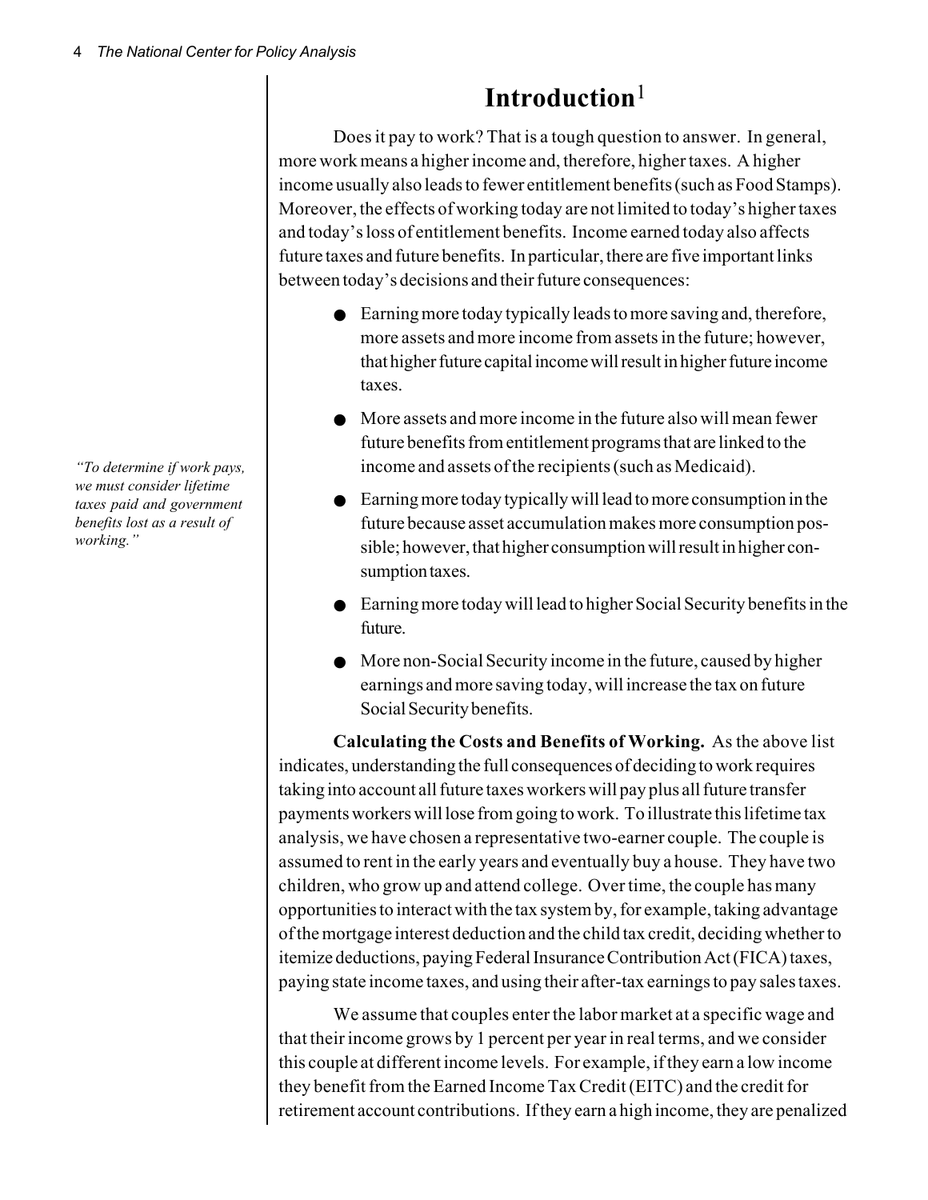# Introduction[1]

Does it pay to work? That is a tough question to answer. In general, more work means a higher income and, therefore, higher taxes. A higher income usually also leads to fewer entitlement benefits (such as Food Stamps). Moreover, the effects of working today are not limited to today's higher taxes and today's loss of entitlement benefits. Income earned today also affects future taxes and future benefits. In particular, there are five important links between today's decisions and their future consequences:

- Earning more today typically leads to more saving and, therefore, more assets and more income from assets in the future; however, that higher future capital income will result in higher future income taxes.
- More assets and more income in the future also will mean fewer future benefits from entitlement programs that are linked to the income and assets of the recipients (such as Medicaid).
- Earning more today typically will lead to more consumption in the future because asset accumulation makes more consumption possible; however, that higher consumption will result in higher consumption taxes.
- Earning more today will lead to higher Social Security benefits in the future.
- More non-Social Security income in the future, caused by higher earnings and more saving today, will increase the tax on future Social Security benefits.

*"To determine if work pays, we must consider lifetime taxes paid and government benefits lost as a result of working."*

**Calculating the Costs and Benefits of Working.** As the above list indicates, understanding the full consequences of deciding to work requires taking into account all future taxes workers will pay plus all future transfer payments workers will lose from going to work. To illustrate this lifetime tax analysis, we have chosen a representative two-earner couple. The couple is assumed to rent in the early years and eventually buy a house. They have two children, who grow up and attend college. Over time, the couple has many opportunities to interact with the tax system by, for example, taking advantage of the mortgage interest deduction and the child tax credit, deciding whether to itemize deductions, paying Federal Insurance Contribution Act (FICA) taxes, paying state income taxes, and using their after-tax earnings to pay sales taxes.

We assume that couples enter the labor market at a specific wage and that their income grows by 1 percent per year in real terms, and we consider this couple at different income levels. For example, if they earn a low income they benefit from the Earned Income Tax Credit (EITC) and the credit for retirement account contributions. If they earn a high income, they are penalized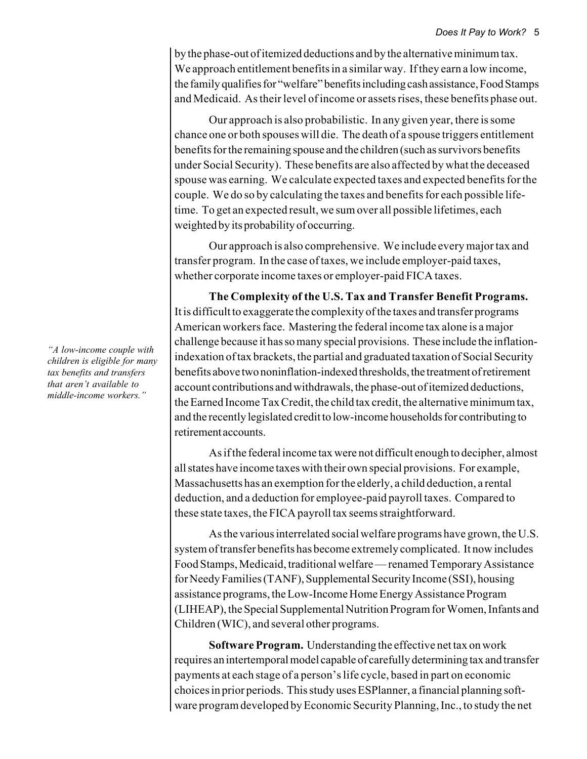by the phase-out of itemized deductions and by the alternative minimum tax. We approach entitlement benefits in a similar way. If they earn a low income, the family qualifies for "welfare" benefits including cash assistance, Food Stamps and Medicaid. As their level of income or assets rises, these benefits phase out.

Our approach is also probabilistic. In any given year, there is some chance one or both spouses will die. The death of a spouse triggers entitlement benefits for the remaining spouse and the children (such as survivors benefits under Social Security). These benefits are also affected by what the deceased spouse was earning. We calculate expected taxes and expected benefits for the couple. We do so by calculating the taxes and benefits for each possible lifetime. To get an expected result, we sum over all possible lifetimes, each weighted by its probability of occurring.

Our approach is also comprehensive. We include every major tax and transfer program. In the case of taxes, we include employer-paid taxes, whether corporate income taxes or employer-paid FICA taxes.

*"A low-income couple with children is eligible for many tax benefits and transfers that aren't available to middle-income workers."*

**The Complexity of the U.S. Tax and Transfer Benefit Programs.** It is difficult to exaggerate the complexity of the taxes and transfer programs American workers face. Mastering the federal income tax alone is a major challenge because it has so many special provisions. These include the inflation-indexation of tax brackets, the partial and graduated taxation of Social Security benefits above two noninflation-indexed thresholds, the treatment of retirement account contributions and withdrawals, the phase-out of itemized deductions, the Earned Income Tax Credit, the child tax credit, the alternative minimum tax, and the recently legislated credit to low-income households for contributing to retirement accounts.

As if the federal income tax were not difficult enough to decipher, almost all states have income taxes with their own special provisions. For example, Massachusetts has an exemption for the elderly, a child deduction, a rental deduction, and a deduction for employee-paid payroll taxes. Compared to these state taxes, the FICA payroll tax seems straightforward.

As the various interrelated social welfare programs have grown, the U.S. system of transfer benefits has become extremely complicated. It now includes Food Stamps, Medicaid, traditional welfare — renamed Temporary Assistance for Needy Families (TANF), Supplemental Security Income (SSI), housing assistance programs, the Low-Income Home Energy Assistance Program (LIHEAP), the Special Supplemental Nutrition Program for Women, Infants and Children (WIC), and several other programs.

**Software Program.** Understanding the effective net tax on work requires an intertemporal model capable of carefully determining tax and transfer payments at each stage of a person's life cycle, based in part on economic choices in prior periods. This study uses ESPlanner, a financial planning software program developed by Economic Security Planning, Inc., to study the net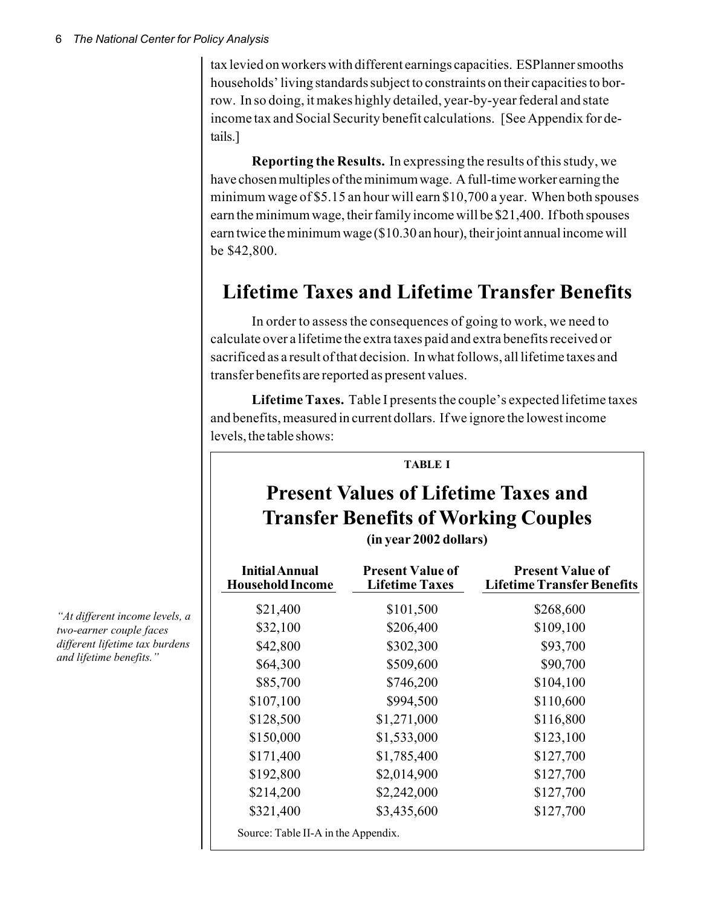tax levied on workers with different earnings capacities. ESPlanner smooths households' living standards subject to constraints on their capacities to borrow. In so doing, it makes highly detailed, year-by-year federal and state income tax and Social Security benefit calculations. [See Appendix for details.]

**Reporting the Results.** In expressing the results of this study, we have chosen multiples of the minimum wage. A full-time worker earning the minimum wage of $5.15 an hour will earn $10,700 a year. When both spouses earn the minimum wage, their family income will be $21,400. If both spouses earn twice the minimum wage ($10.30 an hour), their joint annual income will be $42,800.

## Lifetime Taxes and Lifetime Transfer Benefits

In order to assess the consequences of going to work, we need to calculate over a lifetime the extra taxes paid and extra benefits received or sacrificed as a result of that decision. In what follows, all lifetime taxes and transfer benefits are reported as present values.

*"At different income levels, a two-earner couple faces different lifetime tax burdens and lifetime benefits."*

**Lifetime Taxes.** Table I presents the couple's expected lifetime taxes and benefits, measured in current dollars. If we ignore the lowest income levels, the table shows:

**TABLE I**

### Present Values of Lifetime Taxes and Transfer Benefits of Working Couples

**(in year 2002 dollars)**

| Initial Annual Household Income | Present Value of Lifetime Taxes | Present Value of Lifetime Transfer Benefits |
|---|---|---|
| $21,400 | $101,500 | $268,600 |
| $32,100 | $206,400 | $109,100 |
| $42,800 | $302,300 | $93,700 |
| $64,300 | $509,600 | $90,700 |
| $85,700 | $746,200 | $104,100 |
| $107,100 | $994,500 | $110,600 |
| $128,500 | $1,271,000 | $116,800 |
| $150,000 | $1,533,000 | $123,100 |
| $171,400 | $1,785,400 | $127,700 |
| $192,800 | $2,014,900 | $127,700 |
| $214,200 | $2,242,000 | $127,700 |
| $321,400 | $3,435,600 | $127,700 |

Source: Table II-A in the Appendix.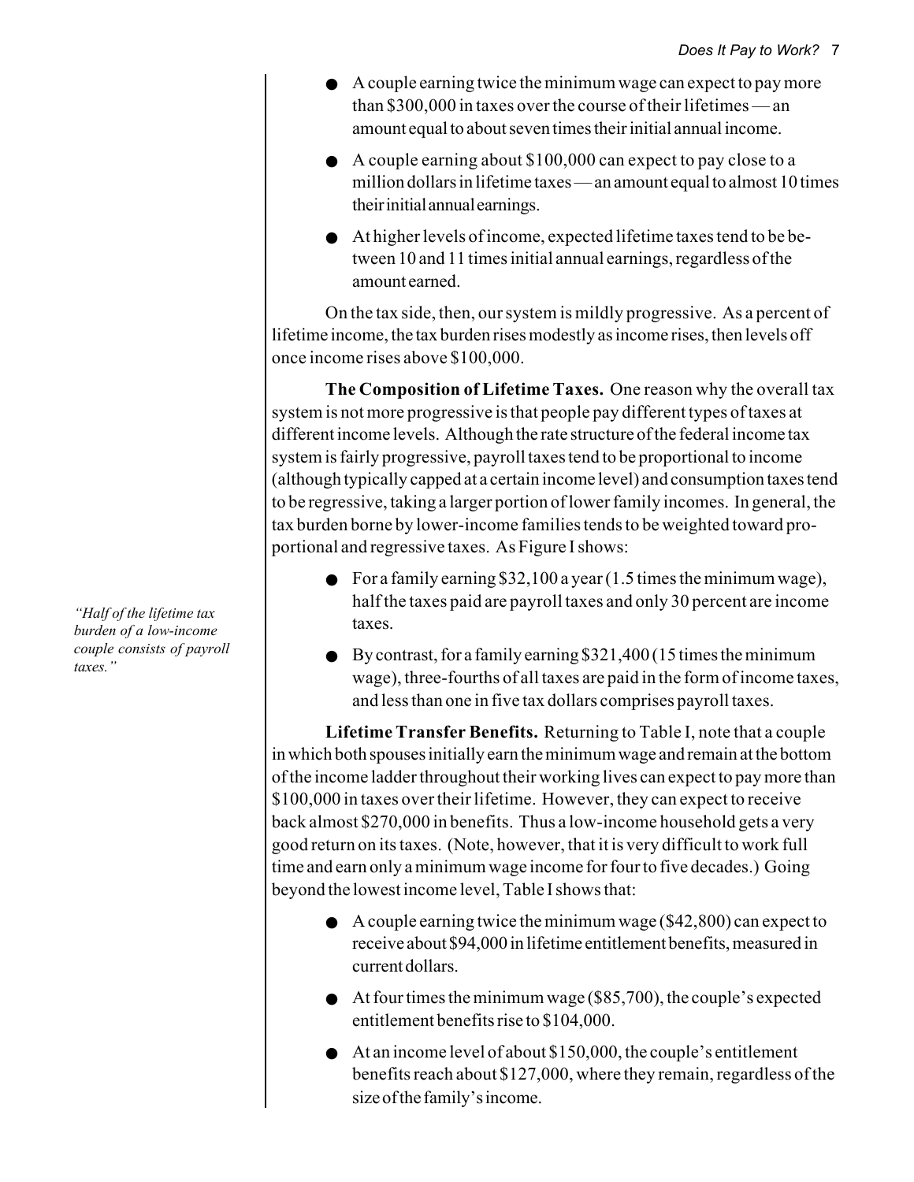- A couple earning twice the minimum wage can expect to pay more than $300,000 in taxes over the course of their lifetimes — an amount equal to about seven times their initial annual income.
- A couple earning about $100,000 can expect to pay close to a million dollars in lifetime taxes — an amount equal to almost 10 times their initial annual earnings.
- At higher levels of income, expected lifetime taxes tend to be between 10 and 11 times initial annual earnings, regardless of the amount earned.

On the tax side, then, our system is mildly progressive. As a percent of lifetime income, the tax burden rises modestly as income rises, then levels off once income rises above $100,000.

**The Composition of Lifetime Taxes.** One reason why the overall tax system is not more progressive is that people pay different types of taxes at different income levels. Although the rate structure of the federal income tax system is fairly progressive, payroll taxes tend to be proportional to income (although typically capped at a certain income level) and consumption taxes tend to be regressive, taking a larger portion of lower family incomes. In general, the tax burden borne by lower-income families tends to be weighted toward proportional and regressive taxes. As Figure I shows:

*"Half of the lifetime tax burden of a low-income couple consists of payroll taxes."*

- For a family earning $32,100 a year (1.5 times the minimum wage), half the taxes paid are payroll taxes and only 30 percent are income taxes.
- By contrast, for a family earning $321,400 (15 times the minimum wage), three-fourths of all taxes are paid in the form of income taxes, and less than one in five tax dollars comprises payroll taxes.

**Lifetime Transfer Benefits.** Returning to Table I, note that a couple in which both spouses initially earn the minimum wage and remain at the bottom of the income ladder throughout their working lives can expect to pay more than $100,000 in taxes over their lifetime. However, they can expect to receive back almost $270,000 in benefits. Thus a low-income household gets a very good return on its taxes. (Note, however, that it is very difficult to work full time and earn only a minimum wage income for four to five decades.) Going beyond the lowest income level, Table I shows that:

- A couple earning twice the minimum wage ($42,800) can expect to receive about $94,000 in lifetime entitlement benefits, measured in current dollars.
- At four times the minimum wage ($85,700), the couple's expected entitlement benefits rise to $104,000.
- At an income level of about $150,000, the couple's entitlement benefits reach about $127,000, where they remain, regardless of the size of the family's income.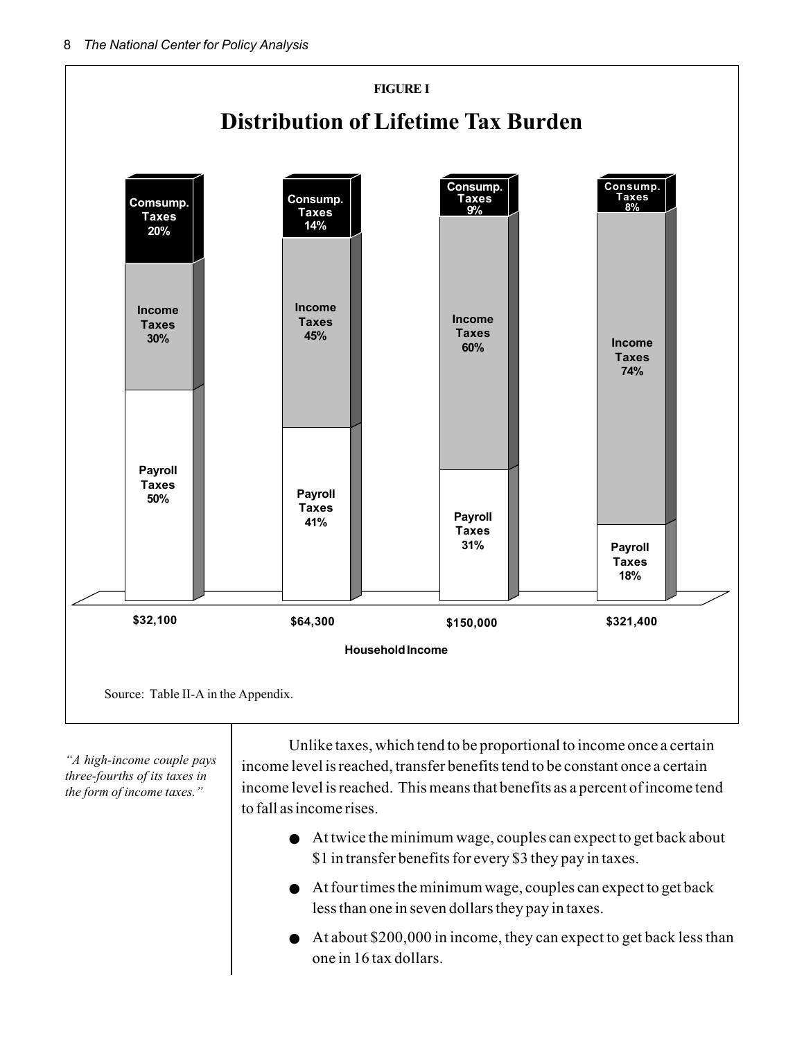**FIGURE I**

## Distribution of Lifetime Tax Burden

| Household Income | Payroll Taxes | Income Taxes | Comsump. Taxes |
|---|---|---|---|
| $32,100 | 50% | 30% | 20% |
| $64,300 | 41% | 45% | 14% |
| $150,000 | 31% | 60% | 9% |
| $321,400 | 18% | 74% | 8% |

Source: Table II-A in the Appendix.

*"A high-income couple pays three-fourths of its taxes in the form of income taxes."*

Unlike taxes, which tend to be proportional to income once a certain income level is reached, transfer benefits tend to be constant once a certain income level is reached. This means that benefits as a percent of income tend to fall as income rises.

- At twice the minimum wage, couples can expect to get back about $1 in transfer benefits for every $3 they pay in taxes.
- At four times the minimum wage, couples can expect to get back less than one in seven dollars they pay in taxes.
- At about $200,000 in income, they can expect to get back less than one in 16 tax dollars.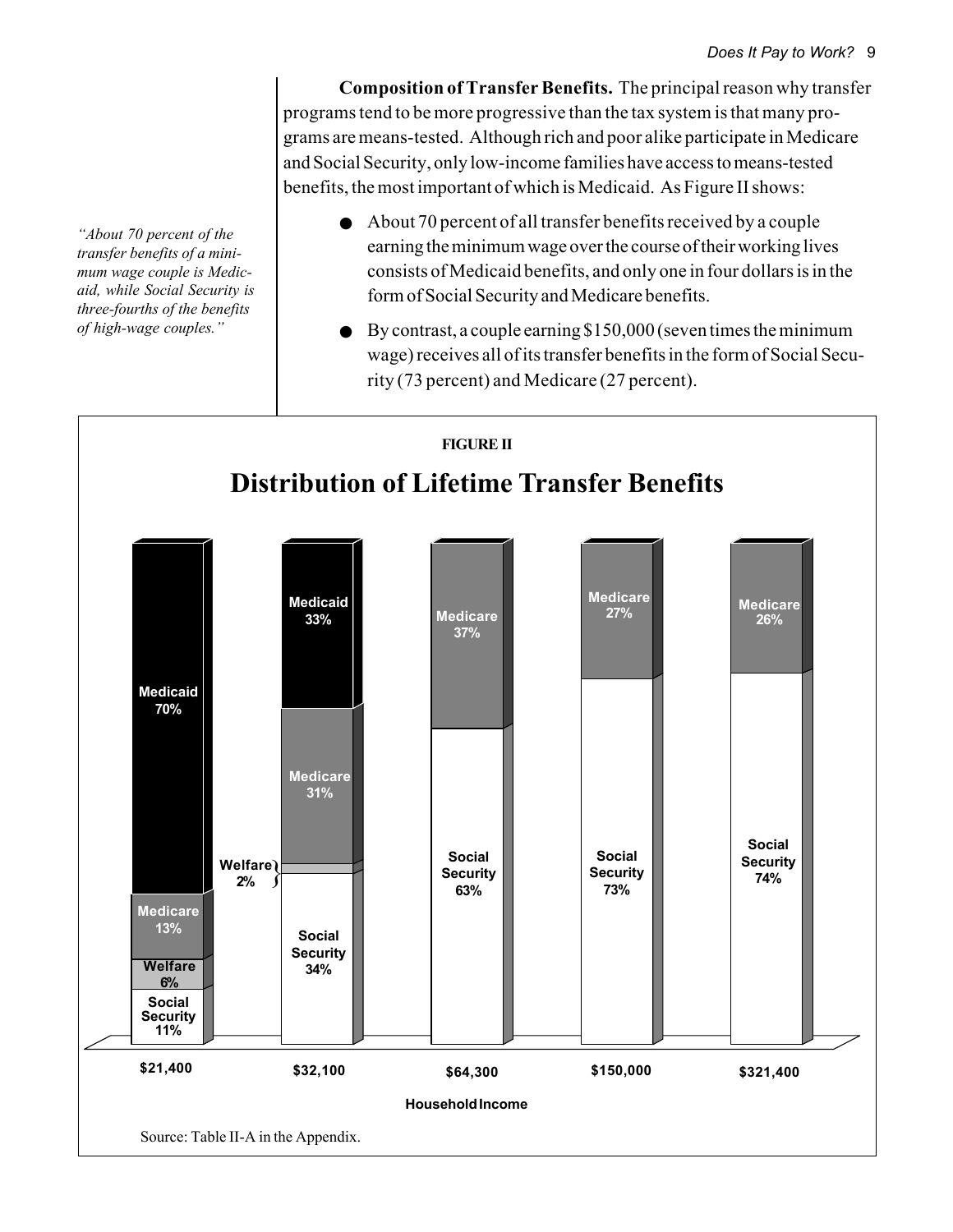**Composition of Transfer Benefits.** The principal reason why transfer programs tend to be more progressive than the tax system is that many programs are means-tested. Although rich and poor alike participate in Medicare and Social Security, only low-income families have access to means-tested benefits, the most important of which is Medicaid. As Figure II shows:

*"About 70 percent of the transfer benefits of a minimum wage couple is Medicaid, while Social Security is three-fourths of the benefits of high-wage couples."*

- About 70 percent of all transfer benefits received by a couple earning the minimum wage over the course of their working lives consists of Medicaid benefits, and only one in four dollars is in the form of Social Security and Medicare benefits.
- By contrast, a couple earning $150,000 (seven times the minimum wage) receives all of its transfer benefits in the form of Social Security (73 percent) and Medicare (27 percent).

**FIGURE II**

**Distribution of Lifetime Transfer Benefits**

| Household Income | Social Security | Welfare | Medicare | Medicaid |
|---|---|---|---|---|
| $21,400 | 11% | 6% | 13% | 70% |
| $32,100 | 34% | 2% | 31% | 33% |
| $64,300 | 63% | | 37% | |
| $150,000 | 73% | | 27% | |
| $321,400 | 74% | | 26% | |

Source: Table II-A in the Appendix.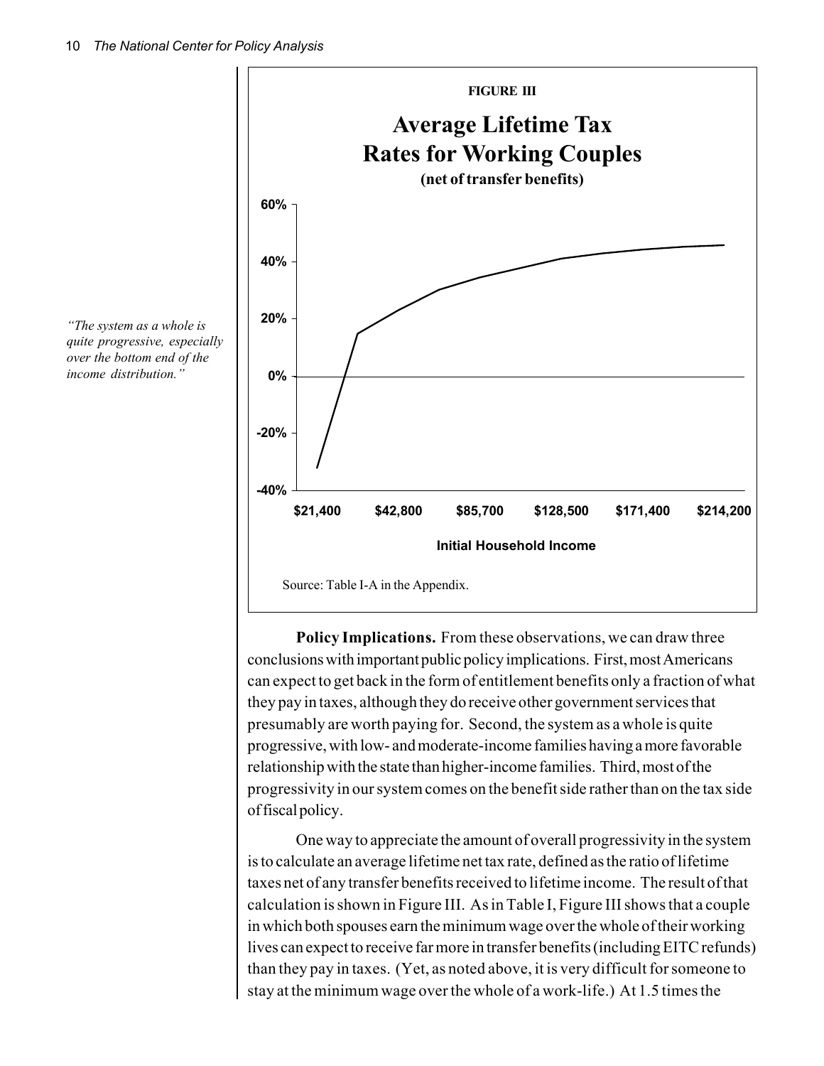**FIGURE III**

**Average Lifetime Tax Rates for Working Couples**

**(net of transfer benefits)**

Source: Table I-A in the Appendix.

*"The system as a whole is quite progressive, especially over the bottom end of the income distribution."*

**Policy Implications.** From these observations, we can draw three conclusions with important public policy implications. First, most Americans can expect to get back in the form of entitlement benefits only a fraction of what they pay in taxes, although they do receive other government services that presumably are worth paying for. Second, the system as a whole is quite progressive, with low- and moderate-income families having a more favorable relationship with the state than higher-income families. Third, most of the progressivity in our system comes on the benefit side rather than on the tax side of fiscal policy.

One way to appreciate the amount of overall progressivity in the system is to calculate an average lifetime net tax rate, defined as the ratio of lifetime taxes net of any transfer benefits received to lifetime income. The result of that calculation is shown in Figure III. As in Table I, Figure III shows that a couple in which both spouses earn the minimum wage over the whole of their working lives can expect to receive far more in transfer benefits (including EITC refunds) than they pay in taxes. (Yet, as noted above, it is very difficult for someone to stay at the minimum wage over the whole of a work-life.) At 1.5 times the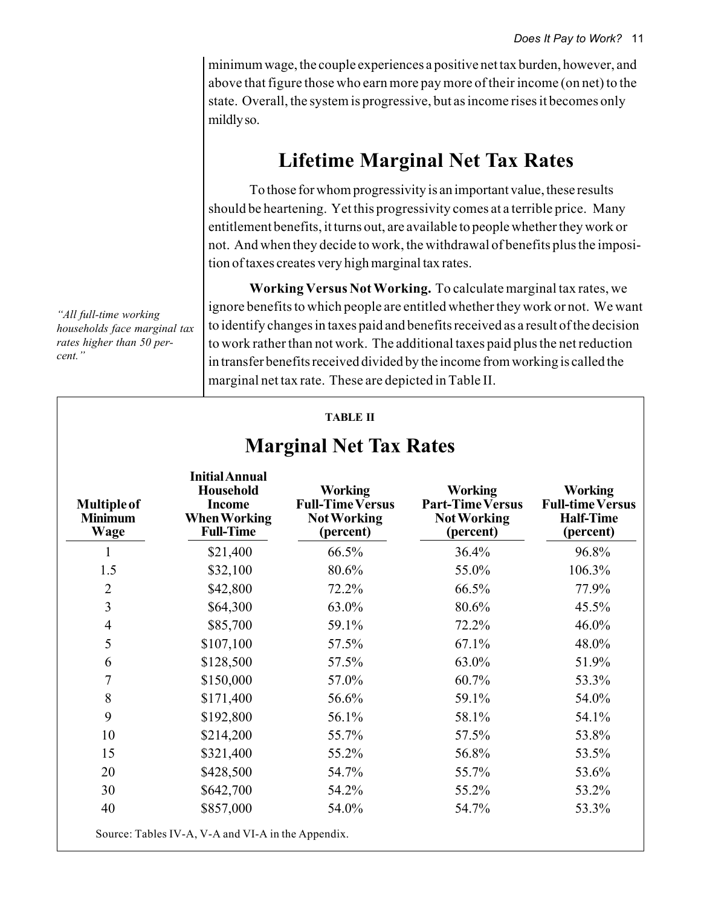minimum wage, the couple experiences a positive net tax burden, however, and above that figure those who earn more pay more of their income (on net) to the state. Overall, the system is progressive, but as income rises it becomes only mildly so.

## Lifetime Marginal Net Tax Rates

To those for whom progressivity is an important value, these results should be heartening. Yet this progressivity comes at a terrible price. Many entitlement benefits, it turns out, are available to people whether they work or not. And when they decide to work, the withdrawal of benefits plus the imposition of taxes creates very high marginal tax rates.

*"All full-time working households face marginal tax rates higher than 50 percent."*

**Working Versus Not Working.** To calculate marginal tax rates, we ignore benefits to which people are entitled whether they work or not. We want to identify changes in taxes paid and benefits received as a result of the decision to work rather than not work. The additional taxes paid plus the net reduction in transfer benefits received divided by the income from working is called the marginal net tax rate. These are depicted in Table II.

**TABLE II**

### Marginal Net Tax Rates

| Multiple of Minimum Wage | Initial Annual Household Income When Working Full-Time | Working Full-Time Versus Not Working (percent) | Working Part-Time Versus Not Working (percent) | Working Full-time Versus Half-Time (percent) |
|---|---|---|---|---|
| 1 | $21,400 | 66.5% | 36.4% | 96.8% |
| 1.5 | $32,100 | 80.6% | 55.0% | 106.3% |
| 2 | $42,800 | 72.2% | 66.5% | 77.9% |
| 3 | $64,300 | 63.0% | 80.6% | 45.5% |
| 4 | $85,700 | 59.1% | 72.2% | 46.0% |
| 5 | $107,100 | 57.5% | 67.1% | 48.0% |
| 6 | $128,500 | 57.5% | 63.0% | 51.9% |
| 7 | $150,000 | 57.0% | 60.7% | 53.3% |
| 8 | $171,400 | 56.6% | 59.1% | 54.0% |
| 9 | $192,800 | 56.1% | 58.1% | 54.1% |
| 10 | $214,200 | 55.7% | 57.5% | 53.8% |
| 15 | $321,400 | 55.2% | 56.8% | 53.5% |
| 20 | $428,500 | 54.7% | 55.7% | 53.6% |
| 30 | $642,700 | 54.2% | 55.2% | 53.2% |
| 40 | $857,000 | 54.0% | 54.7% | 53.3% |

Source: Tables IV-A, V-A and VI-A in the Appendix.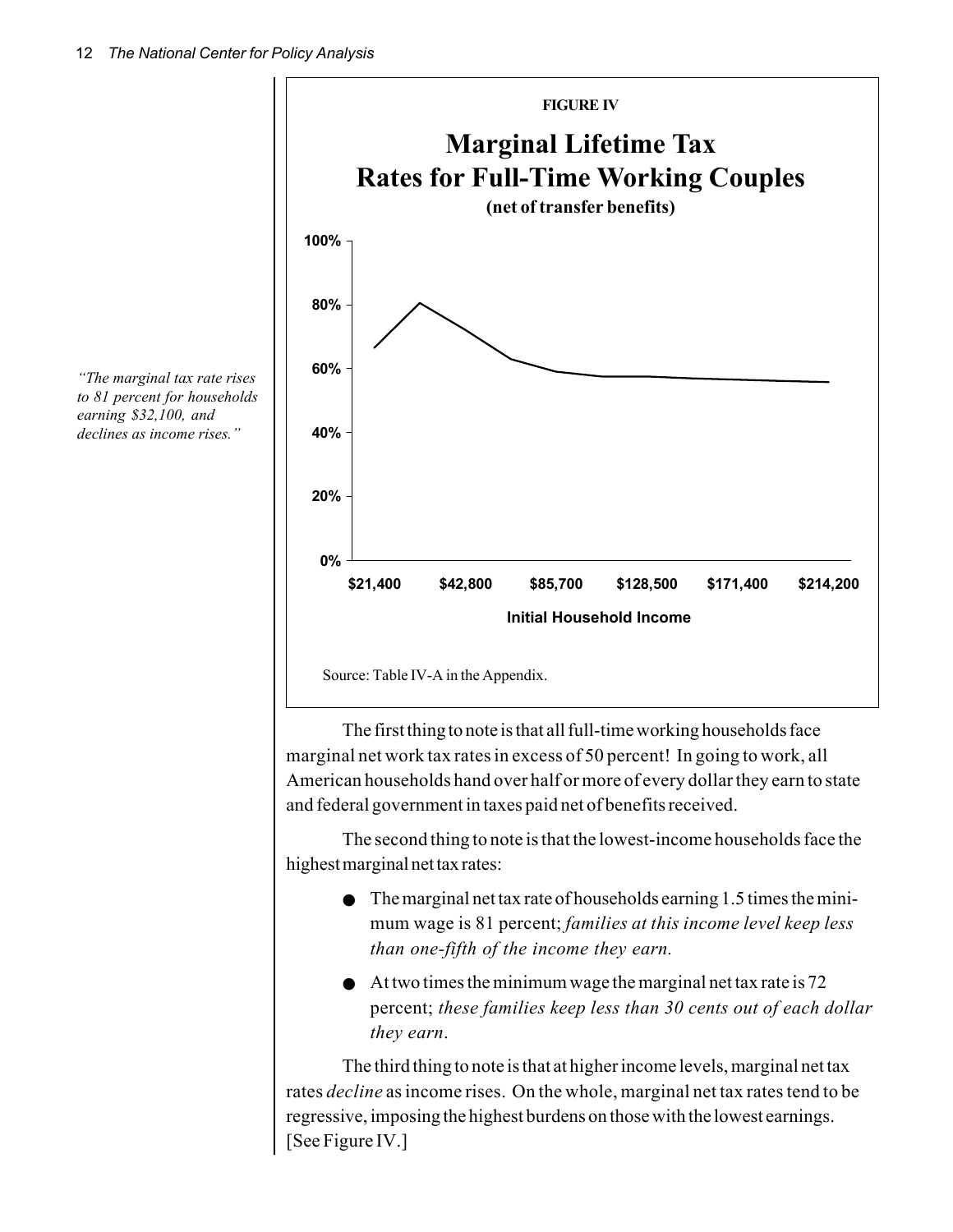*"The marginal tax rate rises to 81 percent for households earning $32,100, and declines as income rises."*

FIGURE IV

**Marginal Lifetime Tax Rates for Full-Time Working Couples**

**(net of transfer benefits)**

Source: Table IV-A in the Appendix.

The first thing to note is that all full-time working households face marginal net work tax rates in excess of 50 percent! In going to work, all American households hand over half or more of every dollar they earn to state and federal government in taxes paid net of benefits received.

The second thing to note is that the lowest-income households face the highest marginal net tax rates:

- The marginal net tax rate of households earning 1.5 times the minimum wage is 81 percent; *families at this income level keep less than one-fifth of the income they earn.*
- At two times the minimum wage the marginal net tax rate is 72 percent; *these families keep less than 30 cents out of each dollar they earn*.

The third thing to note is that at higher income levels, marginal net tax rates *decline* as income rises. On the whole, marginal net tax rates tend to be regressive, imposing the highest burdens on those with the lowest earnings. [See Figure IV.]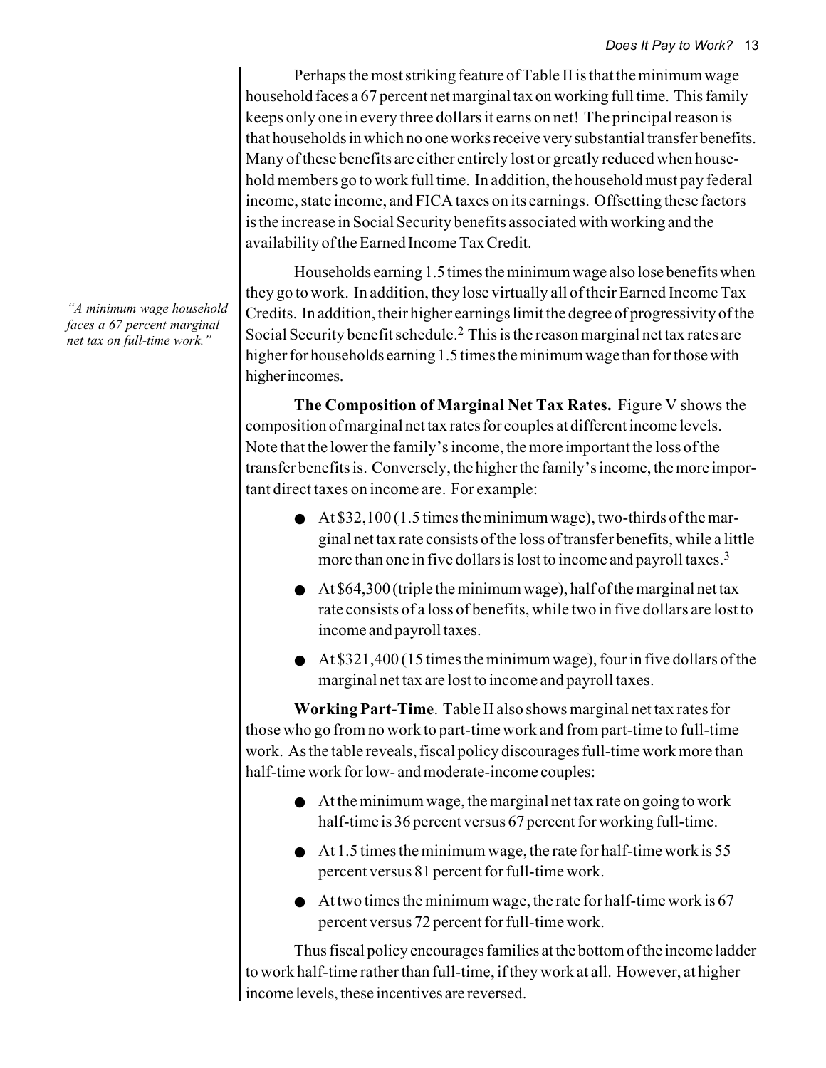Perhaps the most striking feature of Table II is that the minimum wage household faces a 67 percent net marginal tax on working full time. This family keeps only one in every three dollars it earns on net! The principal reason is that households in which no one works receive very substantial transfer benefits. Many of these benefits are either entirely lost or greatly reduced when household members go to work full time. In addition, the household must pay federal income, state income, and FICA taxes on its earnings. Offsetting these factors is the increase in Social Security benefits associated with working and the availability of the Earned Income Tax Credit.

*"A minimum wage household faces a 67 percent marginal net tax on full-time work."*

Households earning 1.5 times the minimum wage also lose benefits when they go to work. In addition, they lose virtually all of their Earned Income Tax Credits. In addition, their higher earnings limit the degree of progressivity of the Social Security benefit schedule.[2] This is the reason marginal net tax rates are higher for households earning 1.5 times the minimum wage than for those with higher incomes.

**The Composition of Marginal Net Tax Rates.** Figure V shows the composition of marginal net tax rates for couples at different income levels. Note that the lower the family's income, the more important the loss of the transfer benefits is. Conversely, the higher the family's income, the more important direct taxes on income are. For example:

- At $32,100 (1.5 times the minimum wage), two-thirds of the marginal net tax rate consists of the loss of transfer benefits, while a little more than one in five dollars is lost to income and payroll taxes.[3]
- At $64,300 (triple the minimum wage), half of the marginal net tax rate consists of a loss of benefits, while two in five dollars are lost to income and payroll taxes.
- At $321,400 (15 times the minimum wage), four in five dollars of the marginal net tax are lost to income and payroll taxes.

**Working Part-Time**. Table II also shows marginal net tax rates for those who go from no work to part-time work and from part-time to full-time work. As the table reveals, fiscal policy discourages full-time work more than half-time work for low- and moderate-income couples:

- At the minimum wage, the marginal net tax rate on going to work half-time is 36 percent versus 67 percent for working full-time.
- At 1.5 times the minimum wage, the rate for half-time work is 55 percent versus 81 percent for full-time work.
- At two times the minimum wage, the rate for half-time work is 67 percent versus 72 percent for full-time work.

Thus fiscal policy encourages families at the bottom of the income ladder to work half-time rather than full-time, if they work at all. However, at higher income levels, these incentives are reversed.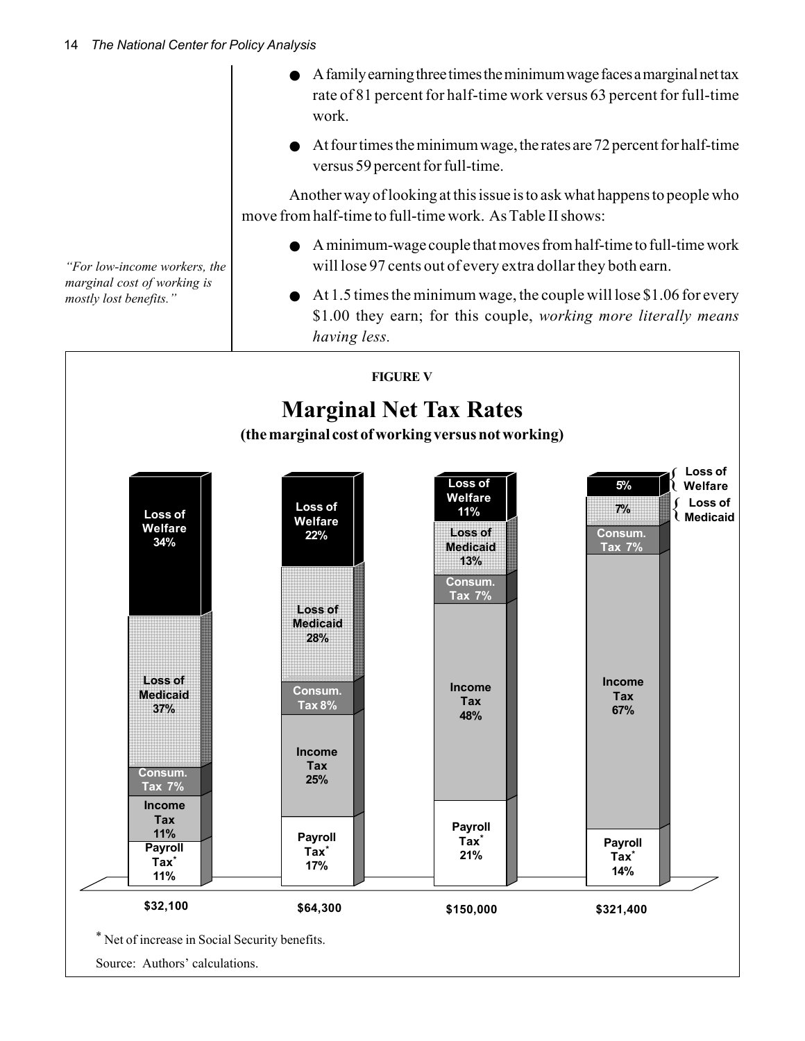- A family earning three times the minimum wage faces a marginal net tax rate of 81 percent for half-time work versus 63 percent for full-time work.
- At four times the minimum wage, the rates are 72 percent for half-time versus 59 percent for full-time.

Another way of looking at this issue is to ask what happens to people who move from half-time to full-time work. As Table II shows:

> *"For low-income workers, the marginal cost of working is mostly lost benefits."*

- A minimum-wage couple that moves from half-time to full-time work will lose 97 cents out of every extra dollar they both earn.
- At 1.5 times the minimum wage, the couple will lose $1.06 for every $1.00 they earn; for this couple, *working more literally means having less.*

**FIGURE V**

## Marginal Net Tax Rates

**(the marginal cost of working versus not working)**

| | $32,100 | $64,300 | $150,000 | $321,400 |
|---|---|---|---|---|
| Loss of Welfare | 34% | 22% | 11% | 5% |
| Loss of Medicaid | 37% | 28% | 13% | 7% |
| Consum. Tax | 7% | 8% | 7% | 7% |
| Income Tax | 11% | 25% | 48% | 67% |
| Payroll Tax* | 11% | 17% | 21% | 14% |

\* Net of increase in Social Security benefits.

Source: Authors' calculations.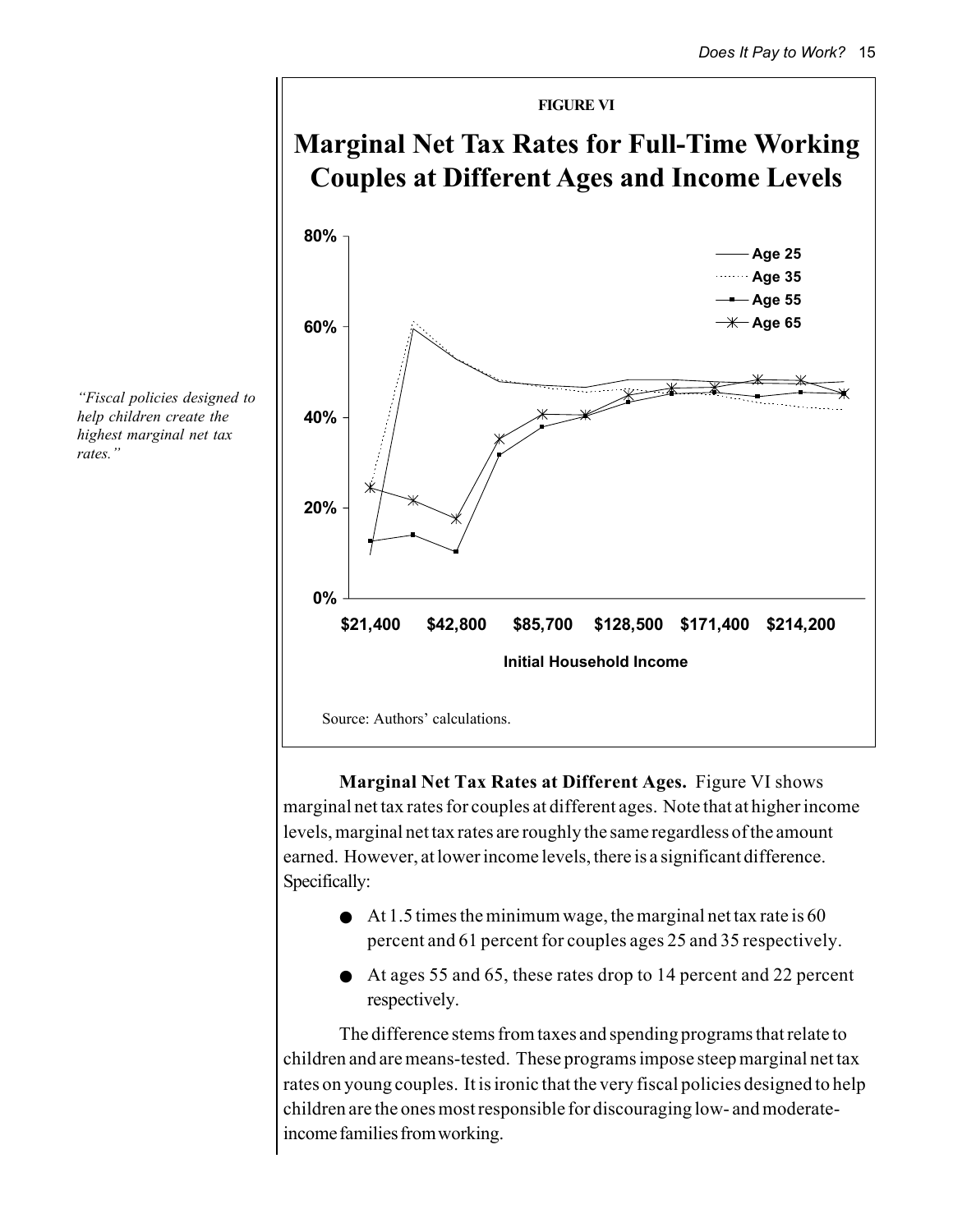*"Fiscal policies designed to help children create the highest marginal net tax rates."*

**FIGURE VI**

**Marginal Net Tax Rates for Full-Time Working Couples at Different Ages and Income Levels**

Source: Authors' calculations.

**Marginal Net Tax Rates at Different Ages.** Figure VI shows marginal net tax rates for couples at different ages. Note that at higher income levels, marginal net tax rates are roughly the same regardless of the amount earned. However, at lower income levels, there is a significant difference. Specifically:

- At 1.5 times the minimum wage, the marginal net tax rate is 60 percent and 61 percent for couples ages 25 and 35 respectively.
- At ages 55 and 65, these rates drop to 14 percent and 22 percent respectively.

The difference stems from taxes and spending programs that relate to children and are means-tested. These programs impose steep marginal net tax rates on young couples. It is ironic that the very fiscal policies designed to help children are the ones most responsible for discouraging low- and moderate-income families from working.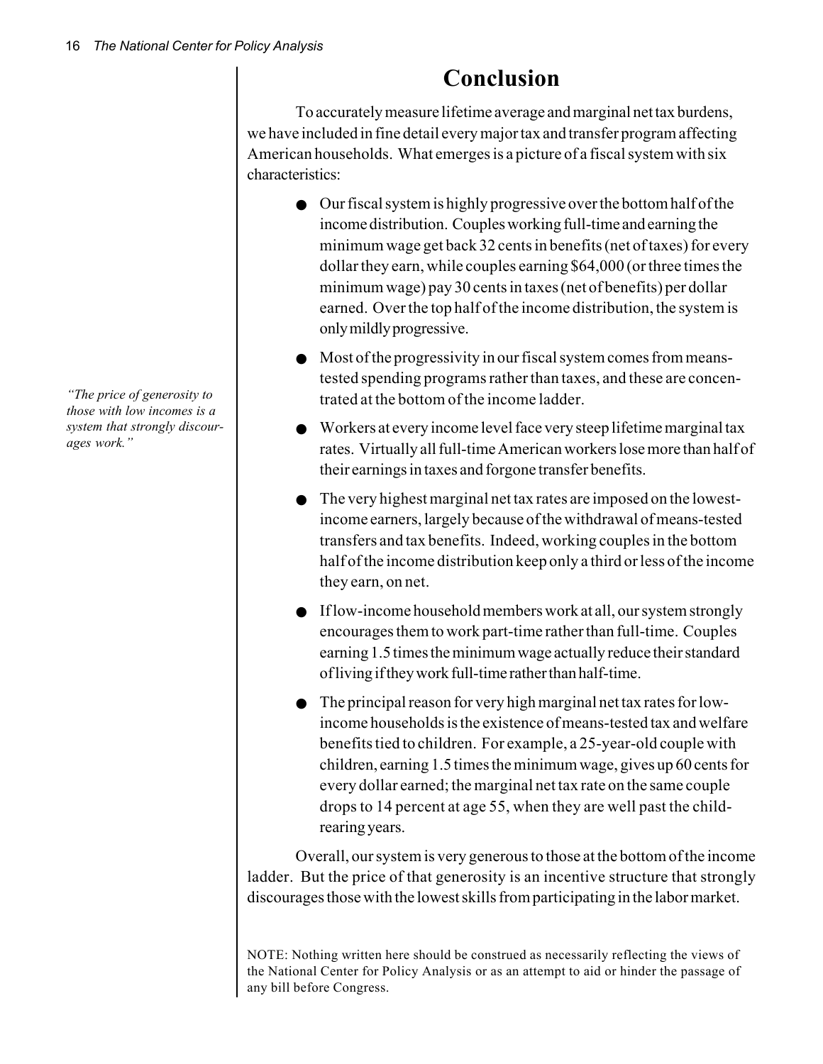# Conclusion

To accurately measure lifetime average and marginal net tax burdens, we have included in fine detail every major tax and transfer program affecting American households. What emerges is a picture of a fiscal system with six characteristics:

- Our fiscal system is highly progressive over the bottom half of the income distribution. Couples working full-time and earning the minimum wage get back 32 cents in benefits (net of taxes) for every dollar they earn, while couples earning $64,000 (or three times the minimum wage) pay 30 cents in taxes (net of benefits) per dollar earned. Over the top half of the income distribution, the system is only mildly progressive.
- Most of the progressivity in our fiscal system comes from means-tested spending programs rather than taxes, and these are concentrated at the bottom of the income ladder.
- Workers at every income level face very steep lifetime marginal tax rates. Virtually all full-time American workers lose more than half of their earnings in taxes and forgone transfer benefits.
- The very highest marginal net tax rates are imposed on the lowest-income earners, largely because of the withdrawal of means-tested transfers and tax benefits. Indeed, working couples in the bottom half of the income distribution keep only a third or less of the income they earn, on net.
- If low-income household members work at all, our system strongly encourages them to work part-time rather than full-time. Couples earning 1.5 times the minimum wage actually reduce their standard of living if they work full-time rather than half-time.
- The principal reason for very high marginal net tax rates for low-income households is the existence of means-tested tax and welfare benefits tied to children. For example, a 25-year-old couple with children, earning 1.5 times the minimum wage, gives up 60 cents for every dollar earned; the marginal net tax rate on the same couple drops to 14 percent at age 55, when they are well past the child-rearing years.

*"The price of generosity to those with low incomes is a system that strongly discourages work."*

Overall, our system is very generous to those at the bottom of the income ladder. But the price of that generosity is an incentive structure that strongly discourages those with the lowest skills from participating in the labor market.

NOTE: Nothing written here should be construed as necessarily reflecting the views of the National Center for Policy Analysis or as an attempt to aid or hinder the passage of any bill before Congress.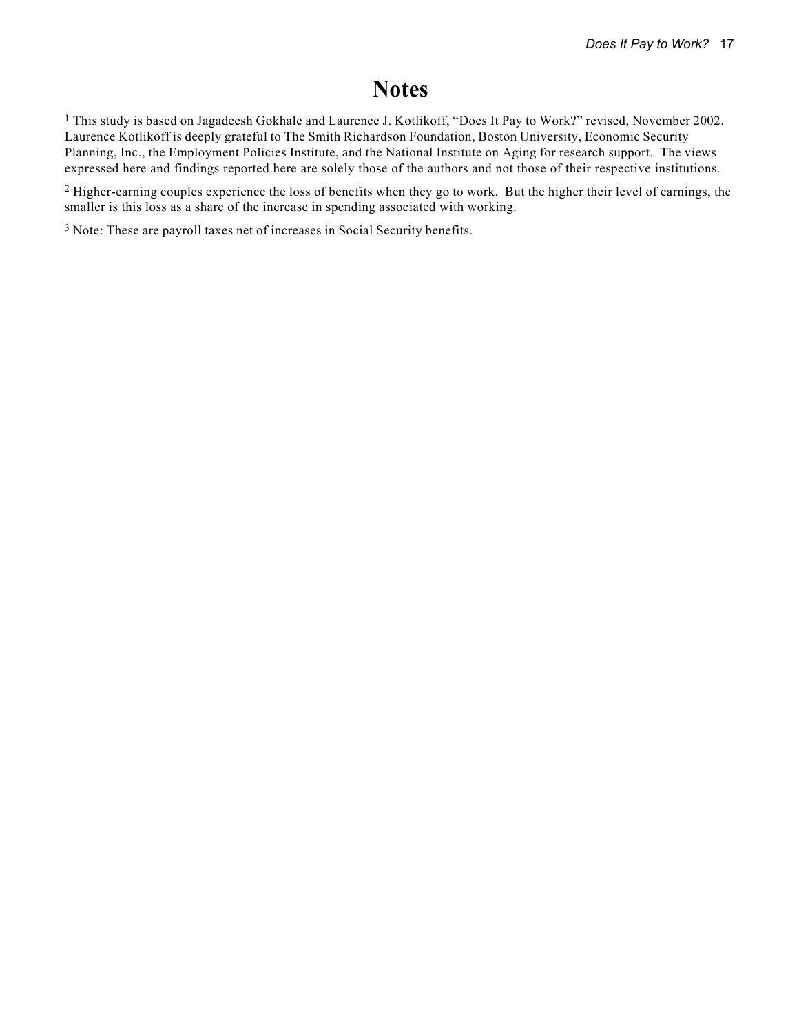# Notes

[1] This study is based on Jagadeesh Gokhale and Laurence J. Kotlikoff, "Does It Pay to Work?" revised, November 2002. Laurence Kotlikoff is deeply grateful to The Smith Richardson Foundation, Boston University, Economic Security Planning, Inc., the Employment Policies Institute, and the National Institute on Aging for research support. The views expressed here and findings reported here are solely those of the authors and not those of their respective institutions.

[2] Higher-earning couples experience the loss of benefits when they go to work. But the higher their level of earnings, the smaller is this loss as a share of the increase in spending associated with working.

[3] Note: These are payroll taxes net of increases in Social Security benefits.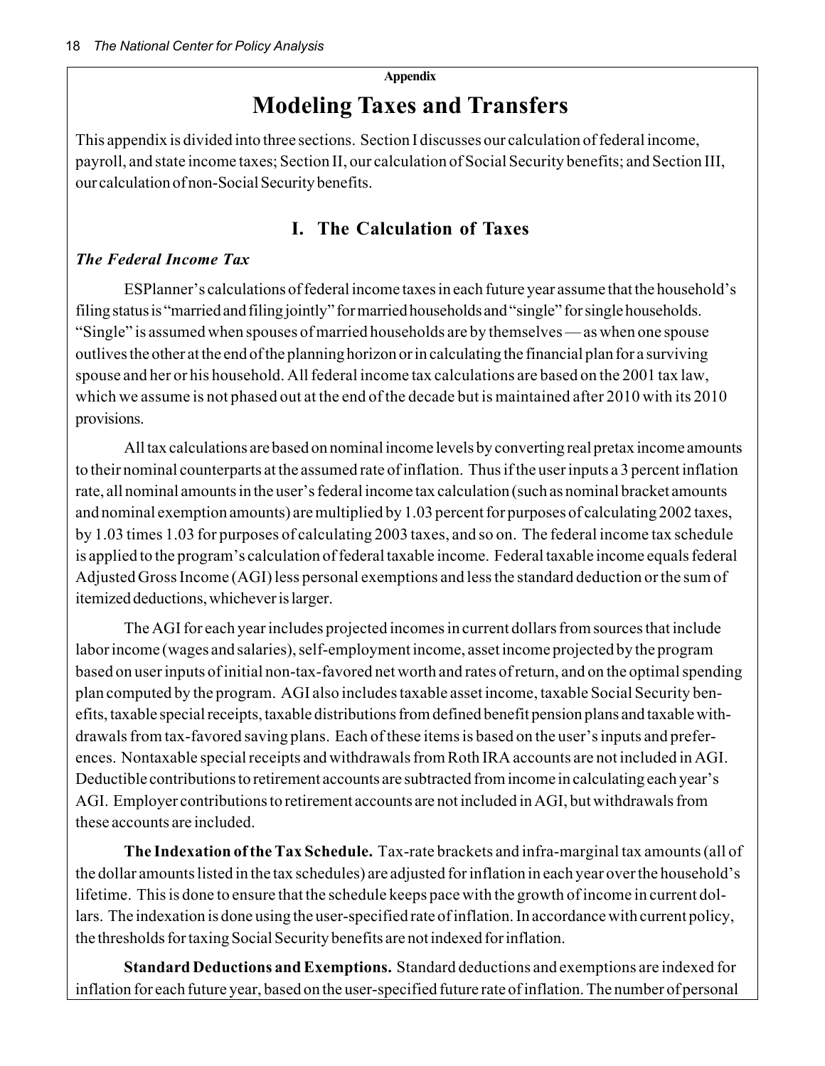**Appendix**

# Modeling Taxes and Transfers

This appendix is divided into three sections. Section I discusses our calculation of federal income, payroll, and state income taxes; Section II, our calculation of Social Security benefits; and Section III, our calculation of non-Social Security benefits.

## I. The Calculation of Taxes

### *The Federal Income Tax*

ESPlanner's calculations of federal income taxes in each future year assume that the household's filing status is "married and filing jointly" for married households and "single" for single households. "Single" is assumed when spouses of married households are by themselves — as when one spouse outlives the other at the end of the planning horizon or in calculating the financial plan for a surviving spouse and her or his household. All federal income tax calculations are based on the 2001 tax law, which we assume is not phased out at the end of the decade but is maintained after 2010 with its 2010 provisions.

All tax calculations are based on nominal income levels by converting real pretax income amounts to their nominal counterparts at the assumed rate of inflation. Thus if the user inputs a 3 percent inflation rate, all nominal amounts in the user's federal income tax calculation (such as nominal bracket amounts and nominal exemption amounts) are multiplied by 1.03 percent for purposes of calculating 2002 taxes, by 1.03 times 1.03 for purposes of calculating 2003 taxes, and so on. The federal income tax schedule is applied to the program's calculation of federal taxable income. Federal taxable income equals federal Adjusted Gross Income (AGI) less personal exemptions and less the standard deduction or the sum of itemized deductions, whichever is larger.

The AGI for each year includes projected incomes in current dollars from sources that include labor income (wages and salaries), self-employment income, asset income projected by the program based on user inputs of initial non-tax-favored net worth and rates of return, and on the optimal spending plan computed by the program. AGI also includes taxable asset income, taxable Social Security benefits, taxable special receipts, taxable distributions from defined benefit pension plans and taxable withdrawals from tax-favored saving plans. Each of these items is based on the user's inputs and preferences. Nontaxable special receipts and withdrawals from Roth IRA accounts are not included in AGI. Deductible contributions to retirement accounts are subtracted from income in calculating each year's AGI. Employer contributions to retirement accounts are not included in AGI, but withdrawals from these accounts are included.

**The Indexation of the Tax Schedule.** Tax-rate brackets and infra-marginal tax amounts (all of the dollar amounts listed in the tax schedules) are adjusted for inflation in each year over the household's lifetime. This is done to ensure that the schedule keeps pace with the growth of income in current dollars. The indexation is done using the user-specified rate of inflation. In accordance with current policy, the thresholds for taxing Social Security benefits are not indexed for inflation.

**Standard Deductions and Exemptions.** Standard deductions and exemptions are indexed for inflation for each future year, based on the user-specified future rate of inflation. The number of personal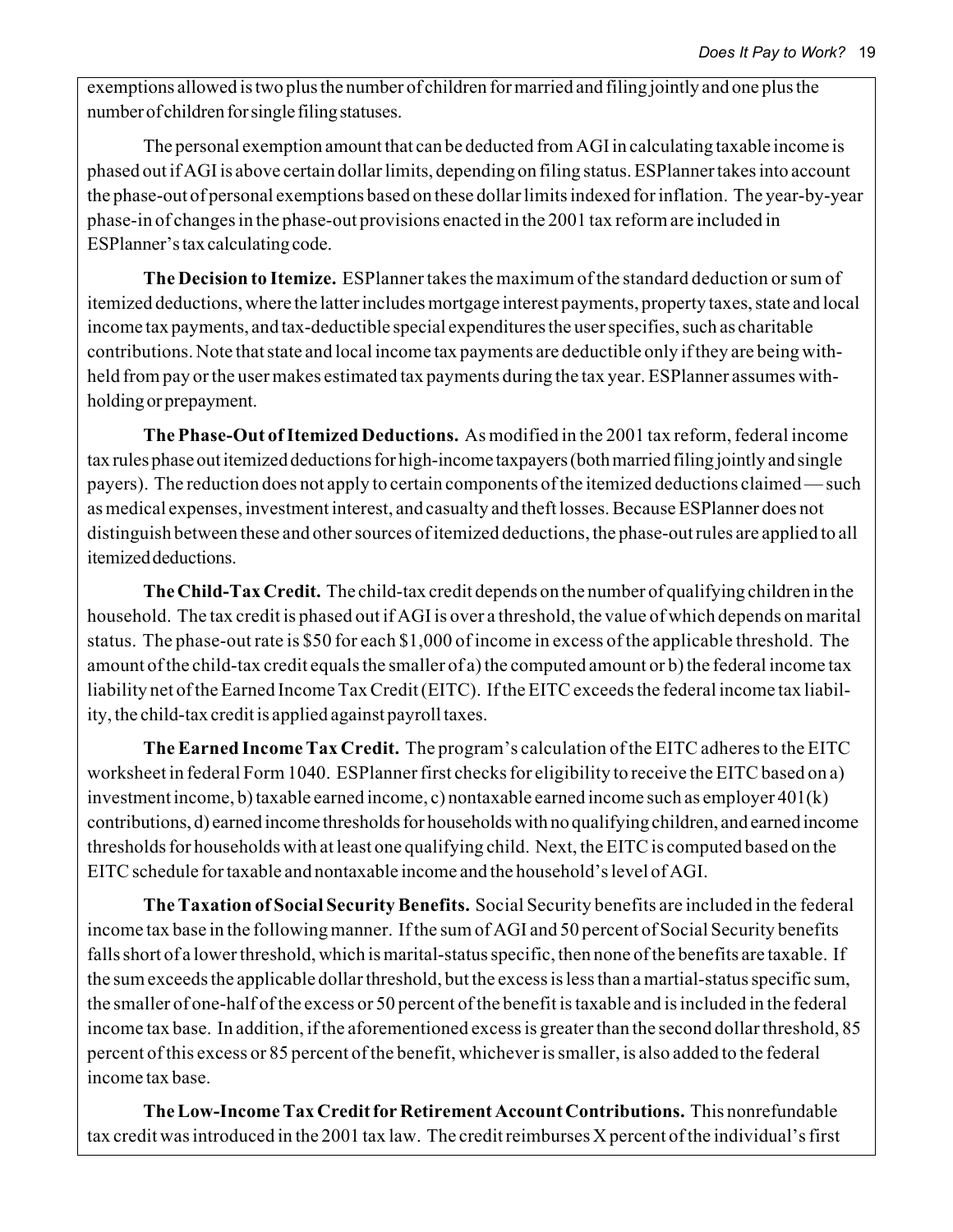exemptions allowed is two plus the number of children for married and filing jointly and one plus the number of children for single filing statuses.

The personal exemption amount that can be deducted from AGI in calculating taxable income is phased out if AGI is above certain dollar limits, depending on filing status. ESPlanner takes into account the phase-out of personal exemptions based on these dollar limits indexed for inflation. The year-by-year phase-in of changes in the phase-out provisions enacted in the 2001 tax reform are included in ESPlanner's tax calculating code.

**The Decision to Itemize.** ESPlanner takes the maximum of the standard deduction or sum of itemized deductions, where the latter includes mortgage interest payments, property taxes, state and local income tax payments, and tax-deductible special expenditures the user specifies, such as charitable contributions. Note that state and local income tax payments are deductible only if they are being withheld from pay or the user makes estimated tax payments during the tax year. ESPlanner assumes withholding or prepayment.

**The Phase-Out of Itemized Deductions.** As modified in the 2001 tax reform, federal income tax rules phase out itemized deductions for high-income taxpayers (both married filing jointly and single payers). The reduction does not apply to certain components of the itemized deductions claimed — such as medical expenses, investment interest, and casualty and theft losses. Because ESPlanner does not distinguish between these and other sources of itemized deductions, the phase-out rules are applied to all itemized deductions.

**The Child-Tax Credit.** The child-tax credit depends on the number of qualifying children in the household. The tax credit is phased out if AGI is over a threshold, the value of which depends on marital status. The phase-out rate is $50 for each $1,000 of income in excess of the applicable threshold. The amount of the child-tax credit equals the smaller of a) the computed amount or b) the federal income tax liability net of the Earned Income Tax Credit (EITC). If the EITC exceeds the federal income tax liability, the child-tax credit is applied against payroll taxes.

**The Earned Income Tax Credit.** The program's calculation of the EITC adheres to the EITC worksheet in federal Form 1040. ESPlanner first checks for eligibility to receive the EITC based on a) investment income, b) taxable earned income, c) nontaxable earned income such as employer 401(k) contributions, d) earned income thresholds for households with no qualifying children, and earned income thresholds for households with at least one qualifying child. Next, the EITC is computed based on the EITC schedule for taxable and nontaxable income and the household's level of AGI.

**The Taxation of Social Security Benefits.** Social Security benefits are included in the federal income tax base in the following manner. If the sum of AGI and 50 percent of Social Security benefits falls short of a lower threshold, which is marital-status specific, then none of the benefits are taxable. If the sum exceeds the applicable dollar threshold, but the excess is less than a martial-status specific sum, the smaller of one-half of the excess or 50 percent of the benefit is taxable and is included in the federal income tax base. In addition, if the aforementioned excess is greater than the second dollar threshold, 85 percent of this excess or 85 percent of the benefit, whichever is smaller, is also added to the federal income tax base.

**The Low-Income Tax Credit for Retirement Account Contributions.** This nonrefundable tax credit was introduced in the 2001 tax law. The credit reimburses X percent of the individual's first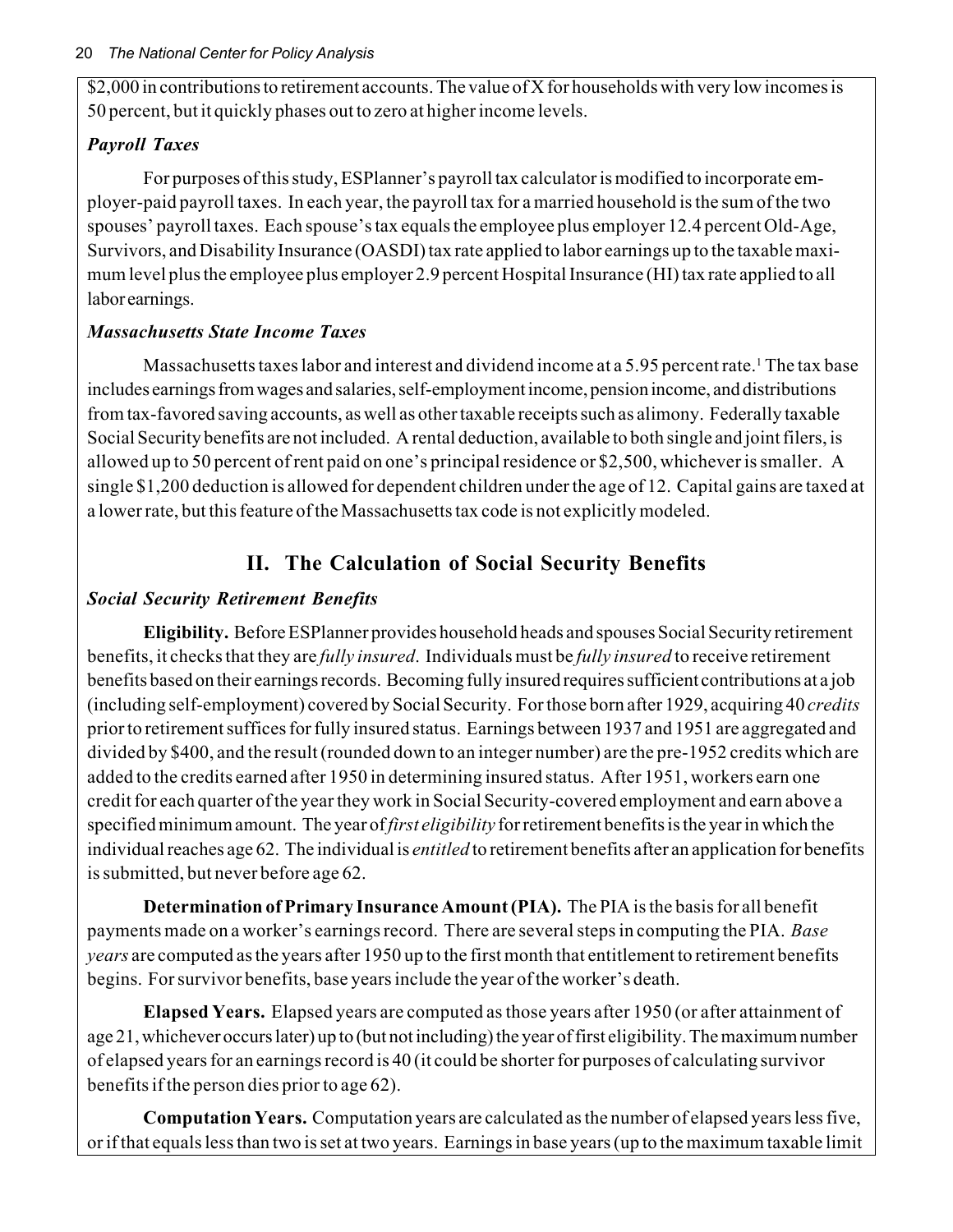$2,000 in contributions to retirement accounts. The value of X for households with very low incomes is 50 percent, but it quickly phases out to zero at higher income levels.

***Payroll Taxes***

For purposes of this study, ESPlanner's payroll tax calculator is modified to incorporate employer-paid payroll taxes. In each year, the payroll tax for a married household is the sum of the two spouses' payroll taxes. Each spouse's tax equals the employee plus employer 12.4 percent Old-Age, Survivors, and Disability Insurance (OASDI) tax rate applied to labor earnings up to the taxable maximum level plus the employee plus employer 2.9 percent Hospital Insurance (HI) tax rate applied to all labor earnings.

***Massachusetts State Income Taxes***

Massachusetts taxes labor and interest and dividend income at a 5.95 percent rate.[1] The tax base includes earnings from wages and salaries, self-employment income, pension income, and distributions from tax-favored saving accounts, as well as other taxable receipts such as alimony. Federally taxable Social Security benefits are not included. A rental deduction, available to both single and joint filers, is allowed up to 50 percent of rent paid on one's principal residence or $2,500, whichever is smaller. A single $1,200 deduction is allowed for dependent children under the age of 12. Capital gains are taxed at a lower rate, but this feature of the Massachusetts tax code is not explicitly modeled.

## II. The Calculation of Social Security Benefits

***Social Security Retirement Benefits***

**Eligibility.** Before ESPlanner provides household heads and spouses Social Security retirement benefits, it checks that they are *fully insured*. Individuals must be *fully insured* to receive retirement benefits based on their earnings records. Becoming fully insured requires sufficient contributions at a job (including self-employment) covered by Social Security. For those born after 1929, acquiring 40 *credits* prior to retirement suffices for fully insured status. Earnings between 1937 and 1951 are aggregated and divided by $400, and the result (rounded down to an integer number) are the pre-1952 credits which are added to the credits earned after 1950 in determining insured status. After 1951, workers earn one credit for each quarter of the year they work in Social Security-covered employment and earn above a specified minimum amount. The year of *first eligibility* for retirement benefits is the year in which the individual reaches age 62. The individual is *entitled* to retirement benefits after an application for benefits is submitted, but never before age 62.

**Determination of Primary Insurance Amount (PIA).** The PIA is the basis for all benefit payments made on a worker's earnings record. There are several steps in computing the PIA. *Base years* are computed as the years after 1950 up to the first month that entitlement to retirement benefits begins. For survivor benefits, base years include the year of the worker's death.

**Elapsed Years.** Elapsed years are computed as those years after 1950 (or after attainment of age 21, whichever occurs later) up to (but not including) the year of first eligibility. The maximum number of elapsed years for an earnings record is 40 (it could be shorter for purposes of calculating survivor benefits if the person dies prior to age 62).

**Computation Years.** Computation years are calculated as the number of elapsed years less five, or if that equals less than two is set at two years. Earnings in base years (up to the maximum taxable limit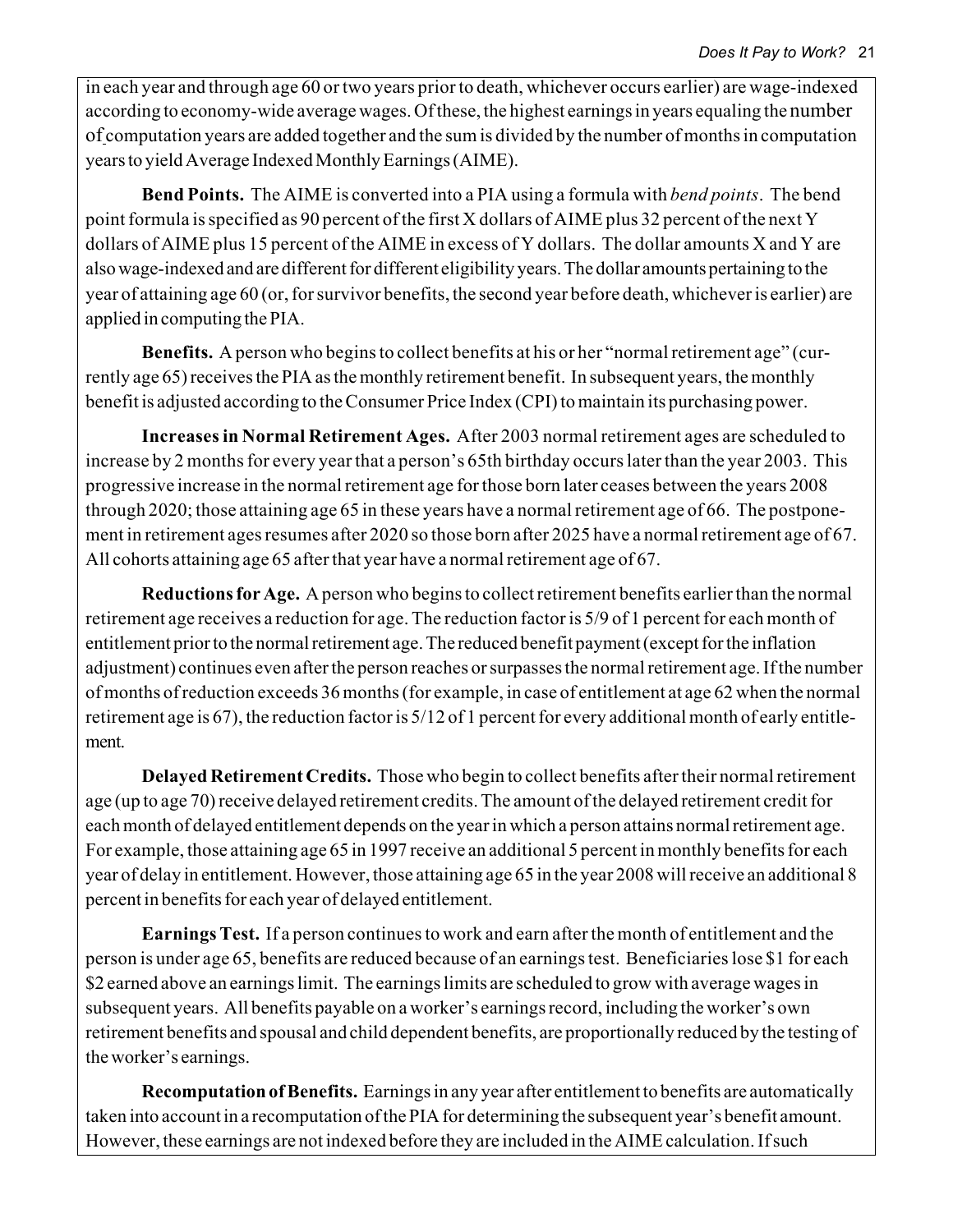in each year and through age 60 or two years prior to death, whichever occurs earlier) are wage-indexed according to economy-wide average wages. Of these, the highest earnings in years equaling the number of computation years are added together and the sum is divided by the number of months in computation years to yield Average Indexed Monthly Earnings (AIME).

**Bend Points.** The AIME is converted into a PIA using a formula with *bend points*. The bend point formula is specified as 90 percent of the first X dollars of AIME plus 32 percent of the next Y dollars of AIME plus 15 percent of the AIME in excess of Y dollars. The dollar amounts X and Y are also wage-indexed and are different for different eligibility years. The dollar amounts pertaining to the year of attaining age 60 (or, for survivor benefits, the second year before death, whichever is earlier) are applied in computing the PIA.

**Benefits.** A person who begins to collect benefits at his or her "normal retirement age" (currently age 65) receives the PIA as the monthly retirement benefit. In subsequent years, the monthly benefit is adjusted according to the Consumer Price Index (CPI) to maintain its purchasing power.

**Increases in Normal Retirement Ages.** After 2003 normal retirement ages are scheduled to increase by 2 months for every year that a person's 65th birthday occurs later than the year 2003. This progressive increase in the normal retirement age for those born later ceases between the years 2008 through 2020; those attaining age 65 in these years have a normal retirement age of 66. The postponement in retirement ages resumes after 2020 so those born after 2025 have a normal retirement age of 67. All cohorts attaining age 65 after that year have a normal retirement age of 67.

**Reductions for Age.** A person who begins to collect retirement benefits earlier than the normal retirement age receives a reduction for age. The reduction factor is 5/9 of 1 percent for each month of entitlement prior to the normal retirement age. The reduced benefit payment (except for the inflation adjustment) continues even after the person reaches or surpasses the normal retirement age. If the number of months of reduction exceeds 36 months (for example, in case of entitlement at age 62 when the normal retirement age is 67), the reduction factor is 5/12 of 1 percent for every additional month of early entitlement.

**Delayed Retirement Credits.** Those who begin to collect benefits after their normal retirement age (up to age 70) receive delayed retirement credits. The amount of the delayed retirement credit for each month of delayed entitlement depends on the year in which a person attains normal retirement age. For example, those attaining age 65 in 1997 receive an additional 5 percent in monthly benefits for each year of delay in entitlement. However, those attaining age 65 in the year 2008 will receive an additional 8 percent in benefits for each year of delayed entitlement.

**Earnings Test.** If a person continues to work and earn after the month of entitlement and the person is under age 65, benefits are reduced because of an earnings test. Beneficiaries lose $1 for each $2 earned above an earnings limit. The earnings limits are scheduled to grow with average wages in subsequent years. All benefits payable on a worker's earnings record, including the worker's own retirement benefits and spousal and child dependent benefits, are proportionally reduced by the testing of the worker's earnings.

**Recomputation of Benefits.** Earnings in any year after entitlement to benefits are automatically taken into account in a recomputation of the PIA for determining the subsequent year's benefit amount. However, these earnings are not indexed before they are included in the AIME calculation. If such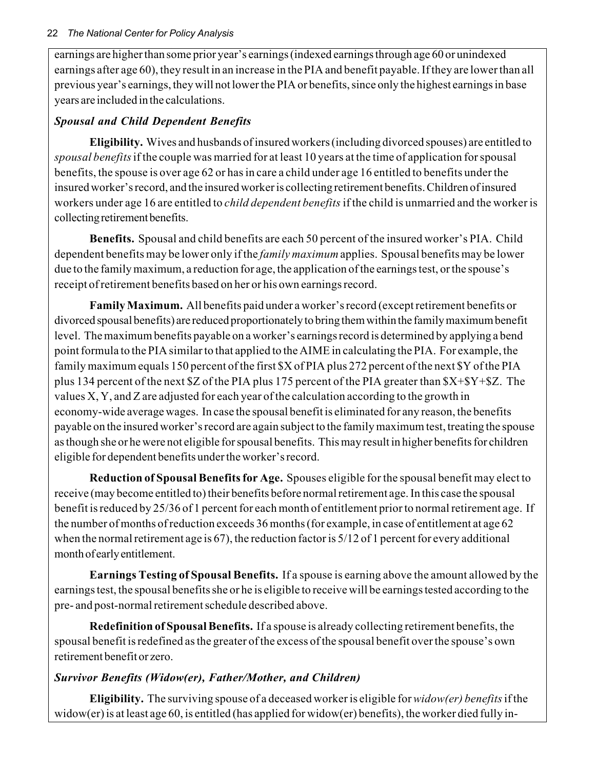earnings are higher than some prior year's earnings (indexed earnings through age 60 or unindexed earnings after age 60), they result in an increase in the PIA and benefit payable. If they are lower than all previous year's earnings, they will not lower the PIA or benefits, since only the highest earnings in base years are included in the calculations.

### *Spousal and Child Dependent Benefits*

**Eligibility.** Wives and husbands of insured workers (including divorced spouses) are entitled to *spousal benefits* if the couple was married for at least 10 years at the time of application for spousal benefits, the spouse is over age 62 or has in care a child under age 16 entitled to benefits under the insured worker's record, and the insured worker is collecting retirement benefits. Children of insured workers under age 16 are entitled to *child dependent benefits* if the child is unmarried and the worker is collecting retirement benefits.

**Benefits.** Spousal and child benefits are each 50 percent of the insured worker's PIA. Child dependent benefits may be lower only if the *family maximum* applies. Spousal benefits may be lower due to the family maximum, a reduction for age, the application of the earnings test, or the spouse's receipt of retirement benefits based on her or his own earnings record.

**Family Maximum.** All benefits paid under a worker's record (except retirement benefits or divorced spousal benefits) are reduced proportionately to bring them within the family maximum benefit level. The maximum benefits payable on a worker's earnings record is determined by applying a bend point formula to the PIA similar to that applied to the AIME in calculating the PIA. For example, the family maximum equals 150 percent of the first $X of PIA plus 272 percent of the next $Y of the PIA plus 134 percent of the next $Z of the PIA plus 175 percent of the PIA greater than $X+$Y+$Z. The values X, Y, and Z are adjusted for each year of the calculation according to the growth in economy-wide average wages. In case the spousal benefit is eliminated for any reason, the benefits payable on the insured worker's record are again subject to the family maximum test, treating the spouse as though she or he were not eligible for spousal benefits. This may result in higher benefits for children eligible for dependent benefits under the worker's record.

**Reduction of Spousal Benefits for Age.** Spouses eligible for the spousal benefit may elect to receive (may become entitled to) their benefits before normal retirement age. In this case the spousal benefit is reduced by 25/36 of 1 percent for each month of entitlement prior to normal retirement age. If the number of months of reduction exceeds 36 months (for example, in case of entitlement at age 62 when the normal retirement age is 67), the reduction factor is 5/12 of 1 percent for every additional month of early entitlement.

**Earnings Testing of Spousal Benefits.** If a spouse is earning above the amount allowed by the earnings test, the spousal benefits she or he is eligible to receive will be earnings tested according to the pre- and post-normal retirement schedule described above.

**Redefinition of Spousal Benefits.** If a spouse is already collecting retirement benefits, the spousal benefit is redefined as the greater of the excess of the spousal benefit over the spouse's own retirement benefit or zero.

### *Survivor Benefits (Widow(er), Father/Mother, and Children)*

**Eligibility.** The surviving spouse of a deceased worker is eligible for *widow(er) benefits* if the widow(er) is at least age 60, is entitled (has applied for widow(er) benefits), the worker died fully in-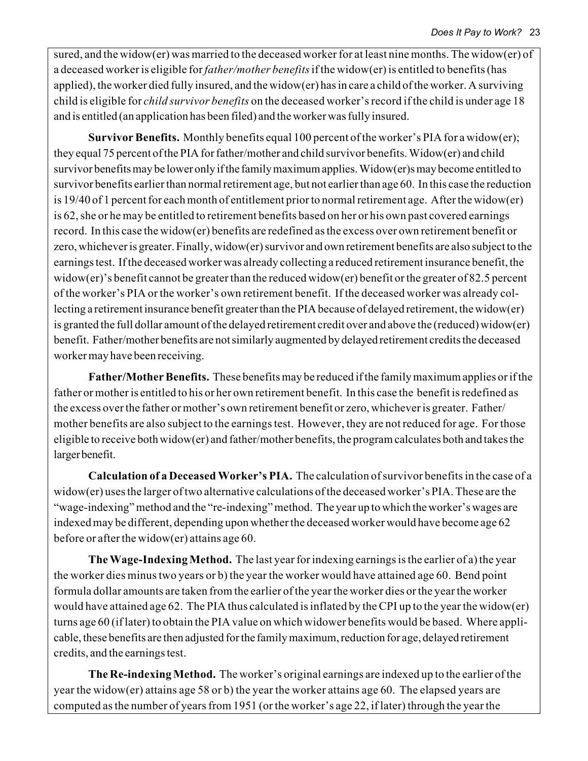sured, and the widow(er) was married to the deceased worker for at least nine months. The widow(er) of a deceased worker is eligible for *father/mother benefits* if the widow(er) is entitled to benefits (has applied), the worker died fully insured, and the widow(er) has in care a child of the worker. A surviving child is eligible for *child survivor benefits* on the deceased worker's record if the child is under age 18 and is entitled (an application has been filed) and the worker was fully insured.

**Survivor Benefits.** Monthly benefits equal 100 percent of the worker's PIA for a widow(er); they equal 75 percent of the PIA for father/mother and child survivor benefits. Widow(er) and child survivor benefits may be lower only if the family maximum applies. Widow(er)s may become entitled to survivor benefits earlier than normal retirement age, but not earlier than age 60. In this case the reduction is 19/40 of 1 percent for each month of entitlement prior to normal retirement age. After the widow(er) is 62, she or he may be entitled to retirement benefits based on her or his own past covered earnings record. In this case the widow(er) benefits are redefined as the excess over own retirement benefit or zero, whichever is greater. Finally, widow(er) survivor and own retirement benefits are also subject to the earnings test. If the deceased worker was already collecting a reduced retirement insurance benefit, the widow(er)'s benefit cannot be greater than the reduced widow(er) benefit or the greater of 82.5 percent of the worker's PIA or the worker's own retirement benefit. If the deceased worker was already collecting a retirement insurance benefit greater than the PIA because of delayed retirement, the widow(er) is granted the full dollar amount of the delayed retirement credit over and above the (reduced) widow(er) benefit. Father/mother benefits are not similarly augmented by delayed retirement credits the deceased worker may have been receiving.

**Father/Mother Benefits.** These benefits may be reduced if the family maximum applies or if the father or mother is entitled to his or her own retirement benefit. In this case the benefit is redefined as the excess over the father or mother's own retirement benefit or zero, whichever is greater. Father/mother benefits are also subject to the earnings test. However, they are not reduced for age. For those eligible to receive both widow(er) and father/mother benefits, the program calculates both and takes the larger benefit.

**Calculation of a Deceased Worker's PIA.** The calculation of survivor benefits in the case of a widow(er) uses the larger of two alternative calculations of the deceased worker's PIA. These are the "wage-indexing" method and the "re-indexing" method. The year up to which the worker's wages are indexed may be different, depending upon whether the deceased worker would have become age 62 before or after the widow(er) attains age 60.

**The Wage-Indexing Method.** The last year for indexing earnings is the earlier of a) the year the worker dies minus two years or b) the year the worker would have attained age 60. Bend point formula dollar amounts are taken from the earlier of the year the worker dies or the year the worker would have attained age 62. The PIA thus calculated is inflated by the CPI up to the year the widow(er) turns age 60 (if later) to obtain the PIA value on which widower benefits would be based. Where applicable, these benefits are then adjusted for the family maximum, reduction for age, delayed retirement credits, and the earnings test.

**The Re-indexing Method.** The worker's original earnings are indexed up to the earlier of the year the widow(er) attains age 58 or b) the year the worker attains age 60. The elapsed years are computed as the number of years from 1951 (or the worker's age 22, if later) through the year the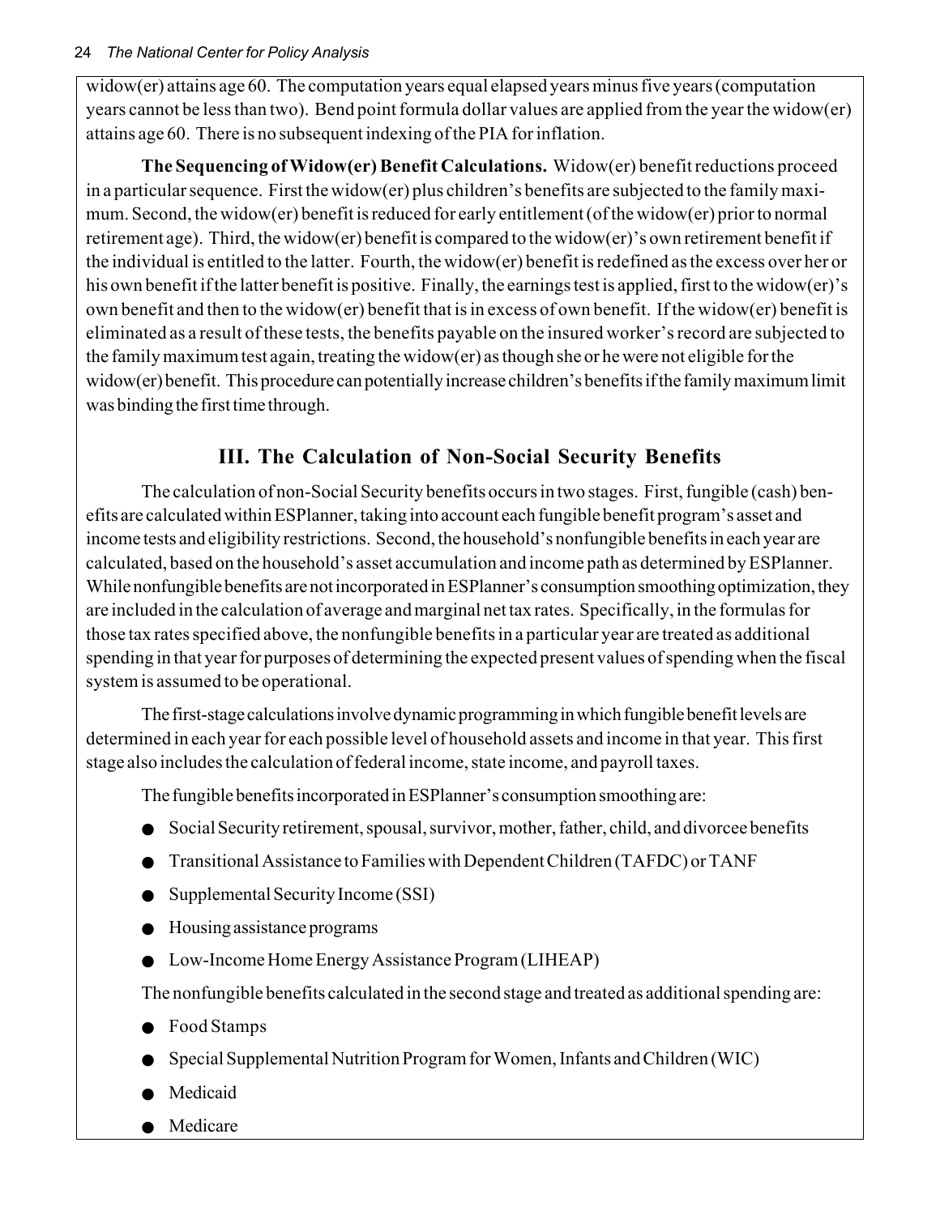widow(er) attains age 60. The computation years equal elapsed years minus five years (computation years cannot be less than two). Bend point formula dollar values are applied from the year the widow(er) attains age 60. There is no subsequent indexing of the PIA for inflation.

**The Sequencing of Widow(er) Benefit Calculations.** Widow(er) benefit reductions proceed in a particular sequence. First the widow(er) plus children's benefits are subjected to the family maximum. Second, the widow(er) benefit is reduced for early entitlement (of the widow(er) prior to normal retirement age). Third, the widow(er) benefit is compared to the widow(er)'s own retirement benefit if the individual is entitled to the latter. Fourth, the widow(er) benefit is redefined as the excess over her or his own benefit if the latter benefit is positive. Finally, the earnings test is applied, first to the widow(er)'s own benefit and then to the widow(er) benefit that is in excess of own benefit. If the widow(er) benefit is eliminated as a result of these tests, the benefits payable on the insured worker's record are subjected to the family maximum test again, treating the widow(er) as though she or he were not eligible for the widow(er) benefit. This procedure can potentially increase children's benefits if the family maximum limit was binding the first time through.

## III. The Calculation of Non-Social Security Benefits

The calculation of non-Social Security benefits occurs in two stages. First, fungible (cash) benefits are calculated within ESPlanner, taking into account each fungible benefit program's asset and income tests and eligibility restrictions. Second, the household's nonfungible benefits in each year are calculated, based on the household's asset accumulation and income path as determined by ESPlanner. While nonfungible benefits are not incorporated in ESPlanner's consumption smoothing optimization, they are included in the calculation of average and marginal net tax rates. Specifically, in the formulas for those tax rates specified above, the nonfungible benefits in a particular year are treated as additional spending in that year for purposes of determining the expected present values of spending when the fiscal system is assumed to be operational.

The first-stage calculations involve dynamic programming in which fungible benefit levels are determined in each year for each possible level of household assets and income in that year. This first stage also includes the calculation of federal income, state income, and payroll taxes.

The fungible benefits incorporated in ESPlanner's consumption smoothing are:

- Social Security retirement, spousal, survivor, mother, father, child, and divorcee benefits
- Transitional Assistance to Families with Dependent Children (TAFDC) or TANF
- Supplemental Security Income (SSI)
- Housing assistance programs
- Low-Income Home Energy Assistance Program (LIHEAP)

The nonfungible benefits calculated in the second stage and treated as additional spending are:

- Food Stamps
- Special Supplemental Nutrition Program for Women, Infants and Children (WIC)
- Medicaid
- Medicare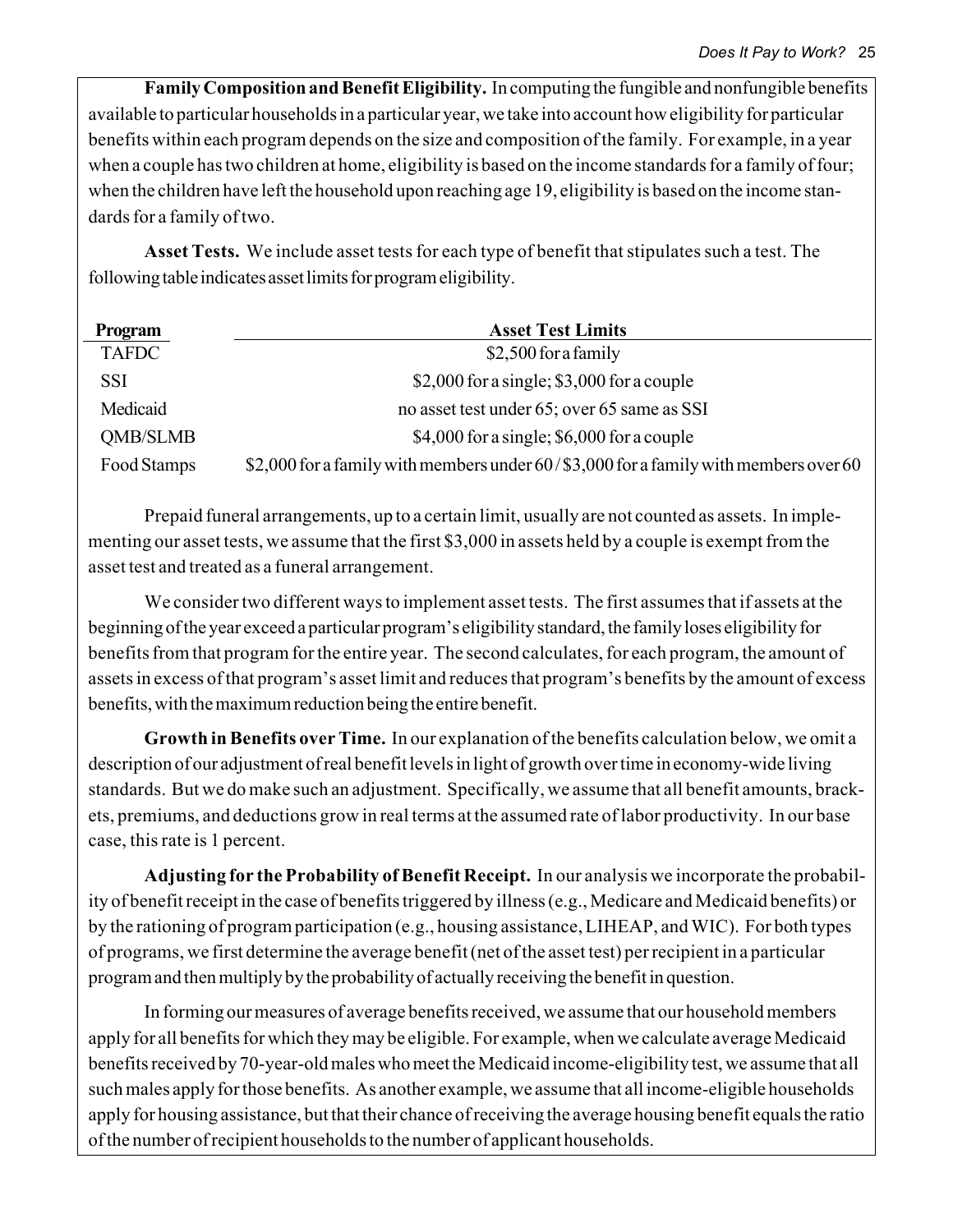**Family Composition and Benefit Eligibility.** In computing the fungible and nonfungible benefits available to particular households in a particular year, we take into account how eligibility for particular benefits within each program depends on the size and composition of the family. For example, in a year when a couple has two children at home, eligibility is based on the income standards for a family of four; when the children have left the household upon reaching age 19, eligibility is based on the income standards for a family of two.

**Asset Tests.** We include asset tests for each type of benefit that stipulates such a test. The following table indicates asset limits for program eligibility.

| Program | Asset Test Limits |
|---|---|
| TAFDC | $2,500 for a family |
| SSI | $2,000 for a single; $3,000 for a couple |
| Medicaid | no asset test under 65; over 65 same as SSI |
| QMB/SLMB | $4,000 for a single; $6,000 for a couple |
| Food Stamps | $2,000 for a family with members under 60 / $3,000 for a family with members over 60 |

Prepaid funeral arrangements, up to a certain limit, usually are not counted as assets. In implementing our asset tests, we assume that the first $3,000 in assets held by a couple is exempt from the asset test and treated as a funeral arrangement.

We consider two different ways to implement asset tests. The first assumes that if assets at the beginning of the year exceed a particular program's eligibility standard, the family loses eligibility for benefits from that program for the entire year. The second calculates, for each program, the amount of assets in excess of that program's asset limit and reduces that program's benefits by the amount of excess benefits, with the maximum reduction being the entire benefit.

**Growth in Benefits over Time.** In our explanation of the benefits calculation below, we omit a description of our adjustment of real benefit levels in light of growth over time in economy-wide living standards. But we do make such an adjustment. Specifically, we assume that all benefit amounts, brackets, premiums, and deductions grow in real terms at the assumed rate of labor productivity. In our base case, this rate is 1 percent.

**Adjusting for the Probability of Benefit Receipt.** In our analysis we incorporate the probability of benefit receipt in the case of benefits triggered by illness (e.g., Medicare and Medicaid benefits) or by the rationing of program participation (e.g., housing assistance, LIHEAP, and WIC). For both types of programs, we first determine the average benefit (net of the asset test) per recipient in a particular program and then multiply by the probability of actually receiving the benefit in question.

In forming our measures of average benefits received, we assume that our household members apply for all benefits for which they may be eligible. For example, when we calculate average Medicaid benefits received by 70-year-old males who meet the Medicaid income-eligibility test, we assume that all such males apply for those benefits. As another example, we assume that all income-eligible households apply for housing assistance, but that their chance of receiving the average housing benefit equals the ratio of the number of recipient households to the number of applicant households.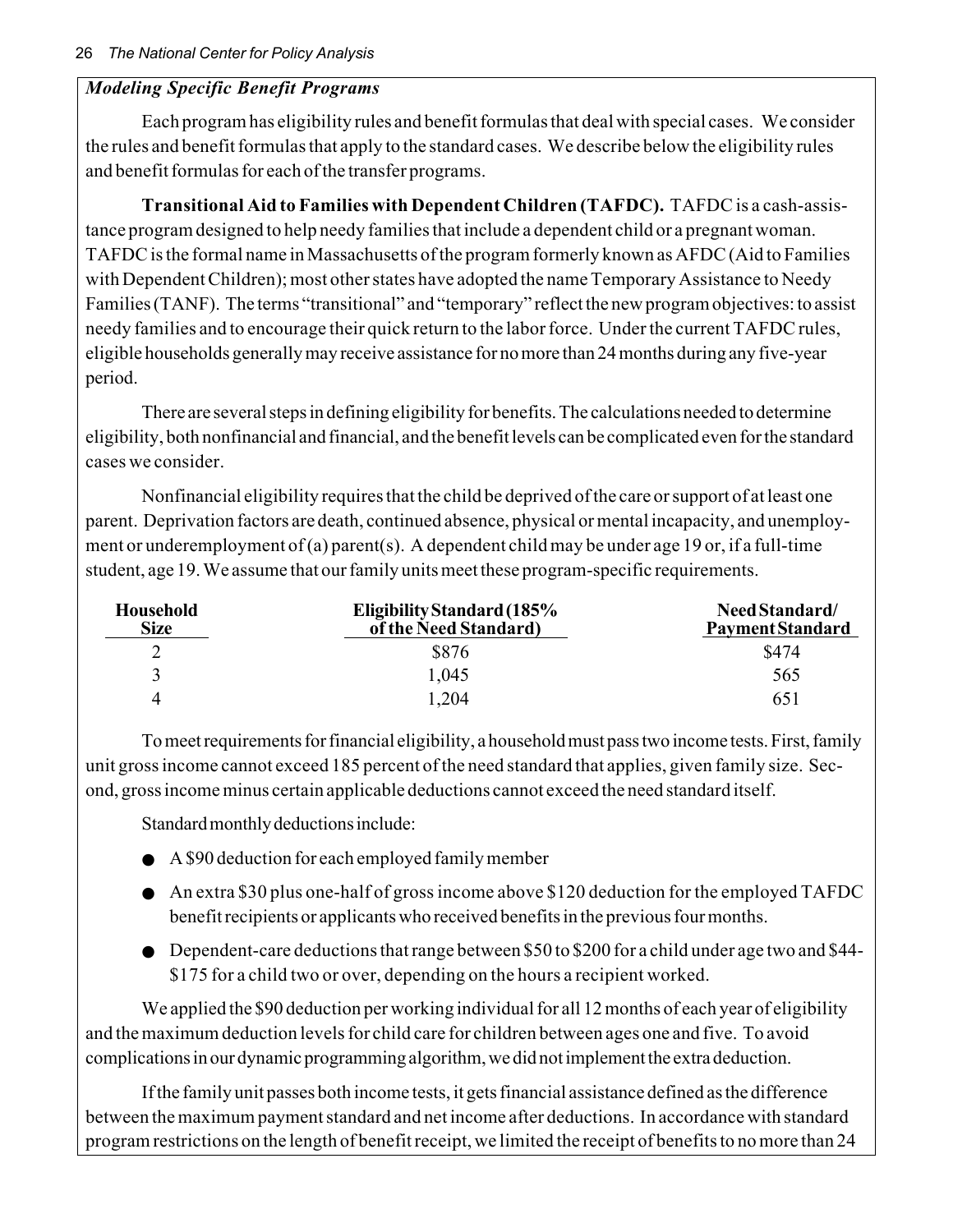### *Modeling Specific Benefit Programs*

Each program has eligibility rules and benefit formulas that deal with special cases. We consider the rules and benefit formulas that apply to the standard cases. We describe below the eligibility rules and benefit formulas for each of the transfer programs.

**Transitional Aid to Families with Dependent Children (TAFDC).** TAFDC is a cash-assistance program designed to help needy families that include a dependent child or a pregnant woman. TAFDC is the formal name in Massachusetts of the program formerly known as AFDC (Aid to Families with Dependent Children); most other states have adopted the name Temporary Assistance to Needy Families (TANF). The terms "transitional" and "temporary" reflect the new program objectives: to assist needy families and to encourage their quick return to the labor force. Under the current TAFDC rules, eligible households generally may receive assistance for no more than 24 months during any five-year period.

There are several steps in defining eligibility for benefits. The calculations needed to determine eligibility, both nonfinancial and financial, and the benefit levels can be complicated even for the standard cases we consider.

Nonfinancial eligibility requires that the child be deprived of the care or support of at least one parent. Deprivation factors are death, continued absence, physical or mental incapacity, and unemployment or underemployment of (a) parent(s). A dependent child may be under age 19 or, if a full-time student, age 19. We assume that our family units meet these program-specific requirements.

| Household Size | Eligibility Standard (185% of the Need Standard) | Need Standard/ Payment Standard |
|---|---|---|
| 2 | $876 | $474 |
| 3 | 1,045 | 565 |
| 4 | 1,204 | 651 |

To meet requirements for financial eligibility, a household must pass two income tests. First, family unit gross income cannot exceed 185 percent of the need standard that applies, given family size. Second, gross income minus certain applicable deductions cannot exceed the need standard itself.

Standard monthly deductions include:

- A $90 deduction for each employed family member
- An extra $30 plus one-half of gross income above $120 deduction for the employed TAFDC benefit recipients or applicants who received benefits in the previous four months.
- Dependent-care deductions that range between $50 to $200 for a child under age two and $44-$175 for a child two or over, depending on the hours a recipient worked.

We applied the $90 deduction per working individual for all 12 months of each year of eligibility and the maximum deduction levels for child care for children between ages one and five. To avoid complications in our dynamic programming algorithm, we did not implement the extra deduction.

If the family unit passes both income tests, it gets financial assistance defined as the difference between the maximum payment standard and net income after deductions. In accordance with standard program restrictions on the length of benefit receipt, we limited the receipt of benefits to no more than 24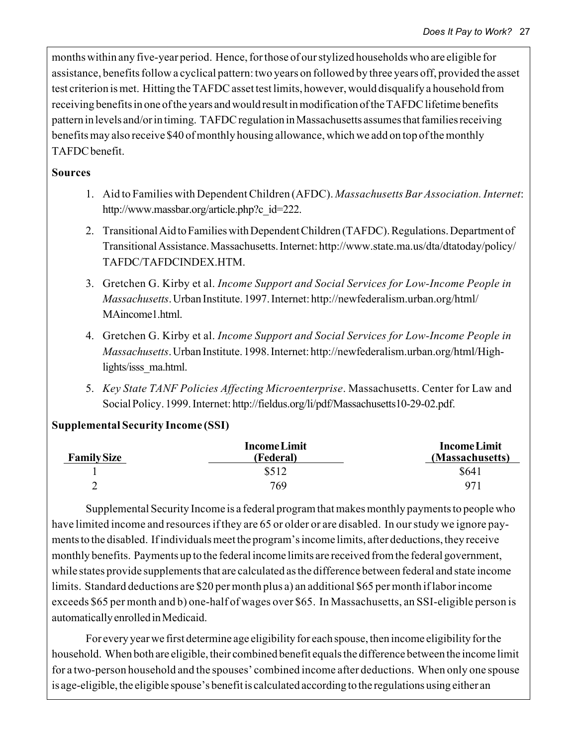months within any five-year period. Hence, for those of our stylized households who are eligible for assistance, benefits follow a cyclical pattern: two years on followed by three years off, provided the asset test criterion is met. Hitting the TAFDC asset test limits, however, would disqualify a household from receiving benefits in one of the years and would result in modification of the TAFDC lifetime benefits pattern in levels and/or in timing. TAFDC regulation in Massachusetts assumes that families receiving benefits may also receive $40 of monthly housing allowance, which we add on top of the monthly TAFDC benefit.

**Sources**

1. Aid to Families with Dependent Children (AFDC). *Massachusetts Bar Association. Internet*: http://www.massbar.org/article.php?c_id=222.
2. Transitional Aid to Families with Dependent Children (TAFDC). Regulations. Department of Transitional Assistance. Massachusetts. Internet: http://www.state.ma.us/dta/dtatoday/policy/TAFDC/TAFDCINDEX.HTM.
3. Gretchen G. Kirby et al. *Income Support and Social Services for Low-Income People in Massachusetts*. Urban Institute. 1997. Internet: http://newfederalism.urban.org/html/MAincome1.html.
4. Gretchen G. Kirby et al. *Income Support and Social Services for Low-Income People in Massachusetts*. Urban Institute. 1998. Internet: http://newfederalism.urban.org/html/Highlights/isss_ma.html.
5. *Key State TANF Policies Affecting Microenterprise*. Massachusetts. Center for Law and Social Policy. 1999. Internet: http://fieldus.org/li/pdf/Massachusetts10-29-02.pdf.

**Supplemental Security Income (SSI)**

| Family Size | Income Limit (Federal) | Income Limit (Massachusetts) |
|---|---|---|
| 1 | $512 | $641 |
| 2 | 769 | 971 |

Supplemental Security Income is a federal program that makes monthly payments to people who have limited income and resources if they are 65 or older or are disabled. In our study we ignore payments to the disabled. If individuals meet the program's income limits, after deductions, they receive monthly benefits. Payments up to the federal income limits are received from the federal government, while states provide supplements that are calculated as the difference between federal and state income limits. Standard deductions are $20 per month plus a) an additional $65 per month if labor income exceeds $65 per month and b) one-half of wages over $65. In Massachusetts, an SSI-eligible person is automatically enrolled in Medicaid.

For every year we first determine age eligibility for each spouse, then income eligibility for the household. When both are eligible, their combined benefit equals the difference between the income limit for a two-person household and the spouses' combined income after deductions. When only one spouse is age-eligible, the eligible spouse's benefit is calculated according to the regulations using either an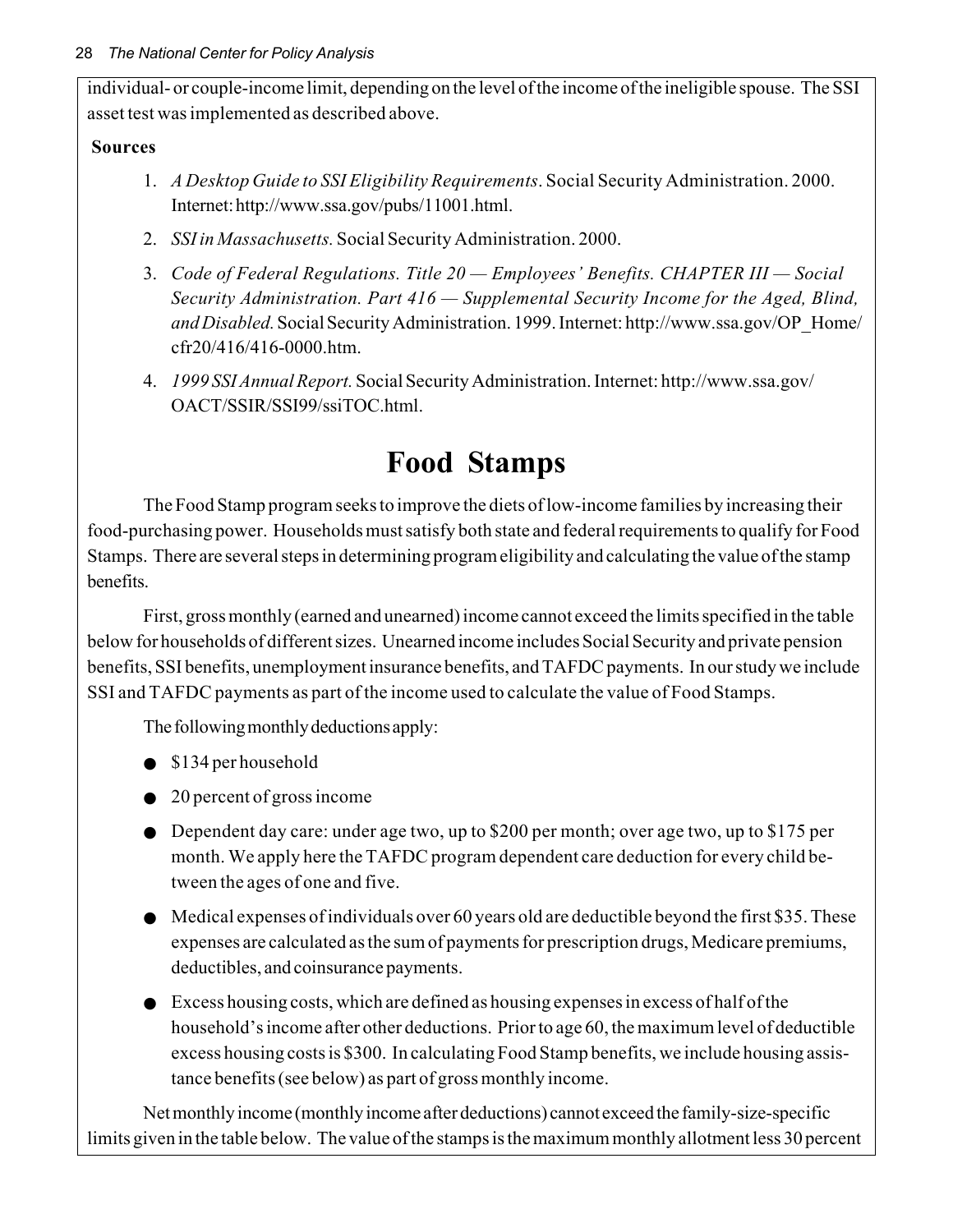individual- or couple-income limit, depending on the level of the income of the ineligible spouse. The SSI asset test was implemented as described above.

**Sources**

1. *A Desktop Guide to SSI Eligibility Requirements*. Social Security Administration. 2000. Internet: http://www.ssa.gov/pubs/11001.html.
2. *SSI in Massachusetts.* Social Security Administration. 2000.
3. *Code of Federal Regulations. Title 20 — Employees' Benefits. CHAPTER III — Social Security Administration. Part 416 — Supplemental Security Income for the Aged, Blind, and Disabled.* Social Security Administration. 1999. Internet: http://www.ssa.gov/OP_Home/cfr20/416/416-0000.htm.
4. *1999 SSI Annual Report.* Social Security Administration. Internet: http://www.ssa.gov/OACT/SSIR/SSI99/ssiTOC.html.

# Food Stamps

The Food Stamp program seeks to improve the diets of low-income families by increasing their food-purchasing power. Households must satisfy both state and federal requirements to qualify for Food Stamps. There are several steps in determining program eligibility and calculating the value of the stamp benefits.

First, gross monthly (earned and unearned) income cannot exceed the limits specified in the table below for households of different sizes. Unearned income includes Social Security and private pension benefits, SSI benefits, unemployment insurance benefits, and TAFDC payments. In our study we include SSI and TAFDC payments as part of the income used to calculate the value of Food Stamps.

The following monthly deductions apply:

- $134 per household
- 20 percent of gross income
- Dependent day care: under age two, up to $200 per month; over age two, up to $175 per month. We apply here the TAFDC program dependent care deduction for every child between the ages of one and five.
- Medical expenses of individuals over 60 years old are deductible beyond the first $35. These expenses are calculated as the sum of payments for prescription drugs, Medicare premiums, deductibles, and coinsurance payments.
- Excess housing costs, which are defined as housing expenses in excess of half of the household's income after other deductions. Prior to age 60, the maximum level of deductible excess housing costs is $300. In calculating Food Stamp benefits, we include housing assistance benefits (see below) as part of gross monthly income.

Net monthly income (monthly income after deductions) cannot exceed the family-size-specific limits given in the table below. The value of the stamps is the maximum monthly allotment less 30 percent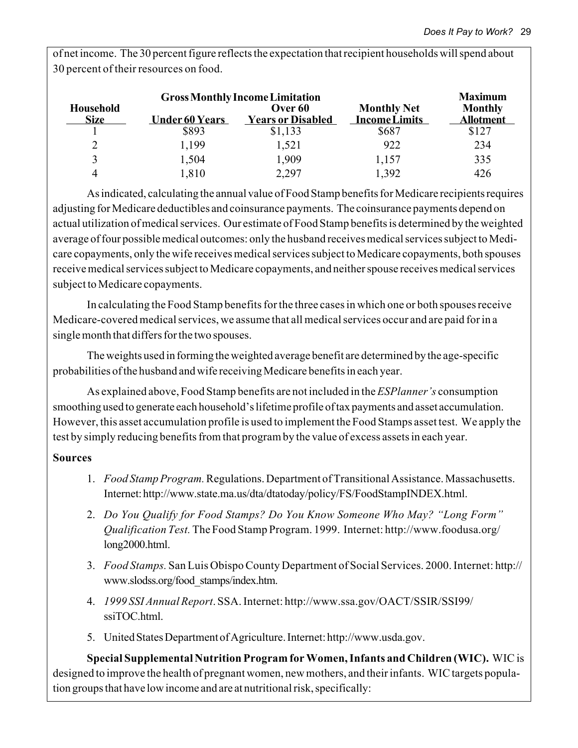of net income. The 30 percent figure reflects the expectation that recipient households will spend about 30 percent of their resources on food.

| Household Size | Gross Monthly Income Limitation Under 60 Years | Gross Monthly Income Limitation Over 60 Years or Disabled | Monthly Net Income Limits | Maximum Monthly Allotment |
|---|---|---|---|---|
| 1 | $893 | $1,133 | $687 | $127 |
| 2 | 1,199 | 1,521 | 922 | 234 |
| 3 | 1,504 | 1,909 | 1,157 | 335 |
| 4 | 1,810 | 2,297 | 1,392 | 426 |

As indicated, calculating the annual value of Food Stamp benefits for Medicare recipients requires adjusting for Medicare deductibles and coinsurance payments. The coinsurance payments depend on actual utilization of medical services. Our estimate of Food Stamp benefits is determined by the weighted average of four possible medical outcomes: only the husband receives medical services subject to Medicare copayments, only the wife receives medical services subject to Medicare copayments, both spouses receive medical services subject to Medicare copayments, and neither spouse receives medical services subject to Medicare copayments.

In calculating the Food Stamp benefits for the three cases in which one or both spouses receive Medicare-covered medical services, we assume that all medical services occur and are paid for in a single month that differs for the two spouses.

The weights used in forming the weighted average benefit are determined by the age-specific probabilities of the husband and wife receiving Medicare benefits in each year.

As explained above, Food Stamp benefits are not included in the *ESPlanner's* consumption smoothing used to generate each household's lifetime profile of tax payments and asset accumulation. However, this asset accumulation profile is used to implement the Food Stamps asset test. We apply the test by simply reducing benefits from that program by the value of excess assets in each year.

**Sources**

1. *Food Stamp Program.* Regulations. Department of Transitional Assistance. Massachusetts. Internet: http://www.state.ma.us/dta/dtatoday/policy/FS/FoodStampINDEX.html.
2. *Do You Qualify for Food Stamps? Do You Know Someone Who May? "Long Form" Qualification Test.* The Food Stamp Program. 1999. Internet: http://www.foodusa.org/long2000.html.
3. *Food Stamps.* San Luis Obispo County Department of Social Services. 2000. Internet: http://www.slodss.org/food_stamps/index.htm.
4. *1999 SSI Annual Report*. SSA. Internet: http://www.ssa.gov/OACT/SSIR/SSI99/ssiTOC.html.
5. United States Department of Agriculture. Internet: http://www.usda.gov.

**Special Supplemental Nutrition Program for Women, Infants and Children (WIC).** WIC is designed to improve the health of pregnant women, new mothers, and their infants. WIC targets population groups that have low income and are at nutritional risk, specifically: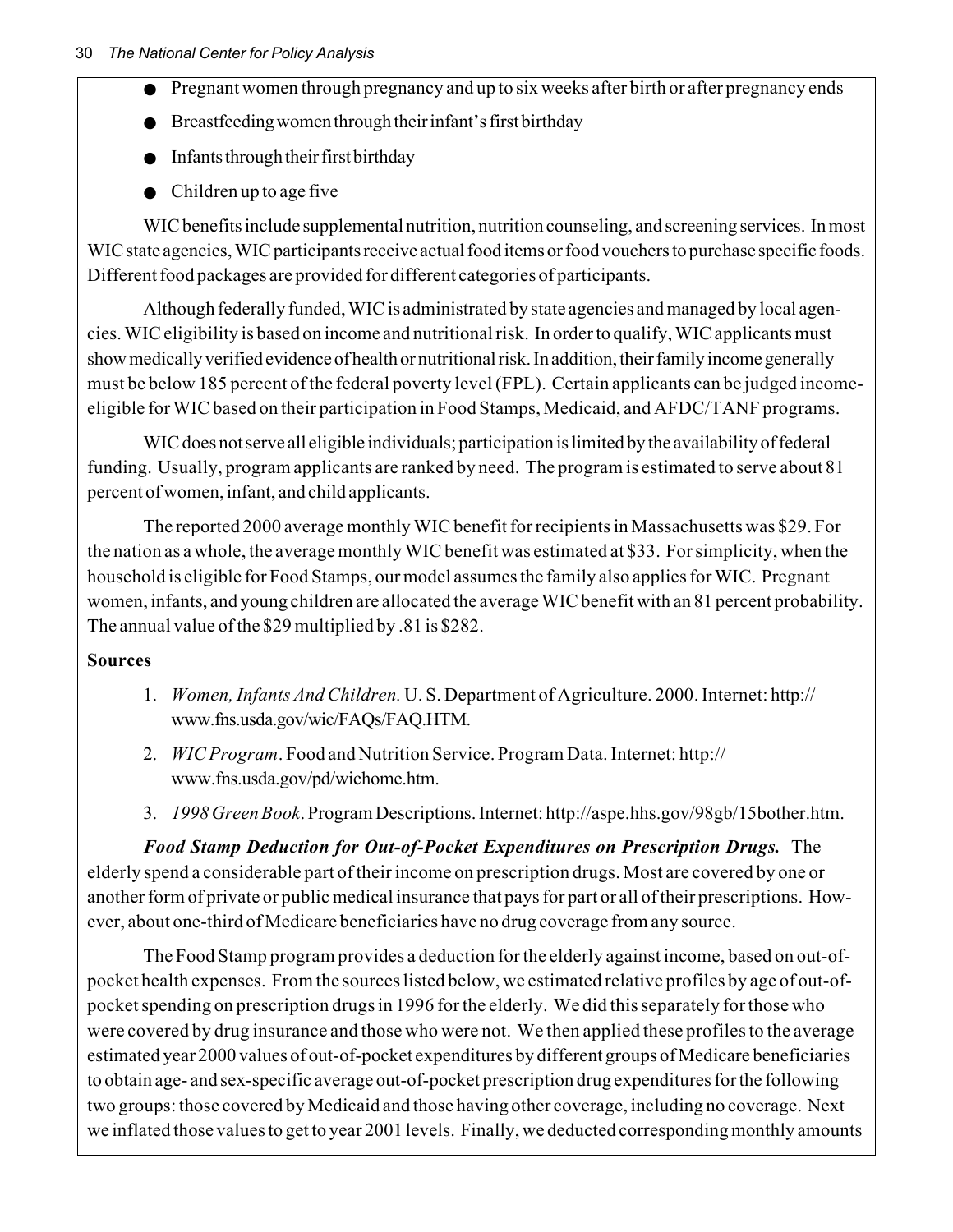- Pregnant women through pregnancy and up to six weeks after birth or after pregnancy ends
- Breastfeeding women through their infant's first birthday
- Infants through their first birthday
- Children up to age five

WIC benefits include supplemental nutrition, nutrition counseling, and screening services. In most WIC state agencies, WIC participants receive actual food items or food vouchers to purchase specific foods. Different food packages are provided for different categories of participants.

Although federally funded, WIC is administrated by state agencies and managed by local agencies. WIC eligibility is based on income and nutritional risk. In order to qualify, WIC applicants must show medically verified evidence of health or nutritional risk. In addition, their family income generally must be below 185 percent of the federal poverty level (FPL). Certain applicants can be judged income-eligible for WIC based on their participation in Food Stamps, Medicaid, and AFDC/TANF programs.

WIC does not serve all eligible individuals; participation is limited by the availability of federal funding. Usually, program applicants are ranked by need. The program is estimated to serve about 81 percent of women, infant, and child applicants.

The reported 2000 average monthly WIC benefit for recipients in Massachusetts was $29. For the nation as a whole, the average monthly WIC benefit was estimated at $33. For simplicity, when the household is eligible for Food Stamps, our model assumes the family also applies for WIC. Pregnant women, infants, and young children are allocated the average WIC benefit with an 81 percent probability. The annual value of the $29 multiplied by .81 is $282.

**Sources**

1. *Women, Infants And Children.* U. S. Department of Agriculture. 2000. Internet: http://www.fns.usda.gov/wic/FAQs/FAQ.HTM.
2. *WIC Program*. Food and Nutrition Service. Program Data. Internet: http://www.fns.usda.gov/pd/wichome.htm.
3. *1998 Green Book*. Program Descriptions. Internet: http://aspe.hhs.gov/98gb/15bother.htm.

***Food Stamp Deduction for Out-of-Pocket Expenditures on Prescription Drugs.*** The elderly spend a considerable part of their income on prescription drugs. Most are covered by one or another form of private or public medical insurance that pays for part or all of their prescriptions. However, about one-third of Medicare beneficiaries have no drug coverage from any source.

The Food Stamp program provides a deduction for the elderly against income, based on out-of-pocket health expenses. From the sources listed below, we estimated relative profiles by age of out-of-pocket spending on prescription drugs in 1996 for the elderly. We did this separately for those who were covered by drug insurance and those who were not. We then applied these profiles to the average estimated year 2000 values of out-of-pocket expenditures by different groups of Medicare beneficiaries to obtain age- and sex-specific average out-of-pocket prescription drug expenditures for the following two groups: those covered by Medicaid and those having other coverage, including no coverage. Next we inflated those values to get to year 2001 levels. Finally, we deducted corresponding monthly amounts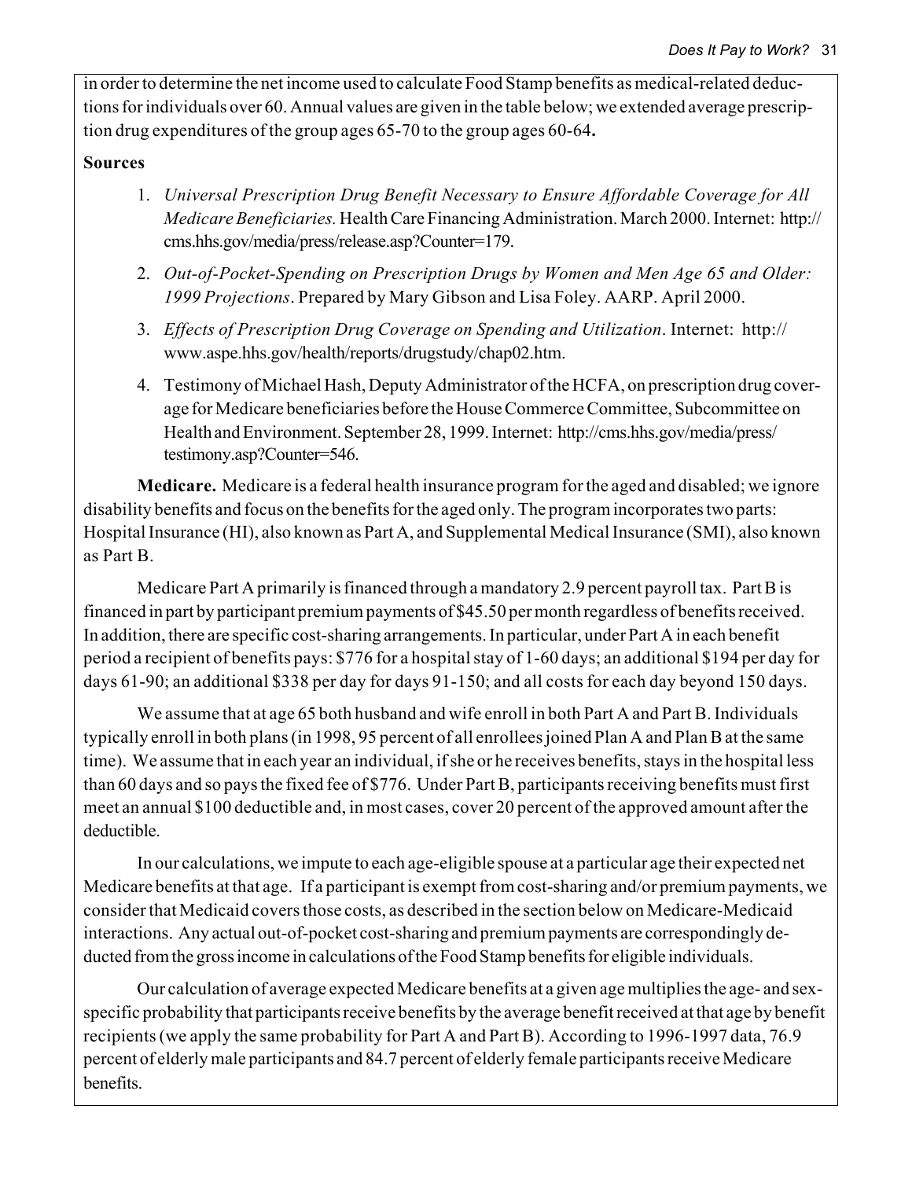in order to determine the net income used to calculate Food Stamp benefits as medical-related deductions for individuals over 60. Annual values are given in the table below; we extended average prescription drug expenditures of the group ages 65-70 to the group ages 60-64**.**

**Sources**

1. *Universal Prescription Drug Benefit Necessary to Ensure Affordable Coverage for All Medicare Beneficiaries.* Health Care Financing Administration. March 2000. Internet: http://cms.hhs.gov/media/press/release.asp?Counter=179.
2. *Out-of-Pocket-Spending on Prescription Drugs by Women and Men Age 65 and Older: 1999 Projections*. Prepared by Mary Gibson and Lisa Foley. AARP. April 2000.
3. *Effects of Prescription Drug Coverage on Spending and Utilization*. Internet: http://www.aspe.hhs.gov/health/reports/drugstudy/chap02.htm.
4. Testimony of Michael Hash, Deputy Administrator of the HCFA, on prescription drug coverage for Medicare beneficiaries before the House Commerce Committee, Subcommittee on Health and Environment. September 28, 1999. Internet: http://cms.hhs.gov/media/press/testimony.asp?Counter=546.

**Medicare.** Medicare is a federal health insurance program for the aged and disabled; we ignore disability benefits and focus on the benefits for the aged only. The program incorporates two parts: Hospital Insurance (HI), also known as Part A, and Supplemental Medical Insurance (SMI), also known as Part B.

Medicare Part A primarily is financed through a mandatory 2.9 percent payroll tax. Part B is financed in part by participant premium payments of $45.50 per month regardless of benefits received. In addition, there are specific cost-sharing arrangements. In particular, under Part A in each benefit period a recipient of benefits pays: $776 for a hospital stay of 1-60 days; an additional $194 per day for days 61-90; an additional $338 per day for days 91-150; and all costs for each day beyond 150 days.

We assume that at age 65 both husband and wife enroll in both Part A and Part B. Individuals typically enroll in both plans (in 1998, 95 percent of all enrollees joined Plan A and Plan B at the same time). We assume that in each year an individual, if she or he receives benefits, stays in the hospital less than 60 days and so pays the fixed fee of $776. Under Part B, participants receiving benefits must first meet an annual $100 deductible and, in most cases, cover 20 percent of the approved amount after the deductible.

In our calculations, we impute to each age-eligible spouse at a particular age their expected net Medicare benefits at that age. If a participant is exempt from cost-sharing and/or premium payments, we consider that Medicaid covers those costs, as described in the section below on Medicare-Medicaid interactions. Any actual out-of-pocket cost-sharing and premium payments are correspondingly deducted from the gross income in calculations of the Food Stamp benefits for eligible individuals.

Our calculation of average expected Medicare benefits at a given age multiplies the age- and sex-specific probability that participants receive benefits by the average benefit received at that age by benefit recipients (we apply the same probability for Part A and Part B). According to 1996-1997 data, 76.9 percent of elderly male participants and 84.7 percent of elderly female participants receive Medicare benefits.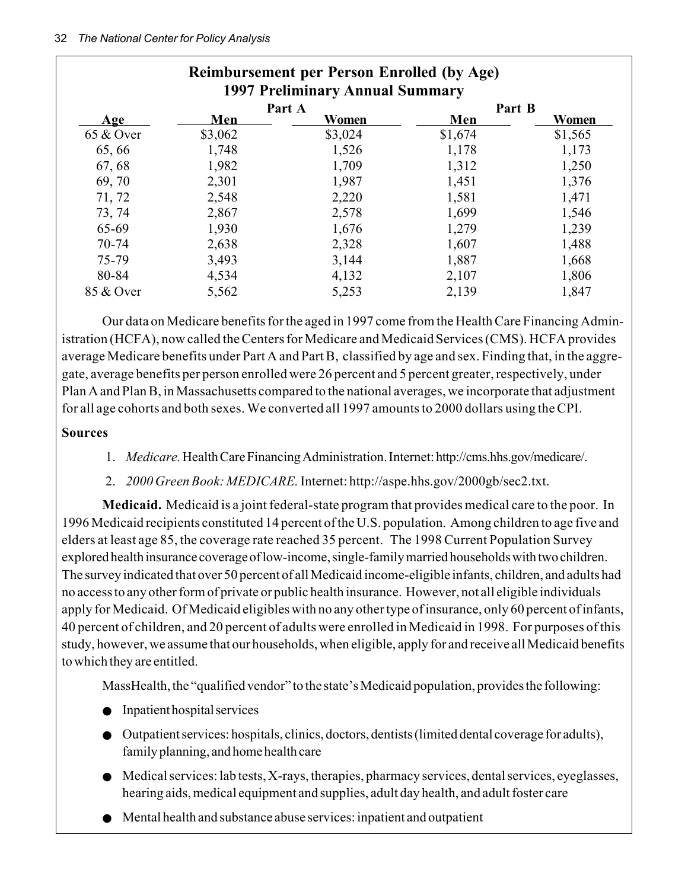## Reimbursement per Person Enrolled (by Age)
## 1997 Preliminary Annual Summary

| Age | Part A | | Part B | |
|---|---|---|---|---|
| | Men | Women | Men | Women |
| 65 & Over | $3,062 | $3,024 | $1,674 | $1,565 |
| 65, 66 | 1,748 | 1,526 | 1,178 | 1,173 |
| 67, 68 | 1,982 | 1,709 | 1,312 | 1,250 |
| 69, 70 | 2,301 | 1,987 | 1,451 | 1,376 |
| 71, 72 | 2,548 | 2,220 | 1,581 | 1,471 |
| 73, 74 | 2,867 | 2,578 | 1,699 | 1,546 |
| 65-69 | 1,930 | 1,676 | 1,279 | 1,239 |
| 70-74 | 2,638 | 2,328 | 1,607 | 1,488 |
| 75-79 | 3,493 | 3,144 | 1,887 | 1,668 |
| 80-84 | 4,534 | 4,132 | 2,107 | 1,806 |
| 85 & Over | 5,562 | 5,253 | 2,139 | 1,847 |

Our data on Medicare benefits for the aged in 1997 come from the Health Care Financing Administration (HCFA), now called the Centers for Medicare and Medicaid Services (CMS). HCFA provides average Medicare benefits under Part A and Part B, classified by age and sex. Finding that, in the aggregate, average benefits per person enrolled were 26 percent and 5 percent greater, respectively, under Plan A and Plan B, in Massachusetts compared to the national averages, we incorporate that adjustment for all age cohorts and both sexes. We converted all 1997 amounts to 2000 dollars using the CPI.

**Sources**

1. *Medicare.* Health Care Financing Administration. Internet: http://cms.hhs.gov/medicare/.
2. *2000 Green Book: MEDICARE.* Internet: http://aspe.hhs.gov/2000gb/sec2.txt.

**Medicaid.** Medicaid is a joint federal-state program that provides medical care to the poor. In 1996 Medicaid recipients constituted 14 percent of the U.S. population. Among children to age five and elders at least age 85, the coverage rate reached 35 percent. The 1998 Current Population Survey explored health insurance coverage of low-income, single-family married households with two children. The survey indicated that over 50 percent of all Medicaid income-eligible infants, children, and adults had no access to any other form of private or public health insurance. However, not all eligible individuals apply for Medicaid. Of Medicaid eligibles with no any other type of insurance, only 60 percent of infants, 40 percent of children, and 20 percent of adults were enrolled in Medicaid in 1998. For purposes of this study, however, we assume that our households, when eligible, apply for and receive all Medicaid benefits to which they are entitled.

MassHealth, the "qualified vendor" to the state's Medicaid population, provides the following:

- Inpatient hospital services
- Outpatient services: hospitals, clinics, doctors, dentists (limited dental coverage for adults), family planning, and home health care
- Medical services: lab tests, X-rays, therapies, pharmacy services, dental services, eyeglasses, hearing aids, medical equipment and supplies, adult day health, and adult foster care
- Mental health and substance abuse services: inpatient and outpatient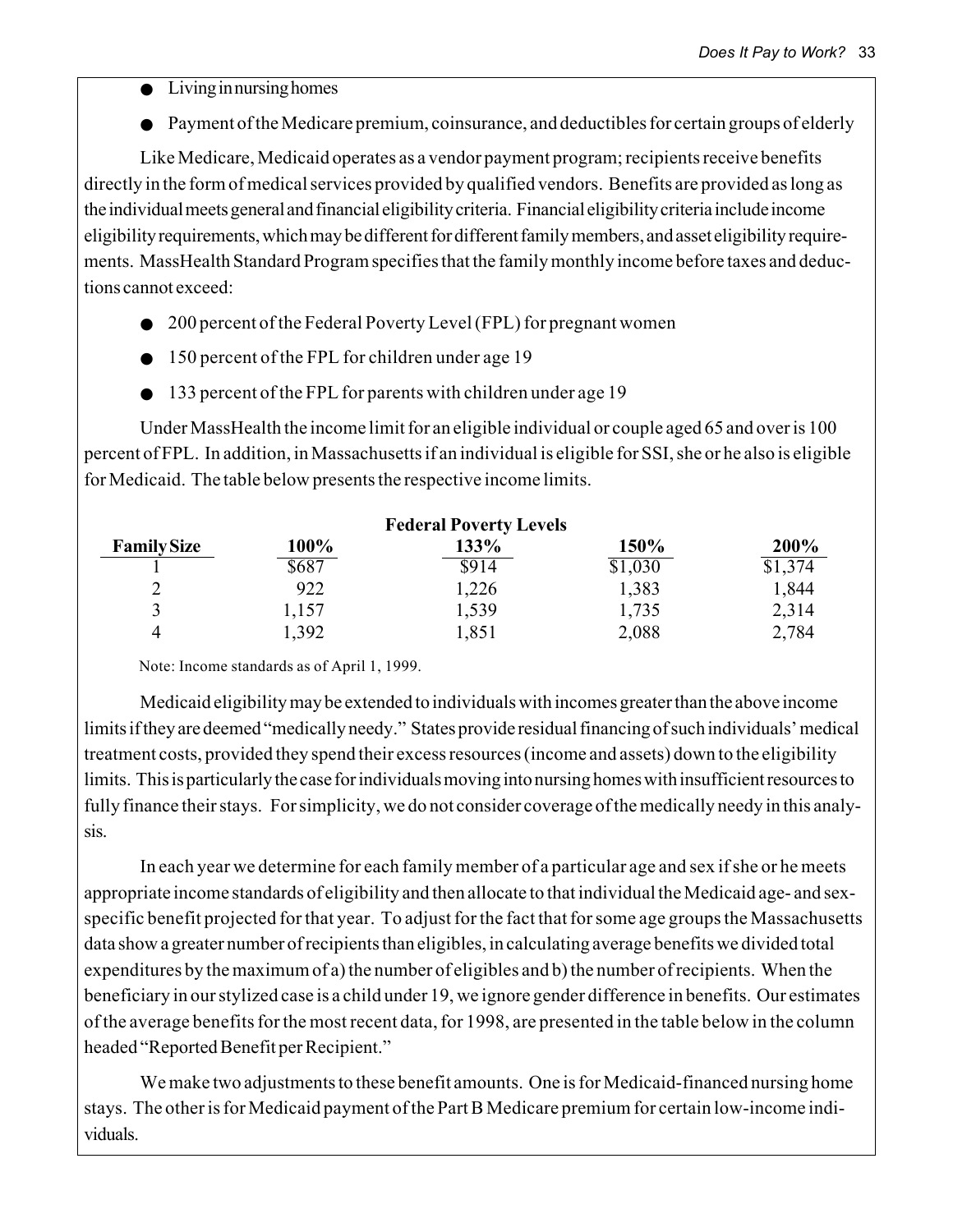- Living in nursing homes
- Payment of the Medicare premium, coinsurance, and deductibles for certain groups of elderly

Like Medicare, Medicaid operates as a vendor payment program; recipients receive benefits directly in the form of medical services provided by qualified vendors. Benefits are provided as long as the individual meets general and financial eligibility criteria. Financial eligibility criteria include income eligibility requirements, which may be different for different family members, and asset eligibility requirements. MassHealth Standard Program specifies that the family monthly income before taxes and deductions cannot exceed:

- 200 percent of the Federal Poverty Level (FPL) for pregnant women
- 150 percent of the FPL for children under age 19
- 133 percent of the FPL for parents with children under age 19

Under MassHealth the income limit for an eligible individual or couple aged 65 and over is 100 percent of FPL. In addition, in Massachusetts if an individual is eligible for SSI, she or he also is eligible for Medicaid. The table below presents the respective income limits.

**Federal Poverty Levels**

| Family Size | 100% | 133% | 150% | 200% |
|---|---|---|---|---|
| 1 | $687 | $914 | $1,030 | $1,374 |
| 2 | 922 | 1,226 | 1,383 | 1,844 |
| 3 | 1,157 | 1,539 | 1,735 | 2,314 |
| 4 | 1,392 | 1,851 | 2,088 | 2,784 |

Note: Income standards as of April 1, 1999.

Medicaid eligibility may be extended to individuals with incomes greater than the above income limits if they are deemed "medically needy." States provide residual financing of such individuals' medical treatment costs, provided they spend their excess resources (income and assets) down to the eligibility limits. This is particularly the case for individuals moving into nursing homes with insufficient resources to fully finance their stays. For simplicity, we do not consider coverage of the medically needy in this analysis.

In each year we determine for each family member of a particular age and sex if she or he meets appropriate income standards of eligibility and then allocate to that individual the Medicaid age- and sex-specific benefit projected for that year. To adjust for the fact that for some age groups the Massachusetts data show a greater number of recipients than eligibles, in calculating average benefits we divided total expenditures by the maximum of a) the number of eligibles and b) the number of recipients. When the beneficiary in our stylized case is a child under 19, we ignore gender difference in benefits. Our estimates of the average benefits for the most recent data, for 1998, are presented in the table below in the column headed "Reported Benefit per Recipient."

We make two adjustments to these benefit amounts. One is for Medicaid-financed nursing home stays. The other is for Medicaid payment of the Part B Medicare premium for certain low-income individuals.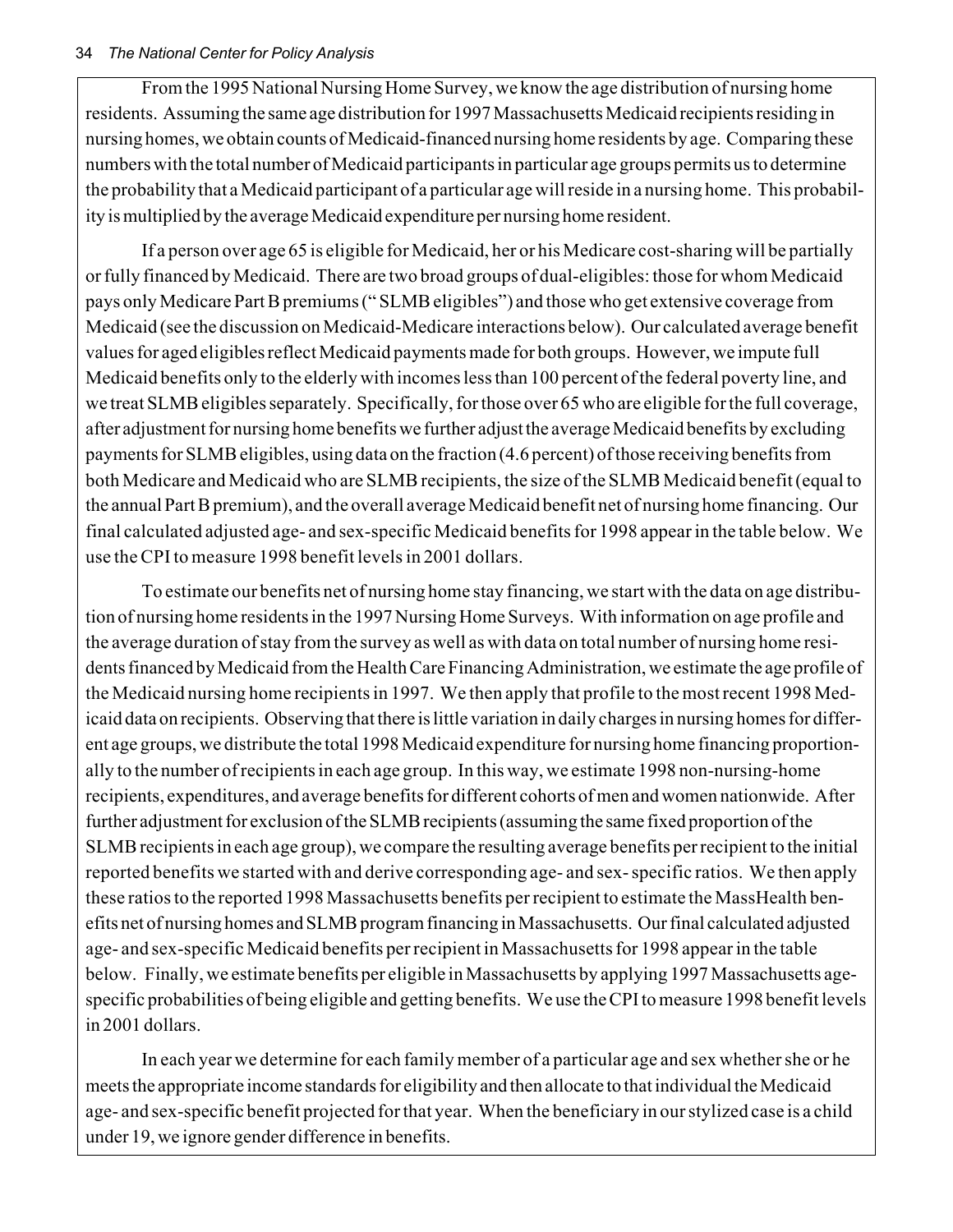From the 1995 National Nursing Home Survey, we know the age distribution of nursing home residents. Assuming the same age distribution for 1997 Massachusetts Medicaid recipients residing in nursing homes, we obtain counts of Medicaid-financed nursing home residents by age. Comparing these numbers with the total number of Medicaid participants in particular age groups permits us to determine the probability that a Medicaid participant of a particular age will reside in a nursing home. This probability is multiplied by the average Medicaid expenditure per nursing home resident.

If a person over age 65 is eligible for Medicaid, her or his Medicare cost-sharing will be partially or fully financed by Medicaid. There are two broad groups of dual-eligibles: those for whom Medicaid pays only Medicare Part B premiums ("SLMB eligibles") and those who get extensive coverage from Medicaid (see the discussion on Medicaid-Medicare interactions below). Our calculated average benefit values for aged eligibles reflect Medicaid payments made for both groups. However, we impute full Medicaid benefits only to the elderly with incomes less than 100 percent of the federal poverty line, and we treat SLMB eligibles separately. Specifically, for those over 65 who are eligible for the full coverage, after adjustment for nursing home benefits we further adjust the average Medicaid benefits by excluding payments for SLMB eligibles, using data on the fraction (4.6 percent) of those receiving benefits from both Medicare and Medicaid who are SLMB recipients, the size of the SLMB Medicaid benefit (equal to the annual Part B premium), and the overall average Medicaid benefit net of nursing home financing. Our final calculated adjusted age- and sex-specific Medicaid benefits for 1998 appear in the table below. We use the CPI to measure 1998 benefit levels in 2001 dollars.

To estimate our benefits net of nursing home stay financing, we start with the data on age distribution of nursing home residents in the 1997 Nursing Home Surveys. With information on age profile and the average duration of stay from the survey as well as with data on total number of nursing home residents financed by Medicaid from the Health Care Financing Administration, we estimate the age profile of the Medicaid nursing home recipients in 1997. We then apply that profile to the most recent 1998 Medicaid data on recipients. Observing that there is little variation in daily charges in nursing homes for different age groups, we distribute the total 1998 Medicaid expenditure for nursing home financing proportionally to the number of recipients in each age group. In this way, we estimate 1998 non-nursing-home recipients, expenditures, and average benefits for different cohorts of men and women nationwide. After further adjustment for exclusion of the SLMB recipients (assuming the same fixed proportion of the SLMB recipients in each age group), we compare the resulting average benefits per recipient to the initial reported benefits we started with and derive corresponding age- and sex- specific ratios. We then apply these ratios to the reported 1998 Massachusetts benefits per recipient to estimate the MassHealth benefits net of nursing homes and SLMB program financing in Massachusetts. Our final calculated adjusted age- and sex-specific Medicaid benefits per recipient in Massachusetts for 1998 appear in the table below. Finally, we estimate benefits per eligible in Massachusetts by applying 1997 Massachusetts age-specific probabilities of being eligible and getting benefits. We use the CPI to measure 1998 benefit levels in 2001 dollars.

In each year we determine for each family member of a particular age and sex whether she or he meets the appropriate income standards for eligibility and then allocate to that individual the Medicaid age- and sex-specific benefit projected for that year. When the beneficiary in our stylized case is a child under 19, we ignore gender difference in benefits.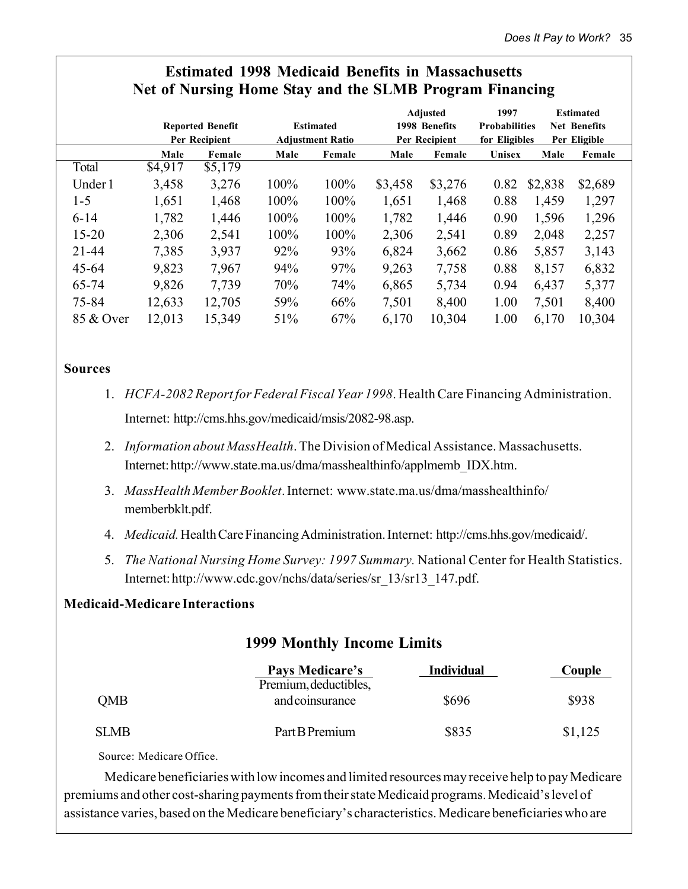## Estimated 1998 Medicaid Benefits in Massachusetts Net of Nursing Home Stay and the SLMB Program Financing

| | Reported Benefit Per Recipient | | Estimated Adjustment Ratio | | Adjusted 1998 Benefits Per Recipient | | 1997 Probabilities for Eligibles | Estimated Net Benefits Per Eligible | |
|---|---|---|---|---|---|---|---|---|---|
| | Male | Female | Male | Female | Male | Female | Unisex | Male | Female |
| Total | $4,917 | $5,179 | | | | | | | |
| Under 1 | 3,458 | 3,276 | 100% | 100% | $3,458 | $3,276 | 0.82 | $2,838 | $2,689 |
| 1-5 | 1,651 | 1,468 | 100% | 100% | 1,651 | 1,468 | 0.88 | 1,459 | 1,297 |
| 6-14 | 1,782 | 1,446 | 100% | 100% | 1,782 | 1,446 | 0.90 | 1,596 | 1,296 |
| 15-20 | 2,306 | 2,541 | 100% | 100% | 2,306 | 2,541 | 0.89 | 2,048 | 2,257 |
| 21-44 | 7,385 | 3,937 | 92% | 93% | 6,824 | 3,662 | 0.86 | 5,857 | 3,143 |
| 45-64 | 9,823 | 7,967 | 94% | 97% | 9,263 | 7,758 | 0.88 | 8,157 | 6,832 |
| 65-74 | 9,826 | 7,739 | 70% | 74% | 6,865 | 5,734 | 0.94 | 6,437 | 5,377 |
| 75-84 | 12,633 | 12,705 | 59% | 66% | 7,501 | 8,400 | 1.00 | 7,501 | 8,400 |
| 85 & Over | 12,013 | 15,349 | 51% | 67% | 6,170 | 10,304 | 1.00 | 6,170 | 10,304 |

**Sources**

1. *HCFA-2082 Report for Federal Fiscal Year 1998*. Health Care Financing Administration. Internet: http://cms.hhs.gov/medicaid/msis/2082-98.asp.
2. *Information about MassHealth*. The Division of Medical Assistance. Massachusetts. Internet: http://www.state.ma.us/dma/masshealthinfo/applmemb_IDX.htm.
3. *MassHealth Member Booklet*. Internet: www.state.ma.us/dma/masshealthinfo/memberbklt.pdf.
4. *Medicaid.* Health Care Financing Administration. Internet: http://cms.hhs.gov/medicaid/.
5. *The National Nursing Home Survey: 1997 Summary.* National Center for Health Statistics. Internet: http://www.cdc.gov/nchs/data/series/sr_13/sr13_147.pdf.

**Medicaid-Medicare Interactions**

### 1999 Monthly Income Limits

| | Pays Medicare's | Individual | Couple |
|---|---|---|---|
| QMB | Premium, deductibles, and coinsurance | $696 | $938 |
| SLMB | Part B Premium | $835 | $1,125 |

Source: Medicare Office.

Medicare beneficiaries with low incomes and limited resources may receive help to pay Medicare premiums and other cost-sharing payments from their state Medicaid programs. Medicaid's level of assistance varies, based on the Medicare beneficiary's characteristics. Medicare beneficiaries who are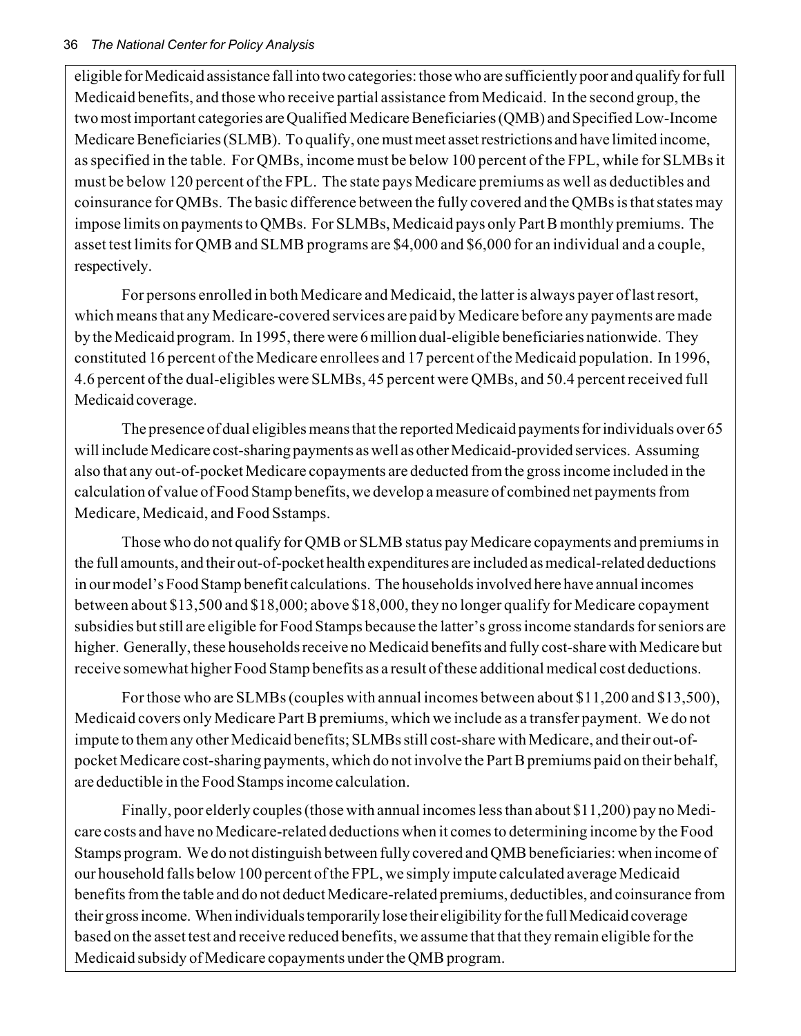eligible for Medicaid assistance fall into two categories: those who are sufficiently poor and qualify for full Medicaid benefits, and those who receive partial assistance from Medicaid. In the second group, the two most important categories are Qualified Medicare Beneficiaries (QMB) and Specified Low-Income Medicare Beneficiaries (SLMB). To qualify, one must meet asset restrictions and have limited income, as specified in the table. For QMBs, income must be below 100 percent of the FPL, while for SLMBs it must be below 120 percent of the FPL. The state pays Medicare premiums as well as deductibles and coinsurance for QMBs. The basic difference between the fully covered and the QMBs is that states may impose limits on payments to QMBs. For SLMBs, Medicaid pays only Part B monthly premiums. The asset test limits for QMB and SLMB programs are $4,000 and $6,000 for an individual and a couple, respectively.

For persons enrolled in both Medicare and Medicaid, the latter is always payer of last resort, which means that any Medicare-covered services are paid by Medicare before any payments are made by the Medicaid program. In 1995, there were 6 million dual-eligible beneficiaries nationwide. They constituted 16 percent of the Medicare enrollees and 17 percent of the Medicaid population. In 1996, 4.6 percent of the dual-eligibles were SLMBs, 45 percent were QMBs, and 50.4 percent received full Medicaid coverage.

The presence of dual eligibles means that the reported Medicaid payments for individuals over 65 will include Medicare cost-sharing payments as well as other Medicaid-provided services. Assuming also that any out-of-pocket Medicare copayments are deducted from the gross income included in the calculation of value of Food Stamp benefits, we develop a measure of combined net payments from Medicare, Medicaid, and Food Sstamps.

Those who do not qualify for QMB or SLMB status pay Medicare copayments and premiums in the full amounts, and their out-of-pocket health expenditures are included as medical-related deductions in our model's Food Stamp benefit calculations. The households involved here have annual incomes between about $13,500 and $18,000; above $18,000, they no longer qualify for Medicare copayment subsidies but still are eligible for Food Stamps because the latter's gross income standards for seniors are higher. Generally, these households receive no Medicaid benefits and fully cost-share with Medicare but receive somewhat higher Food Stamp benefits as a result of these additional medical cost deductions.

For those who are SLMBs (couples with annual incomes between about $11,200 and $13,500), Medicaid covers only Medicare Part B premiums, which we include as a transfer payment. We do not impute to them any other Medicaid benefits; SLMBs still cost-share with Medicare, and their out-of-pocket Medicare cost-sharing payments, which do not involve the Part B premiums paid on their behalf, are deductible in the Food Stamps income calculation.

Finally, poor elderly couples (those with annual incomes less than about $11,200) pay no Medicare costs and have no Medicare-related deductions when it comes to determining income by the Food Stamps program. We do not distinguish between fully covered and QMB beneficiaries: when income of our household falls below 100 percent of the FPL, we simply impute calculated average Medicaid benefits from the table and do not deduct Medicare-related premiums, deductibles, and coinsurance from their gross income. When individuals temporarily lose their eligibility for the full Medicaid coverage based on the asset test and receive reduced benefits, we assume that that they remain eligible for the Medicaid subsidy of Medicare copayments under the QMB program.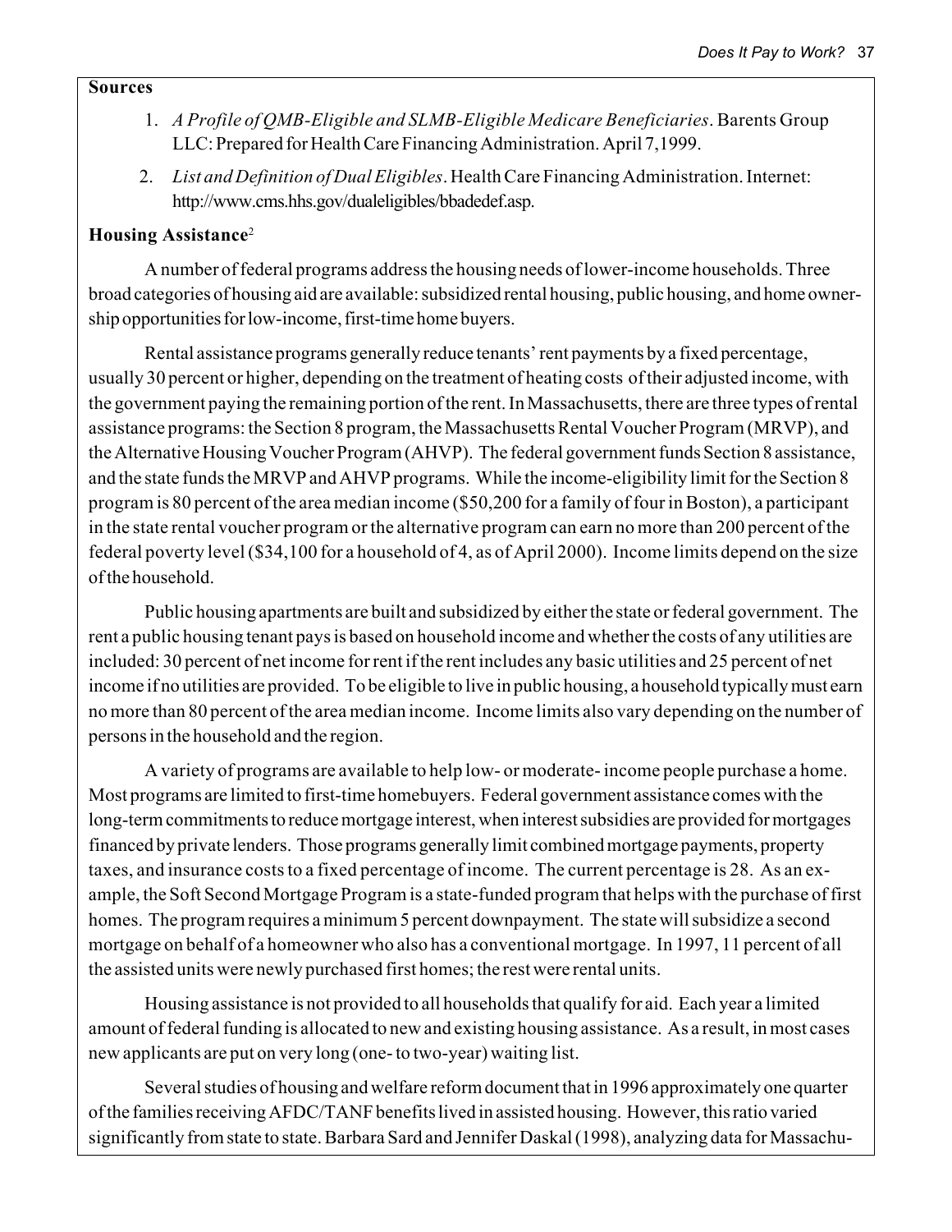**Sources**

1. *A Profile of QMB-Eligible and SLMB-Eligible Medicare Beneficiaries*. Barents Group LLC: Prepared for Health Care Financing Administration. April 7,1999.
2. *List and Definition of Dual Eligibles*. Health Care Financing Administration. Internet: http://www.cms.hhs.gov/dualeligibles/bbadedef.asp.

**Housing Assistance**[2]

A number of federal programs address the housing needs of lower-income households. Three broad categories of housing aid are available: subsidized rental housing, public housing, and home ownership opportunities for low-income, first-time home buyers.

Rental assistance programs generally reduce tenants' rent payments by a fixed percentage, usually 30 percent or higher, depending on the treatment of heating costs of their adjusted income, with the government paying the remaining portion of the rent. In Massachusetts, there are three types of rental assistance programs: the Section 8 program, the Massachusetts Rental Voucher Program (MRVP), and the Alternative Housing Voucher Program (AHVP). The federal government funds Section 8 assistance, and the state funds the MRVP and AHVP programs. While the income-eligibility limit for the Section 8 program is 80 percent of the area median income ($50,200 for a family of four in Boston), a participant in the state rental voucher program or the alternative program can earn no more than 200 percent of the federal poverty level ($34,100 for a household of 4, as of April 2000). Income limits depend on the size of the household.

Public housing apartments are built and subsidized by either the state or federal government. The rent a public housing tenant pays is based on household income and whether the costs of any utilities are included: 30 percent of net income for rent if the rent includes any basic utilities and 25 percent of net income if no utilities are provided. To be eligible to live in public housing, a household typically must earn no more than 80 percent of the area median income. Income limits also vary depending on the number of persons in the household and the region.

A variety of programs are available to help low- or moderate- income people purchase a home. Most programs are limited to first-time homebuyers. Federal government assistance comes with the long-term commitments to reduce mortgage interest, when interest subsidies are provided for mortgages financed by private lenders. Those programs generally limit combined mortgage payments, property taxes, and insurance costs to a fixed percentage of income. The current percentage is 28. As an example, the Soft Second Mortgage Program is a state-funded program that helps with the purchase of first homes. The program requires a minimum 5 percent downpayment. The state will subsidize a second mortgage on behalf of a homeowner who also has a conventional mortgage. In 1997, 11 percent of all the assisted units were newly purchased first homes; the rest were rental units.

Housing assistance is not provided to all households that qualify for aid. Each year a limited amount of federal funding is allocated to new and existing housing assistance. As a result, in most cases new applicants are put on very long (one- to two-year) waiting list.

Several studies of housing and welfare reform document that in 1996 approximately one quarter of the families receiving AFDC/TANF benefits lived in assisted housing. However, this ratio varied significantly from state to state. Barbara Sard and Jennifer Daskal (1998), analyzing data for Massachu-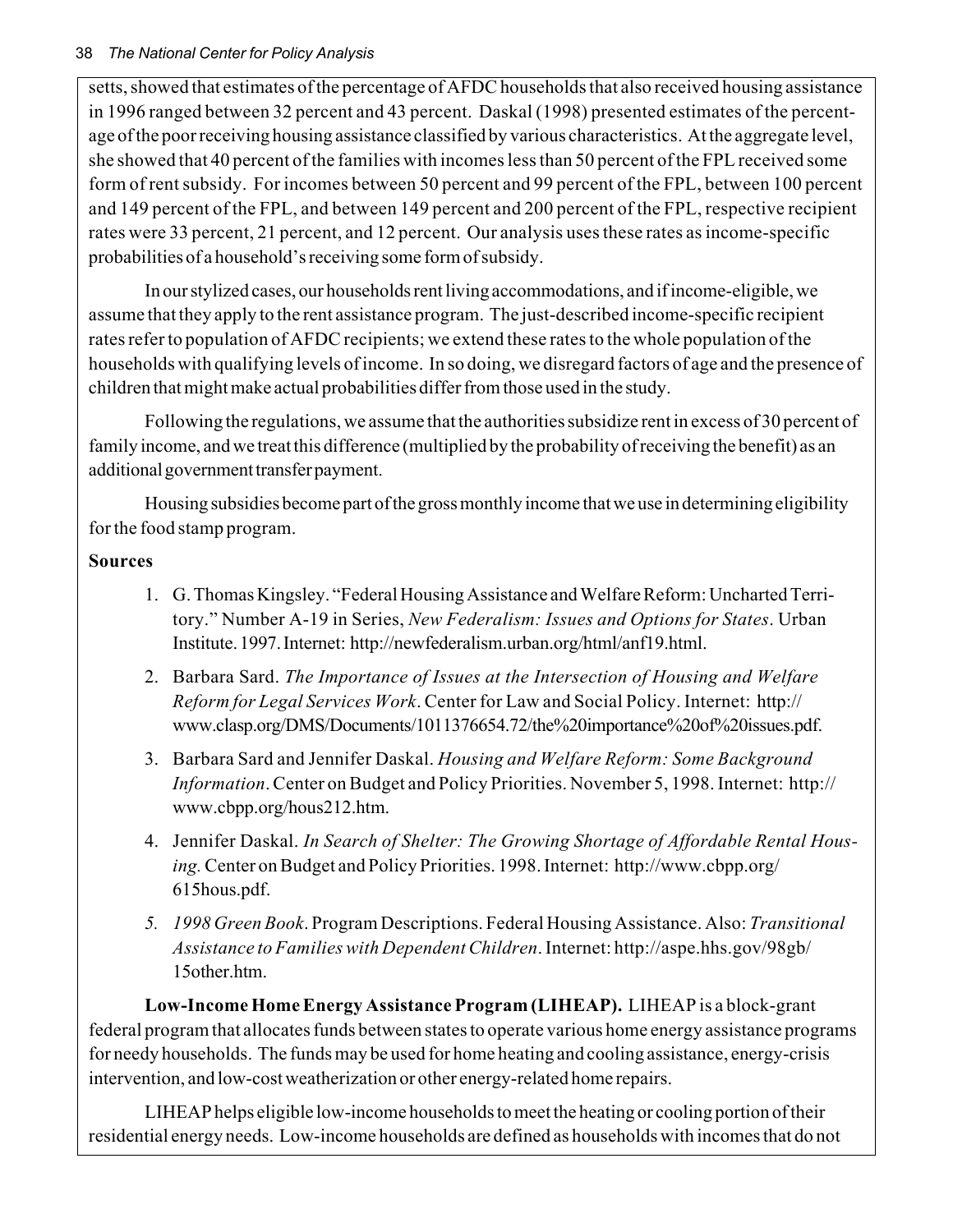setts, showed that estimates of the percentage of AFDC households that also received housing assistance in 1996 ranged between 32 percent and 43 percent. Daskal (1998) presented estimates of the percentage of the poor receiving housing assistance classified by various characteristics. At the aggregate level, she showed that 40 percent of the families with incomes less than 50 percent of the FPL received some form of rent subsidy. For incomes between 50 percent and 99 percent of the FPL, between 100 percent and 149 percent of the FPL, and between 149 percent and 200 percent of the FPL, respective recipient rates were 33 percent, 21 percent, and 12 percent. Our analysis uses these rates as income-specific probabilities of a household's receiving some form of subsidy.

In our stylized cases, our households rent living accommodations, and if income-eligible, we assume that they apply to the rent assistance program. The just-described income-specific recipient rates refer to population of AFDC recipients; we extend these rates to the whole population of the households with qualifying levels of income. In so doing, we disregard factors of age and the presence of children that might make actual probabilities differ from those used in the study.

Following the regulations, we assume that the authorities subsidize rent in excess of 30 percent of family income, and we treat this difference (multiplied by the probability of receiving the benefit) as an additional government transfer payment.

Housing subsidies become part of the gross monthly income that we use in determining eligibility for the food stamp program.

**Sources**

1. G. Thomas Kingsley. "Federal Housing Assistance and Welfare Reform: Uncharted Territory." Number A-19 in Series, *New Federalism: Issues and Options for States*. Urban Institute. 1997. Internet: http://newfederalism.urban.org/html/anf19.html.
2. Barbara Sard. *The Importance of Issues at the Intersection of Housing and Welfare Reform for Legal Services Work*. Center for Law and Social Policy. Internet: http://www.clasp.org/DMS/Documents/1011376654.72/the%20importance%20of%20issues.pdf.
3. Barbara Sard and Jennifer Daskal. *Housing and Welfare Reform: Some Background Information*. Center on Budget and Policy Priorities. November 5, 1998. Internet: http://www.cbpp.org/hous212.htm.
4. Jennifer Daskal. *In Search of Shelter: The Growing Shortage of Affordable Rental Housing.* Center on Budget and Policy Priorities. 1998. Internet: http://www.cbpp.org/615hous.pdf.
5. *1998 Green Book*. Program Descriptions. Federal Housing Assistance. Also: *Transitional Assistance to Families with Dependent Children*. Internet: http://aspe.hhs.gov/98gb/15other.htm.

**Low-Income Home Energy Assistance Program (LIHEAP).** LIHEAP is a block-grant federal program that allocates funds between states to operate various home energy assistance programs for needy households. The funds may be used for home heating and cooling assistance, energy-crisis intervention, and low-cost weatherization or other energy-related home repairs.

LIHEAP helps eligible low-income households to meet the heating or cooling portion of their residential energy needs. Low-income households are defined as households with incomes that do not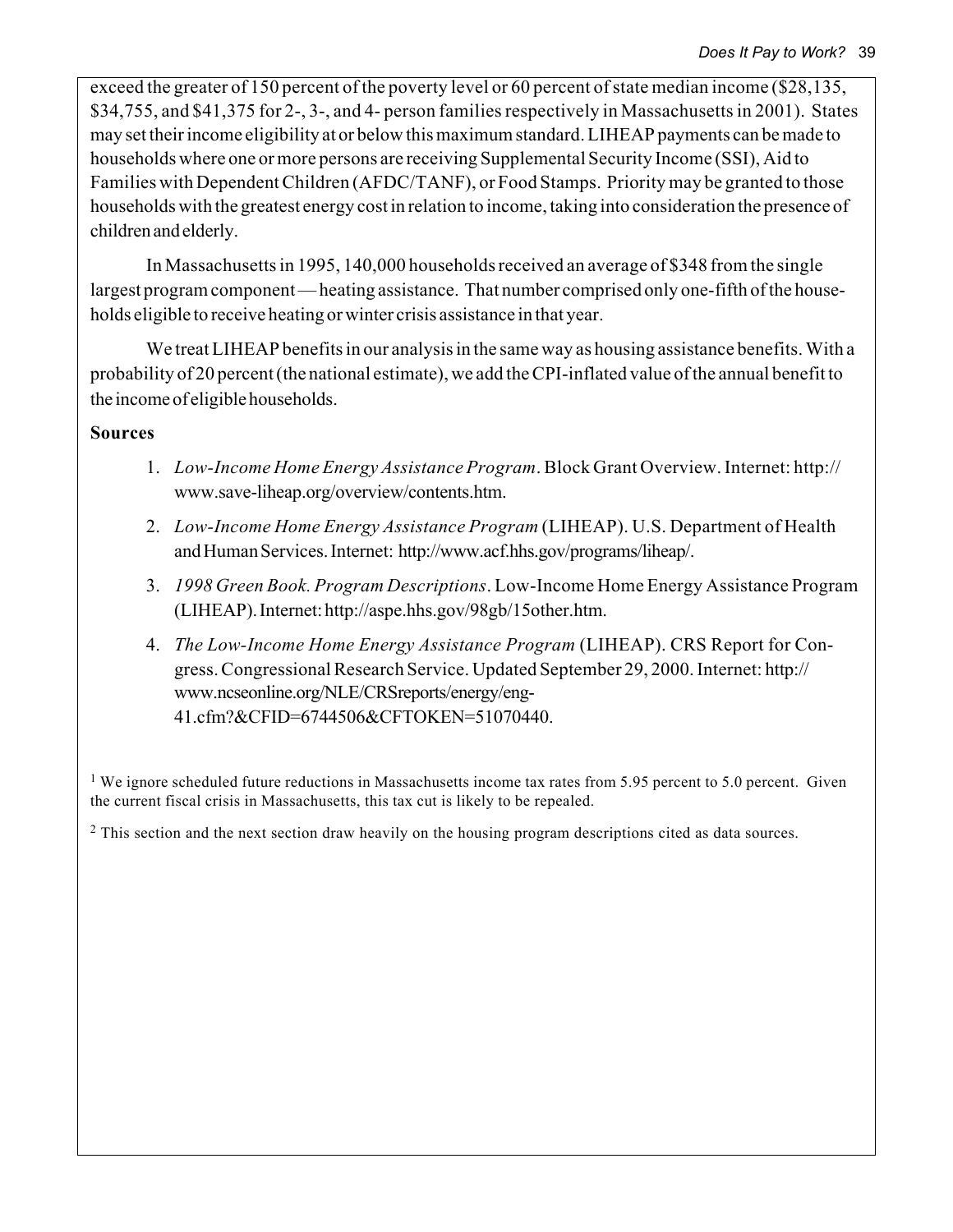exceed the greater of 150 percent of the poverty level or 60 percent of state median income ($28,135, $34,755, and $41,375 for 2-, 3-, and 4- person families respectively in Massachusetts in 2001). States may set their income eligibility at or below this maximum standard. LIHEAP payments can be made to households where one or more persons are receiving Supplemental Security Income (SSI), Aid to Families with Dependent Children (AFDC/TANF), or Food Stamps. Priority may be granted to those households with the greatest energy cost in relation to income, taking into consideration the presence of children and elderly.

In Massachusetts in 1995, 140,000 households received an average of $348 from the single largest program component — heating assistance. That number comprised only one-fifth of the households eligible to receive heating or winter crisis assistance in that year.

We treat LIHEAP benefits in our analysis in the same way as housing assistance benefits. With a probability of 20 percent (the national estimate), we add the CPI-inflated value of the annual benefit to the income of eligible households.

**Sources**

1. *Low-Income Home Energy Assistance Program*. Block Grant Overview. Internet: http://www.save-liheap.org/overview/contents.htm.
2. *Low-Income Home Energy Assistance Program* (LIHEAP). U.S. Department of Health and Human Services. Internet: http://www.acf.hhs.gov/programs/liheap/.
3. *1998 Green Book. Program Descriptions*. Low-Income Home Energy Assistance Program (LIHEAP). Internet: http://aspe.hhs.gov/98gb/15other.htm.
4. *The Low-Income Home Energy Assistance Program* (LIHEAP). CRS Report for Congress. Congressional Research Service. Updated September 29, 2000. Internet: http://www.ncseonline.org/NLE/CRSreports/energy/eng-41.cfm?&CFID=6744506&CFTOKEN=51070440.

[1] We ignore scheduled future reductions in Massachusetts income tax rates from 5.95 percent to 5.0 percent. Given the current fiscal crisis in Massachusetts, this tax cut is likely to be repealed.

[2] This section and the next section draw heavily on the housing program descriptions cited as data sources.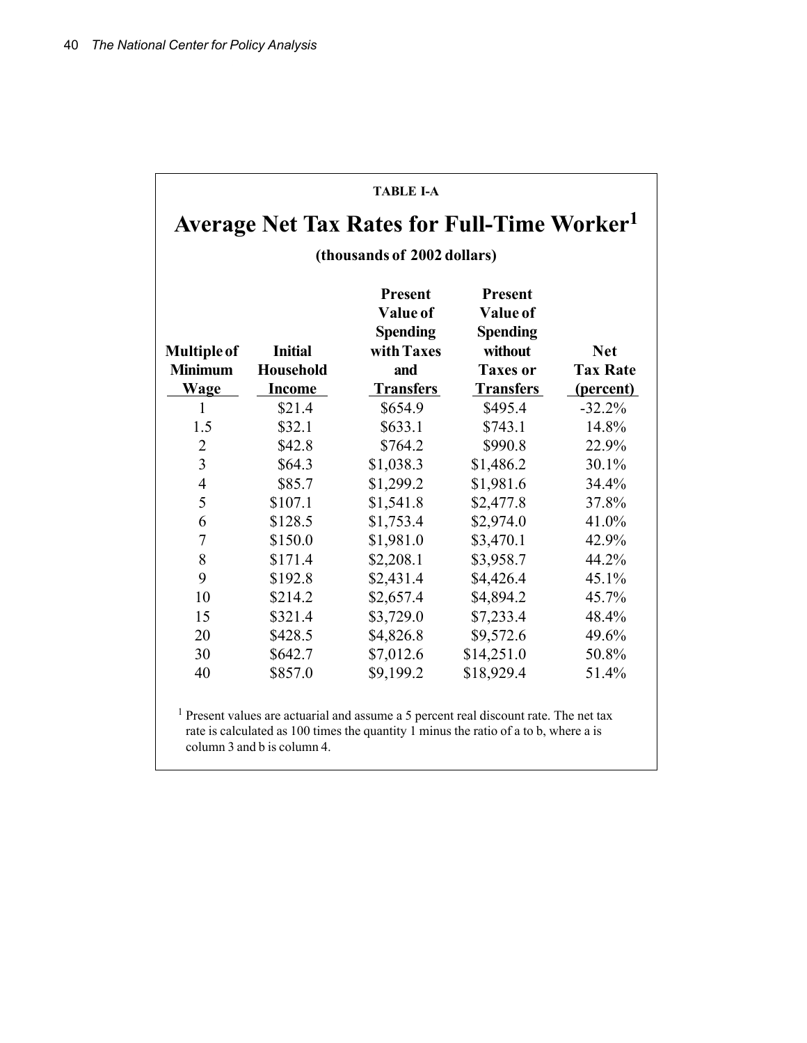**TABLE I-A**

## Average Net Tax Rates for Full-Time Worker[1]

**(thousands of 2002 dollars)**

| Multiple of Minimum Wage | Initial Household Income | Present Value of Spending with Taxes and Transfers | Present Value of Spending without Taxes or Transfers | Net Tax Rate (percent) |
|---|---|---|---|---|
| 1 | $21.4 | $654.9 | $495.4 | -32.2% |
| 1.5 | $32.1 | $633.1 | $743.1 | 14.8% |
| 2 | $42.8 | $764.2 | $990.8 | 22.9% |
| 3 | $64.3 | $1,038.3 | $1,486.2 | 30.1% |
| 4 | $85.7 | $1,299.2 | $1,981.6 | 34.4% |
| 5 | $107.1 | $1,541.8 | $2,477.8 | 37.8% |
| 6 | $128.5 | $1,753.4 | $2,974.0 | 41.0% |
| 7 | $150.0 | $1,981.0 | $3,470.1 | 42.9% |
| 8 | $171.4 | $2,208.1 | $3,958.7 | 44.2% |
| 9 | $192.8 | $2,431.4 | $4,426.4 | 45.1% |
| 10 | $214.2 | $2,657.4 | $4,894.2 | 45.7% |
| 15 | $321.4 | $3,729.0 | $7,233.4 | 48.4% |
| 20 | $428.5 | $4,826.8 | $9,572.6 | 49.6% |
| 30 | $642.7 | $7,012.6 | $14,251.0 | 50.8% |
| 40 | $857.0 | $9,199.2 | $18,929.4 | 51.4% |

[1] Present values are actuarial and assume a 5 percent real discount rate. The net tax rate is calculated as 100 times the quantity 1 minus the ratio of a to b, where a is column 3 and b is column 4.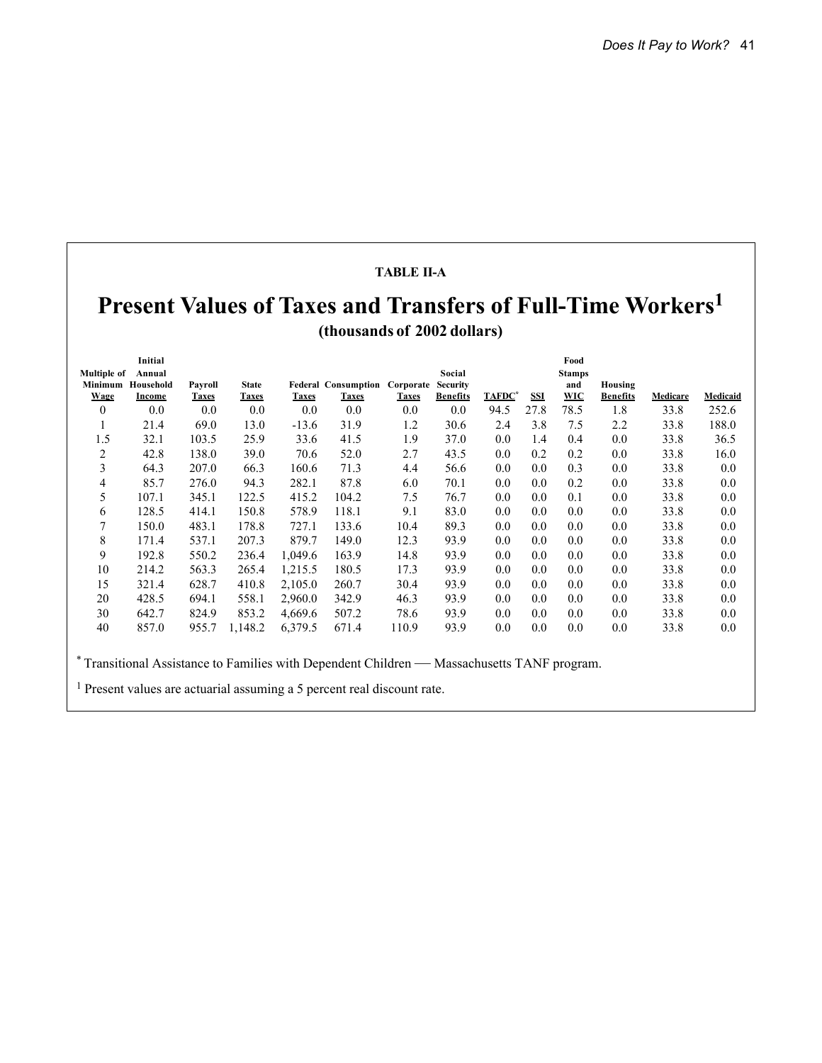**TABLE II-A**

# Present Values of Taxes and Transfers of Full-Time Workers[1]

**(thousands of 2002 dollars)**

| Multiple of Minimum Wage | Initial Annual Household Income | Payroll Taxes | State Taxes | Federal Taxes | Consumption Taxes | Corporate Taxes | Social Security Benefits | TAFDC* | SSI | Food Stamps and WIC | Housing Benefits | Medicare | Medicaid |
|---|---|---|---|---|---|---|---|---|---|---|---|---|---|
| 0 | 0.0 | 0.0 | 0.0 | 0.0 | 0.0 | 0.0 | 0.0 | 94.5 | 27.8 | 78.5 | 1.8 | 33.8 | 252.6 |
| 1 | 21.4 | 69.0 | 13.0 | -13.6 | 31.9 | 1.2 | 30.6 | 2.4 | 3.8 | 7.5 | 2.2 | 33.8 | 188.0 |
| 1.5 | 32.1 | 103.5 | 25.9 | 33.6 | 41.5 | 1.9 | 37.0 | 0.0 | 1.4 | 0.4 | 0.0 | 33.8 | 36.5 |
| 2 | 42.8 | 138.0 | 39.0 | 70.6 | 52.0 | 2.7 | 43.5 | 0.0 | 0.2 | 0.2 | 0.0 | 33.8 | 16.0 |
| 3 | 64.3 | 207.0 | 66.3 | 160.6 | 71.3 | 4.4 | 56.6 | 0.0 | 0.0 | 0.3 | 0.0 | 33.8 | 0.0 |
| 4 | 85.7 | 276.0 | 94.3 | 282.1 | 87.8 | 6.0 | 70.1 | 0.0 | 0.0 | 0.2 | 0.0 | 33.8 | 0.0 |
| 5 | 107.1 | 345.1 | 122.5 | 415.2 | 104.2 | 7.5 | 76.7 | 0.0 | 0.0 | 0.1 | 0.0 | 33.8 | 0.0 |
| 6 | 128.5 | 414.1 | 150.8 | 578.9 | 118.1 | 9.1 | 83.0 | 0.0 | 0.0 | 0.0 | 0.0 | 33.8 | 0.0 |
| 7 | 150.0 | 483.1 | 178.8 | 727.1 | 133.6 | 10.4 | 89.3 | 0.0 | 0.0 | 0.0 | 0.0 | 33.8 | 0.0 |
| 8 | 171.4 | 537.1 | 207.3 | 879.7 | 149.0 | 12.3 | 93.9 | 0.0 | 0.0 | 0.0 | 0.0 | 33.8 | 0.0 |
| 9 | 192.8 | 550.2 | 236.4 | 1,049.6 | 163.9 | 14.8 | 93.9 | 0.0 | 0.0 | 0.0 | 0.0 | 33.8 | 0.0 |
| 10 | 214.2 | 563.3 | 265.4 | 1,215.5 | 180.5 | 17.3 | 93.9 | 0.0 | 0.0 | 0.0 | 0.0 | 33.8 | 0.0 |
| 15 | 321.4 | 628.7 | 410.8 | 2,105.0 | 260.7 | 30.4 | 93.9 | 0.0 | 0.0 | 0.0 | 0.0 | 33.8 | 0.0 |
| 20 | 428.5 | 694.1 | 558.1 | 2,960.0 | 342.9 | 46.3 | 93.9 | 0.0 | 0.0 | 0.0 | 0.0 | 33.8 | 0.0 |
| 30 | 642.7 | 824.9 | 853.2 | 4,669.6 | 507.2 | 78.6 | 93.9 | 0.0 | 0.0 | 0.0 | 0.0 | 33.8 | 0.0 |
| 40 | 857.0 | 955.7 | 1,148.2 | 6,379.5 | 671.4 | 110.9 | 93.9 | 0.0 | 0.0 | 0.0 | 0.0 | 33.8 | 0.0 |

\* Transitional Assistance to Families with Dependent Children — Massachusetts TANF program.

[1] Present values are actuarial assuming a 5 percent real discount rate.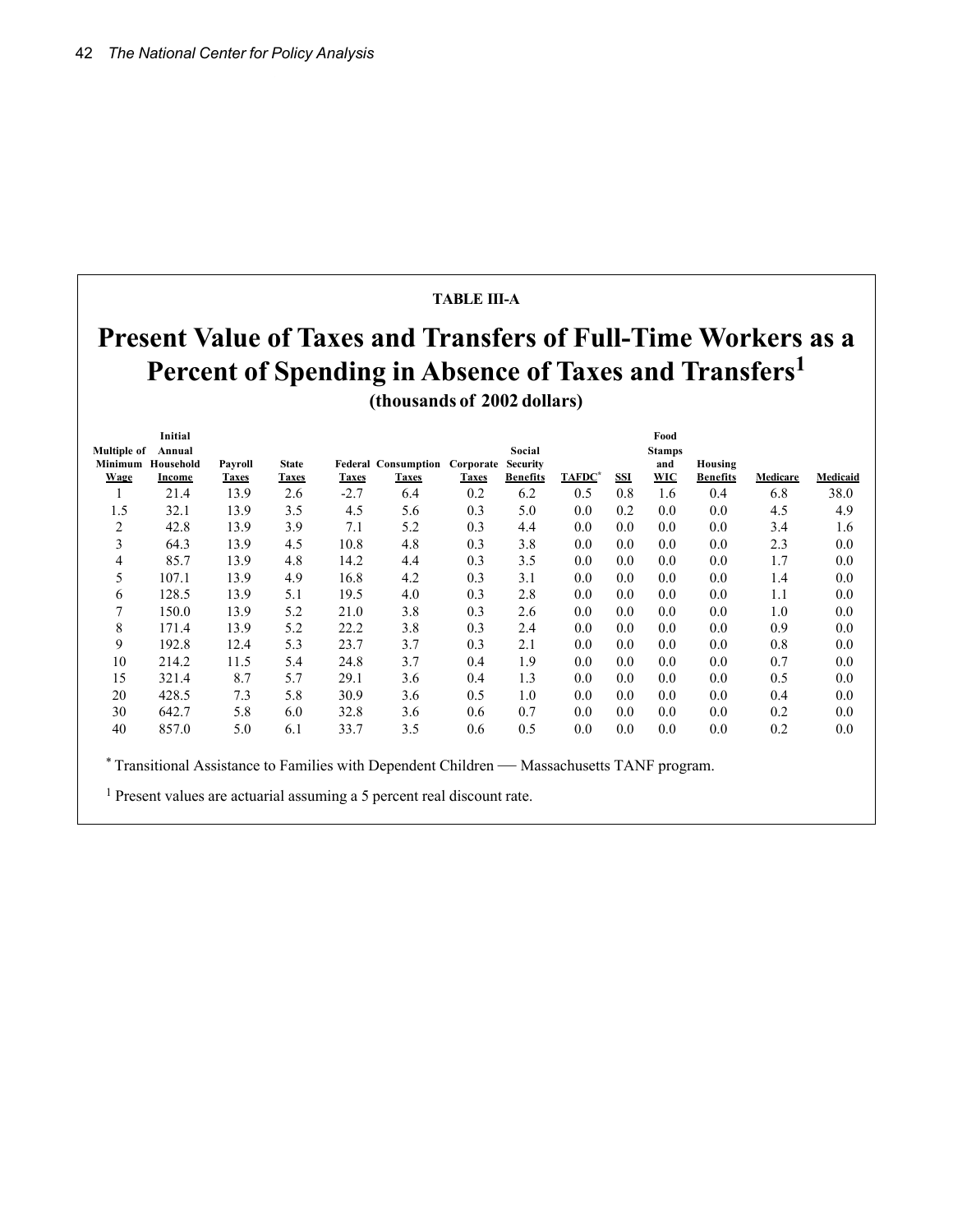**TABLE III-A**

# Present Value of Taxes and Transfers of Full-Time Workers as a Percent of Spending in Absence of Taxes and Transfers[1]

**(thousands of 2002 dollars)**

| Multiple of Minimum Wage | Initial Annual Household Income | Payroll Taxes | State Taxes | Federal Taxes | Consumption Taxes | Corporate Taxes | Social Security Benefits | TAFDC* | SSI | Food Stamps and WIC | Housing Benefits | Medicare | Medicaid |
|---|---|---|---|---|---|---|---|---|---|---|---|---|---|
| 1 | 21.4 | 13.9 | 2.6 | -2.7 | 6.4 | 0.2 | 6.2 | 0.5 | 0.8 | 1.6 | 0.4 | 6.8 | 38.0 |
| 1.5 | 32.1 | 13.9 | 3.5 | 4.5 | 5.6 | 0.3 | 5.0 | 0.0 | 0.2 | 0.0 | 0.0 | 4.5 | 4.9 |
| 2 | 42.8 | 13.9 | 3.9 | 7.1 | 5.2 | 0.3 | 4.4 | 0.0 | 0.0 | 0.0 | 0.0 | 3.4 | 1.6 |
| 3 | 64.3 | 13.9 | 4.5 | 10.8 | 4.8 | 0.3 | 3.8 | 0.0 | 0.0 | 0.0 | 0.0 | 2.3 | 0.0 |
| 4 | 85.7 | 13.9 | 4.8 | 14.2 | 4.4 | 0.3 | 3.5 | 0.0 | 0.0 | 0.0 | 0.0 | 1.7 | 0.0 |
| 5 | 107.1 | 13.9 | 4.9 | 16.8 | 4.2 | 0.3 | 3.1 | 0.0 | 0.0 | 0.0 | 0.0 | 1.4 | 0.0 |
| 6 | 128.5 | 13.9 | 5.1 | 19.5 | 4.0 | 0.3 | 2.8 | 0.0 | 0.0 | 0.0 | 0.0 | 1.1 | 0.0 |
| 7 | 150.0 | 13.9 | 5.2 | 21.0 | 3.8 | 0.3 | 2.6 | 0.0 | 0.0 | 0.0 | 0.0 | 1.0 | 0.0 |
| 8 | 171.4 | 13.9 | 5.2 | 22.2 | 3.8 | 0.3 | 2.4 | 0.0 | 0.0 | 0.0 | 0.0 | 0.9 | 0.0 |
| 9 | 192.8 | 12.4 | 5.3 | 23.7 | 3.7 | 0.3 | 2.1 | 0.0 | 0.0 | 0.0 | 0.0 | 0.8 | 0.0 |
| 10 | 214.2 | 11.5 | 5.4 | 24.8 | 3.7 | 0.4 | 1.9 | 0.0 | 0.0 | 0.0 | 0.0 | 0.7 | 0.0 |
| 15 | 321.4 | 8.7 | 5.7 | 29.1 | 3.6 | 0.4 | 1.3 | 0.0 | 0.0 | 0.0 | 0.0 | 0.5 | 0.0 |
| 20 | 428.5 | 7.3 | 5.8 | 30.9 | 3.6 | 0.5 | 1.0 | 0.0 | 0.0 | 0.0 | 0.0 | 0.4 | 0.0 |
| 30 | 642.7 | 5.8 | 6.0 | 32.8 | 3.6 | 0.6 | 0.7 | 0.0 | 0.0 | 0.0 | 0.0 | 0.2 | 0.0 |
| 40 | 857.0 | 5.0 | 6.1 | 33.7 | 3.5 | 0.6 | 0.5 | 0.0 | 0.0 | 0.0 | 0.0 | 0.2 | 0.0 |

* Transitional Assistance to Families with Dependent Children — Massachusetts TANF program.

[1] Present values are actuarial assuming a 5 percent real discount rate.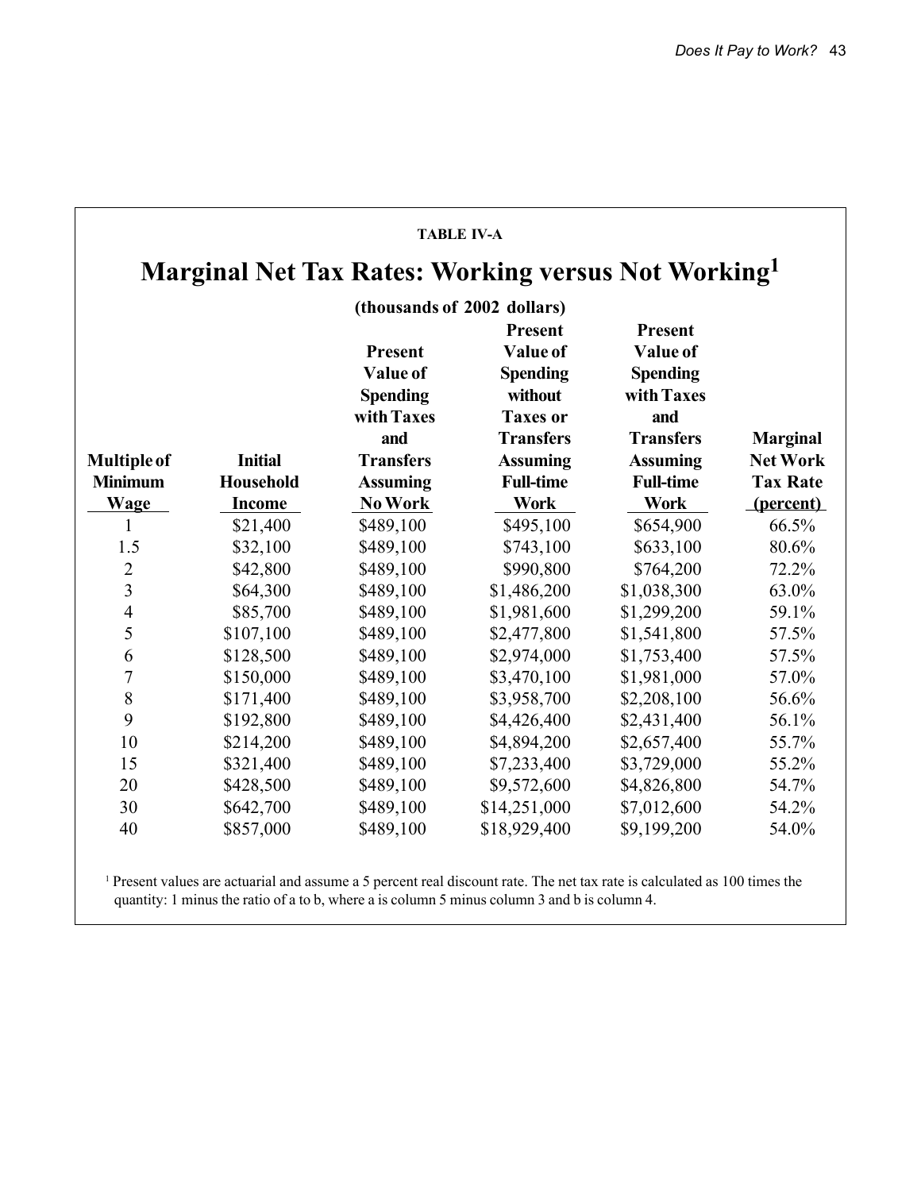**TABLE IV-A**

## Marginal Net Tax Rates: Working versus Not Working[1]

**(thousands of 2002 dollars)**

| Multiple of Minimum Wage | Initial Household Income | Present Value of Spending with Taxes and Transfers Assuming No Work | Present Value of Spending without Taxes or Transfers Assuming Full-time Work | Present Value of Spending with Taxes and Transfers Assuming Full-time Work | Marginal Net Work Tax Rate (percent) |
|---|---|---|---|---|---|
| 1 | $21,400 | $489,100 | $495,100 | $654,900 | 66.5% |
| 1.5 | $32,100 | $489,100 | $743,100 | $633,100 | 80.6% |
| 2 | $42,800 | $489,100 | $990,800 | $764,200 | 72.2% |
| 3 | $64,300 | $489,100 | $1,486,200 | $1,038,300 | 63.0% |
| 4 | $85,700 | $489,100 | $1,981,600 | $1,299,200 | 59.1% |
| 5 | $107,100 | $489,100 | $2,477,800 | $1,541,800 | 57.5% |
| 6 | $128,500 | $489,100 | $2,974,000 | $1,753,400 | 57.5% |
| 7 | $150,000 | $489,100 | $3,470,100 | $1,981,000 | 57.0% |
| 8 | $171,400 | $489,100 | $3,958,700 | $2,208,100 | 56.6% |
| 9 | $192,800 | $489,100 | $4,426,400 | $2,431,400 | 56.1% |
| 10 | $214,200 | $489,100 | $4,894,200 | $2,657,400 | 55.7% |
| 15 | $321,400 | $489,100 | $7,233,400 | $3,729,000 | 55.2% |
| 20 | $428,500 | $489,100 | $9,572,600 | $4,826,800 | 54.7% |
| 30 | $642,700 | $489,100 | $14,251,000 | $7,012,600 | 54.2% |
| 40 | $857,000 | $489,100 | $18,929,400 | $9,199,200 | 54.0% |

[1] Present values are actuarial and assume a 5 percent real discount rate. The net tax rate is calculated as 100 times the quantity: 1 minus the ratio of a to b, where a is column 5 minus column 3 and b is column 4.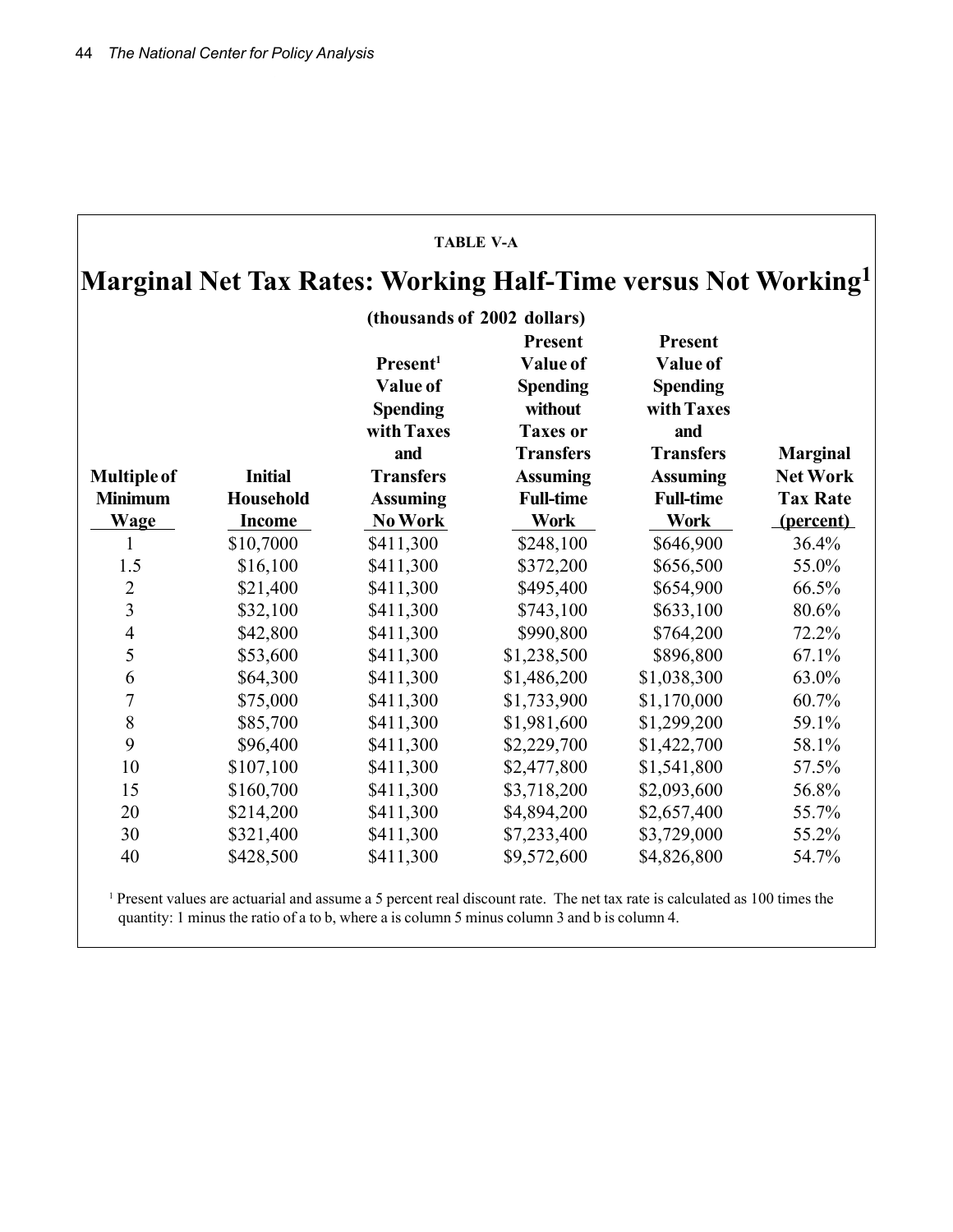TABLE V-A

## Marginal Net Tax Rates: Working Half-Time versus Not Working[1]

(thousands of 2002 dollars)

| Multiple of Minimum Wage | Initial Household Income | Present[1] Value of Spending with Taxes and Transfers Assuming No Work | Present Value of Spending without Taxes or Transfers Assuming Full-time Work | Present Value of Spending with Taxes and Transfers Assuming Full-time Work | Marginal Net Work Tax Rate (percent) |
|---|---|---|---|---|---|
| 1 | $10,7000 | $411,300 | $248,100 | $646,900 | 36.4% |
| 1.5 | $16,100 | $411,300 | $372,200 | $656,500 | 55.0% |
| 2 | $21,400 | $411,300 | $495,400 | $654,900 | 66.5% |
| 3 | $32,100 | $411,300 | $743,100 | $633,100 | 80.6% |
| 4 | $42,800 | $411,300 | $990,800 | $764,200 | 72.2% |
| 5 | $53,600 | $411,300 | $1,238,500 | $896,800 | 67.1% |
| 6 | $64,300 | $411,300 | $1,486,200 | $1,038,300 | 63.0% |
| 7 | $75,000 | $411,300 | $1,733,900 | $1,170,000 | 60.7% |
| 8 | $85,700 | $411,300 | $1,981,600 | $1,299,200 | 59.1% |
| 9 | $96,400 | $411,300 | $2,229,700 | $1,422,700 | 58.1% |
| 10 | $107,100 | $411,300 | $2,477,800 | $1,541,800 | 57.5% |
| 15 | $160,700 | $411,300 | $3,718,200 | $2,093,600 | 56.8% |
| 20 | $214,200 | $411,300 | $4,894,200 | $2,657,400 | 55.7% |
| 30 | $321,400 | $411,300 | $7,233,400 | $3,729,000 | 55.2% |
| 40 | $428,500 | $411,300 | $9,572,600 | $4,826,800 | 54.7% |

[1] Present values are actuarial and assume a 5 percent real discount rate. The net tax rate is calculated as 100 times the quantity: 1 minus the ratio of a to b, where a is column 5 minus column 3 and b is column 4.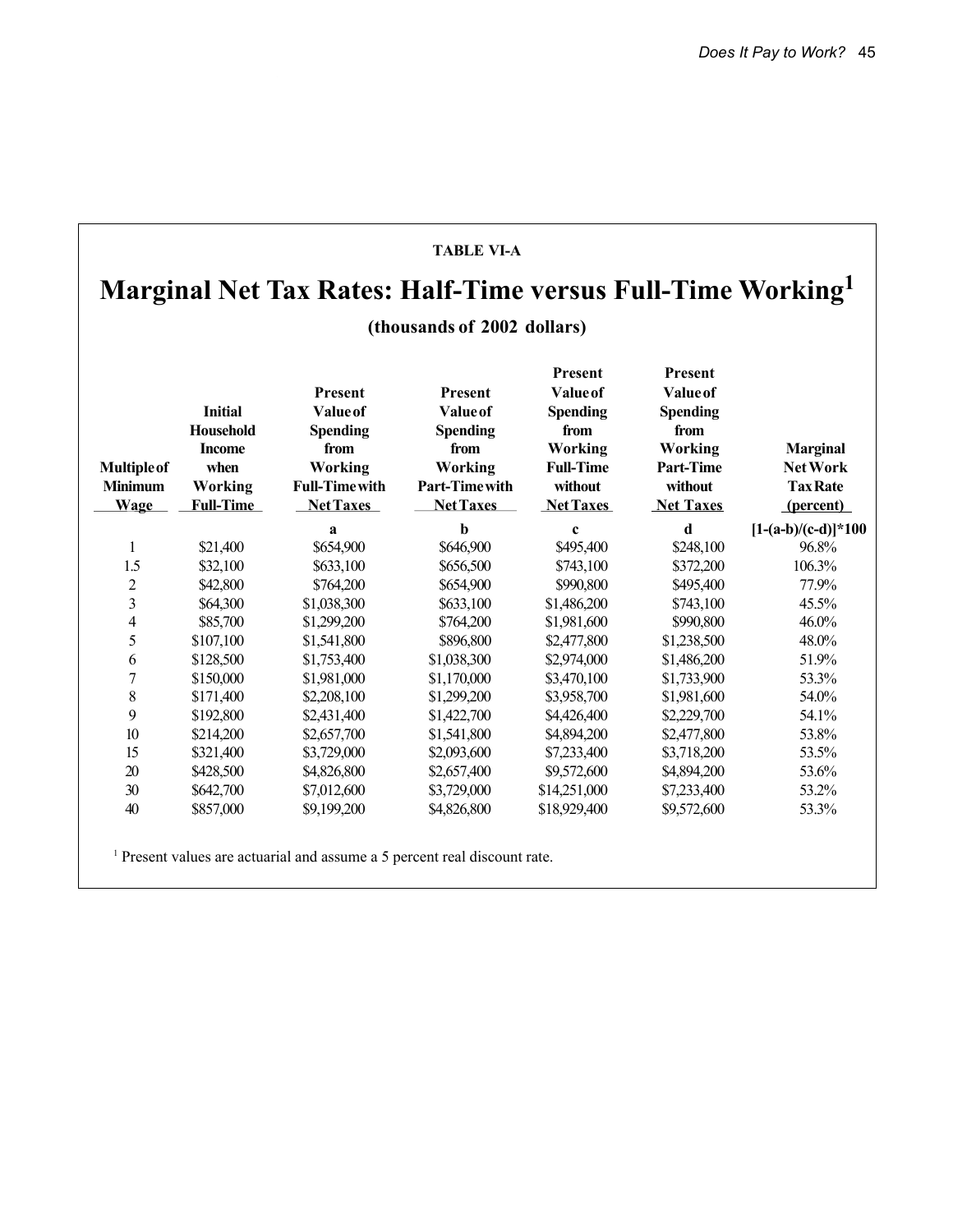**TABLE VI-A**

# Marginal Net Tax Rates: Half-Time versus Full-Time Working[1]

**(thousands of 2002 dollars)**

| Multiple of Minimum Wage | Initial Household Income when Working Full-Time | Present Value of Spending from Working Full-Time with Net Taxes | Present Value of Spending from Working Part-Time with Net Taxes | Present Value of Spending from Working Full-Time without Net Taxes | Present Value of Spending from Working Part-Time without Net Taxes | Marginal Net Work Tax Rate (percent) |
|---|---|---|---|---|---|---|
| | | a | b | c | d | [1-(a-b)/(c-d)]*100 |
| 1 | $21,400 | $654,900 | $646,900 | $495,400 | $248,100 | 96.8% |
| 1.5 | $32,100 | $633,100 | $656,500 | $743,100 | $372,200 | 106.3% |
| 2 | $42,800 | $764,200 | $654,900 | $990,800 | $495,400 | 77.9% |
| 3 | $64,300 | $1,038,300 | $633,100 | $1,486,200 | $743,100 | 45.5% |
| 4 | $85,700 | $1,299,200 | $764,200 | $1,981,600 | $990,800 | 46.0% |
| 5 | $107,100 | $1,541,800 | $896,800 | $2,477,800 | $1,238,500 | 48.0% |
| 6 | $128,500 | $1,753,400 | $1,038,300 | $2,974,000 | $1,486,200 | 51.9% |
| 7 | $150,000 | $1,981,000 | $1,170,000 | $3,470,100 | $1,733,900 | 53.3% |
| 8 | $171,400 | $2,208,100 | $1,299,200 | $3,958,700 | $1,981,600 | 54.0% |
| 9 | $192,800 | $2,431,400 | $1,422,700 | $4,426,400 | $2,229,700 | 54.1% |
| 10 | $214,200 | $2,657,700 | $1,541,800 | $4,894,200 | $2,477,800 | 53.8% |
| 15 | $321,400 | $3,729,000 | $2,093,600 | $7,233,400 | $3,718,200 | 53.5% |
| 20 | $428,500 | $4,826,800 | $2,657,400 | $9,572,600 | $4,894,200 | 53.6% |
| 30 | $642,700 | $7,012,600 | $3,729,000 | $14,251,000 | $7,233,400 | 53.2% |
| 40 | $857,000 | $9,199,200 | $4,826,800 | $18,929,400 | $9,572,600 | 53.3% |

[1] Present values are actuarial and assume a 5 percent real discount rate.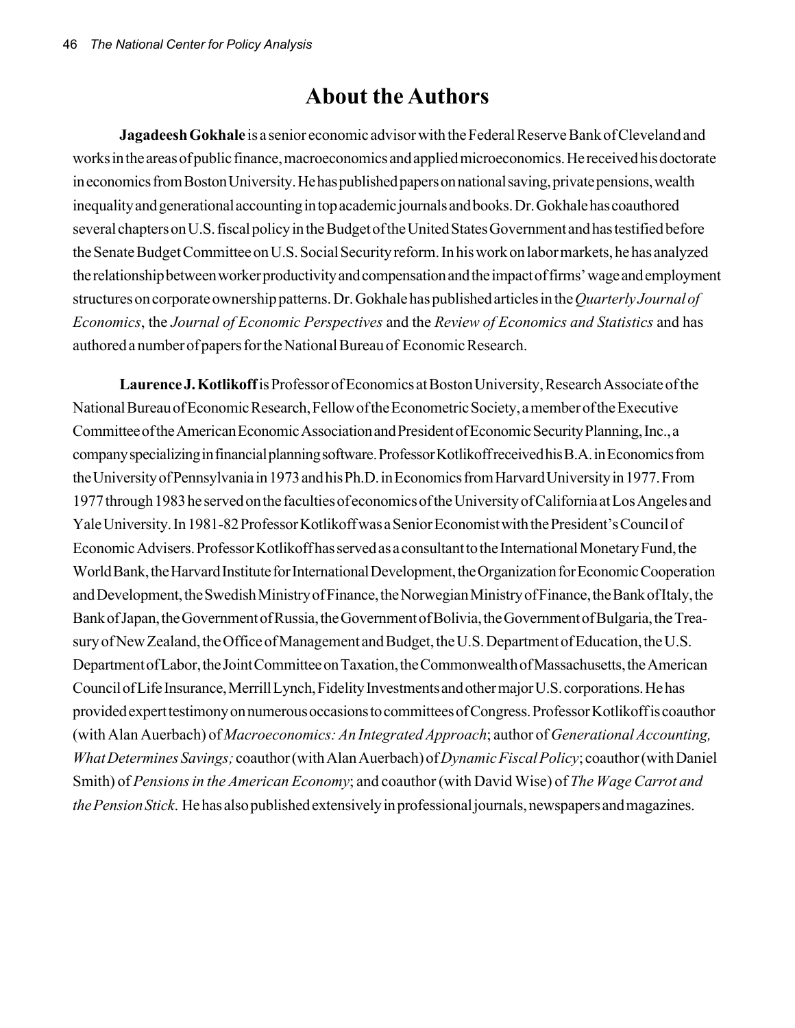# About the Authors

**Jagadeesh Gokhale** is a senior economic advisor with the Federal Reserve Bank of Cleveland and works in the areas of public finance, macroeconomics and applied microeconomics. He received his doctorate in economics from Boston University. He has published papers on national saving, private pensions, wealth inequality and generational accounting in top academic journals and books. Dr. Gokhale has coauthored several chapters on U.S. fiscal policy in the Budget of the United States Government and has testified before the Senate Budget Committee on U.S. Social Security reform. In his work on labor markets, he has analyzed the relationship between worker productivity and compensation and the impact of firms' wage and employment structures on corporate ownership patterns. Dr. Gokhale has published articles in the *Quarterly Journal of Economics*, the *Journal of Economic Perspectives* and the *Review of Economics and Statistics* and has authored a number of papers for the National Bureau of Economic Research.

**Laurence J. Kotlikoff** is Professor of Economics at Boston University, Research Associate of the National Bureau of Economic Research, Fellow of the Econometric Society, a member of the Executive Committee of the American Economic Association and President of Economic Security Planning, Inc., a company specializing in financial planning software. Professor Kotlikoff received his B.A. in Economics from the University of Pennsylvania in 1973 and his Ph.D. in Economics from Harvard University in 1977. From 1977 through 1983 he served on the faculties of economics of the University of California at Los Angeles and Yale University. In 1981-82 Professor Kotlikoff was a Senior Economist with the President's Council of Economic Advisers. Professor Kotlikoff has served as a consultant to the International Monetary Fund, the World Bank, the Harvard Institute for International Development, the Organization for Economic Cooperation and Development, the Swedish Ministry of Finance, the Norwegian Ministry of Finance, the Bank of Italy, the Bank of Japan, the Government of Russia, the Government of Bolivia, the Government of Bulgaria, the Treasury of New Zealand, the Office of Management and Budget, the U.S. Department of Education, the U.S. Department of Labor, the Joint Committee on Taxation, the Commonwealth of Massachusetts, the American Council of Life Insurance, Merrill Lynch, Fidelity Investments and other major U.S. corporations. He has provided expert testimony on numerous occasions to committees of Congress. Professor Kotlikoff is coauthor (with Alan Auerbach) of *Macroeconomics: An Integrated Approach*; author of *Generational Accounting, What Determines Savings;* coauthor (with Alan Auerbach) of *Dynamic Fiscal Policy*; coauthor (with Daniel Smith) of *Pensions in the American Economy*; and coauthor (with David Wise) of *The Wage Carrot and the Pension Stick*. He has also published extensively in professional journals, newspapers and magazines.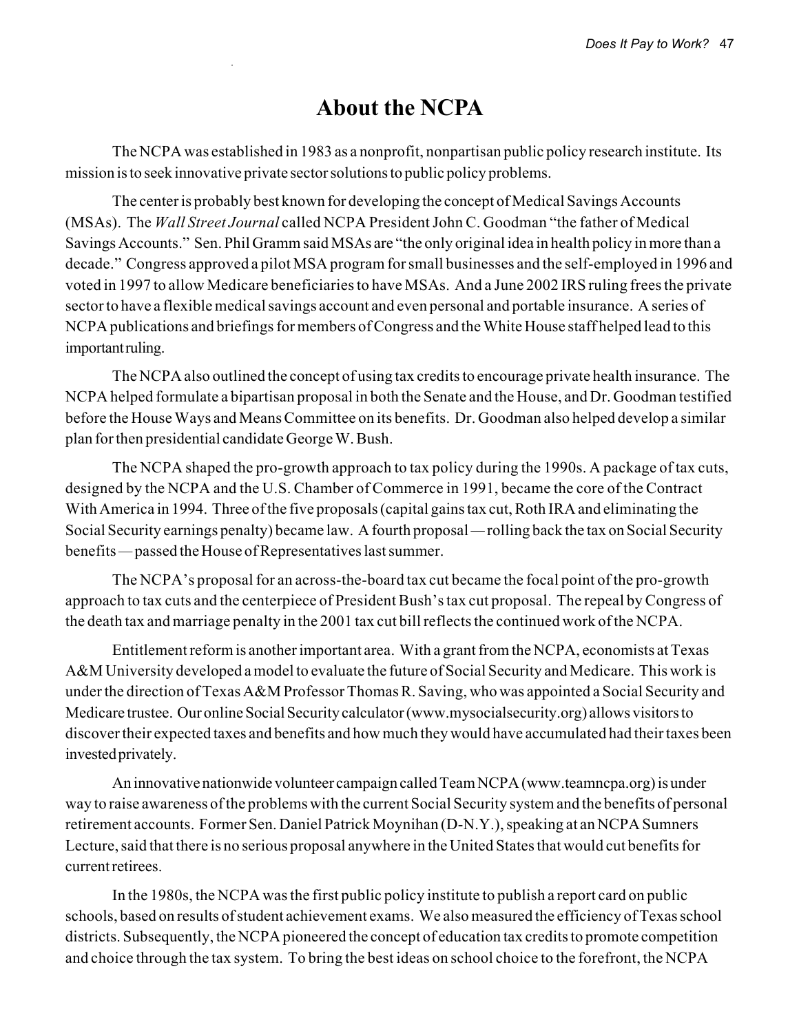# About the NCPA

The NCPA was established in 1983 as a nonprofit, nonpartisan public policy research institute. Its mission is to seek innovative private sector solutions to public policy problems.

The center is probably best known for developing the concept of Medical Savings Accounts (MSAs). The *Wall Street Journal* called NCPA President John C. Goodman "the father of Medical Savings Accounts." Sen. Phil Gramm said MSAs are "the only original idea in health policy in more than a decade." Congress approved a pilot MSA program for small businesses and the self-employed in 1996 and voted in 1997 to allow Medicare beneficiaries to have MSAs. And a June 2002 IRS ruling frees the private sector to have a flexible medical savings account and even personal and portable insurance. A series of NCPA publications and briefings for members of Congress and the White House staff helped lead to this important ruling.

The NCPA also outlined the concept of using tax credits to encourage private health insurance. The NCPA helped formulate a bipartisan proposal in both the Senate and the House, and Dr. Goodman testified before the House Ways and Means Committee on its benefits. Dr. Goodman also helped develop a similar plan for then presidential candidate George W. Bush.

The NCPA shaped the pro-growth approach to tax policy during the 1990s. A package of tax cuts, designed by the NCPA and the U.S. Chamber of Commerce in 1991, became the core of the Contract With America in 1994. Three of the five proposals (capital gains tax cut, Roth IRA and eliminating the Social Security earnings penalty) became law. A fourth proposal — rolling back the tax on Social Security benefits — passed the House of Representatives last summer.

The NCPA's proposal for an across-the-board tax cut became the focal point of the pro-growth approach to tax cuts and the centerpiece of President Bush's tax cut proposal. The repeal by Congress of the death tax and marriage penalty in the 2001 tax cut bill reflects the continued work of the NCPA.

Entitlement reform is another important area. With a grant from the NCPA, economists at Texas A&M University developed a model to evaluate the future of Social Security and Medicare. This work is under the direction of Texas A&M Professor Thomas R. Saving, who was appointed a Social Security and Medicare trustee. Our online Social Security calculator (www.mysocialsecurity.org) allows visitors to discover their expected taxes and benefits and how much they would have accumulated had their taxes been invested privately.

An innovative nationwide volunteer campaign called Team NCPA (www.teamncpa.org) is under way to raise awareness of the problems with the current Social Security system and the benefits of personal retirement accounts. Former Sen. Daniel Patrick Moynihan (D-N.Y.), speaking at an NCPA Sumners Lecture, said that there is no serious proposal anywhere in the United States that would cut benefits for current retirees.

In the 1980s, the NCPA was the first public policy institute to publish a report card on public schools, based on results of student achievement exams. We also measured the efficiency of Texas school districts. Subsequently, the NCPA pioneered the concept of education tax credits to promote competition and choice through the tax system. To bring the best ideas on school choice to the forefront, the NCPA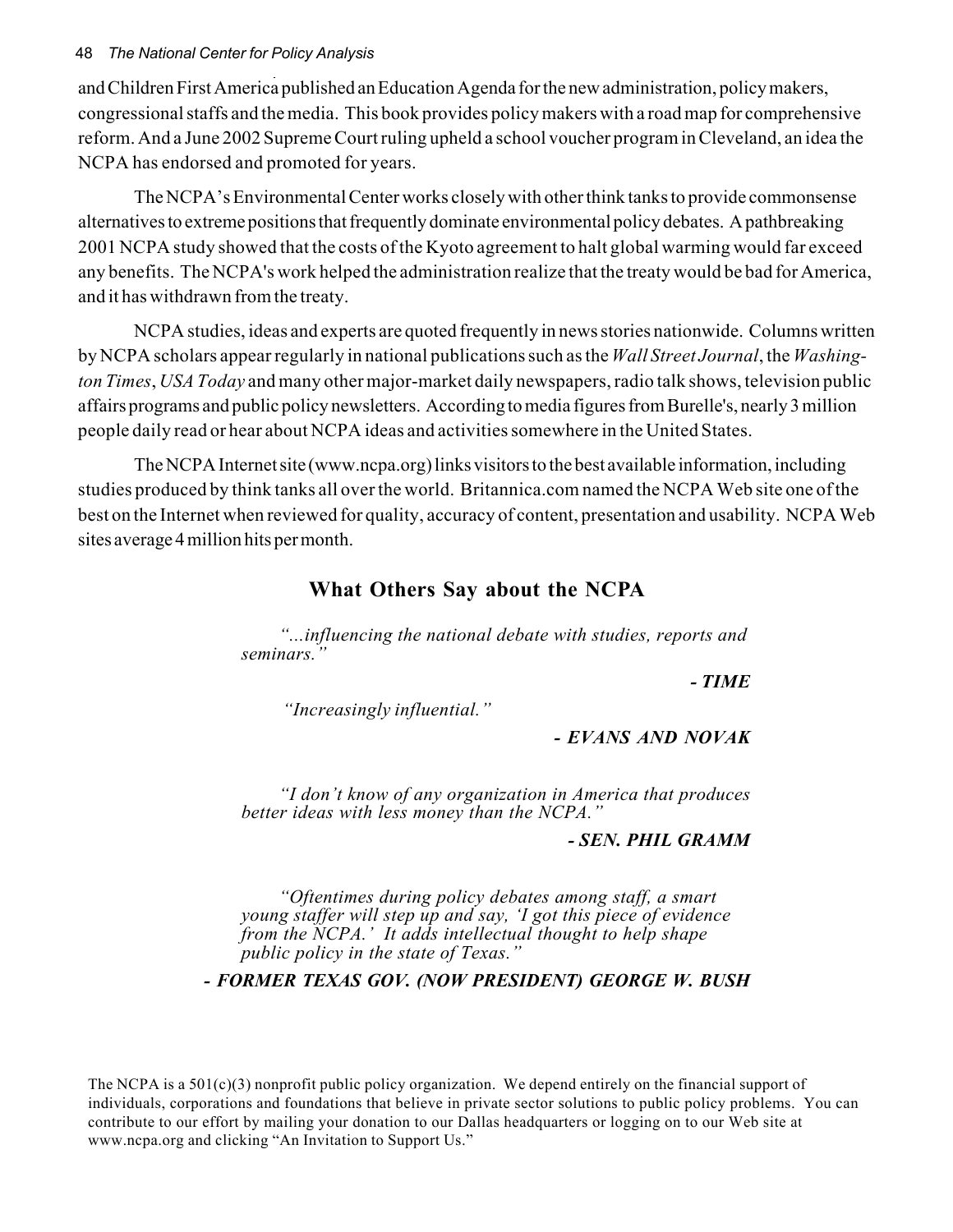and Children First America published an Education Agenda for the new administration, policy makers, congressional staffs and the media. This book provides policy makers with a road map for comprehensive reform. And a June 2002 Supreme Court ruling upheld a school voucher program in Cleveland, an idea the NCPA has endorsed and promoted for years.

The NCPA's Environmental Center works closely with other think tanks to provide commonsense alternatives to extreme positions that frequently dominate environmental policy debates. A pathbreaking 2001 NCPA study showed that the costs of the Kyoto agreement to halt global warming would far exceed any benefits. The NCPA's work helped the administration realize that the treaty would be bad for America, and it has withdrawn from the treaty.

NCPA studies, ideas and experts are quoted frequently in news stories nationwide. Columns written by NCPA scholars appear regularly in national publications such as the *Wall Street Journal*, the *Washington Times*, *USA Today* and many other major-market daily newspapers, radio talk shows, television public affairs programs and public policy newsletters. According to media figures from Burelle's, nearly 3 million people daily read or hear about NCPA ideas and activities somewhere in the United States.

The NCPA Internet site (www.ncpa.org) links visitors to the best available information, including studies produced by think tanks all over the world. Britannica.com named the NCPA Web site one of the best on the Internet when reviewed for quality, accuracy of content, presentation and usability. NCPA Web sites average 4 million hits per month.

## What Others Say about the NCPA

*"...influencing the national debate with studies, reports and seminars."*

***- TIME***

*"Increasingly influential."*

***- EVANS AND NOVAK***

*"I don't know of any organization in America that produces better ideas with less money than the NCPA."*

***- SEN. PHIL GRAMM***

*"Oftentimes during policy debates among staff, a smart young staffer will step up and say, 'I got this piece of evidence from the NCPA.' It adds intellectual thought to help shape public policy in the state of Texas."*

***- FORMER TEXAS GOV. (NOW PRESIDENT) GEORGE W. BUSH***

The NCPA is a 501(c)(3) nonprofit public policy organization. We depend entirely on the financial support of individuals, corporations and foundations that believe in private sector solutions to public policy problems. You can contribute to our effort by mailing your donation to our Dallas headquarters or logging on to our Web site at www.ncpa.org and clicking "An Invitation to Support Us."